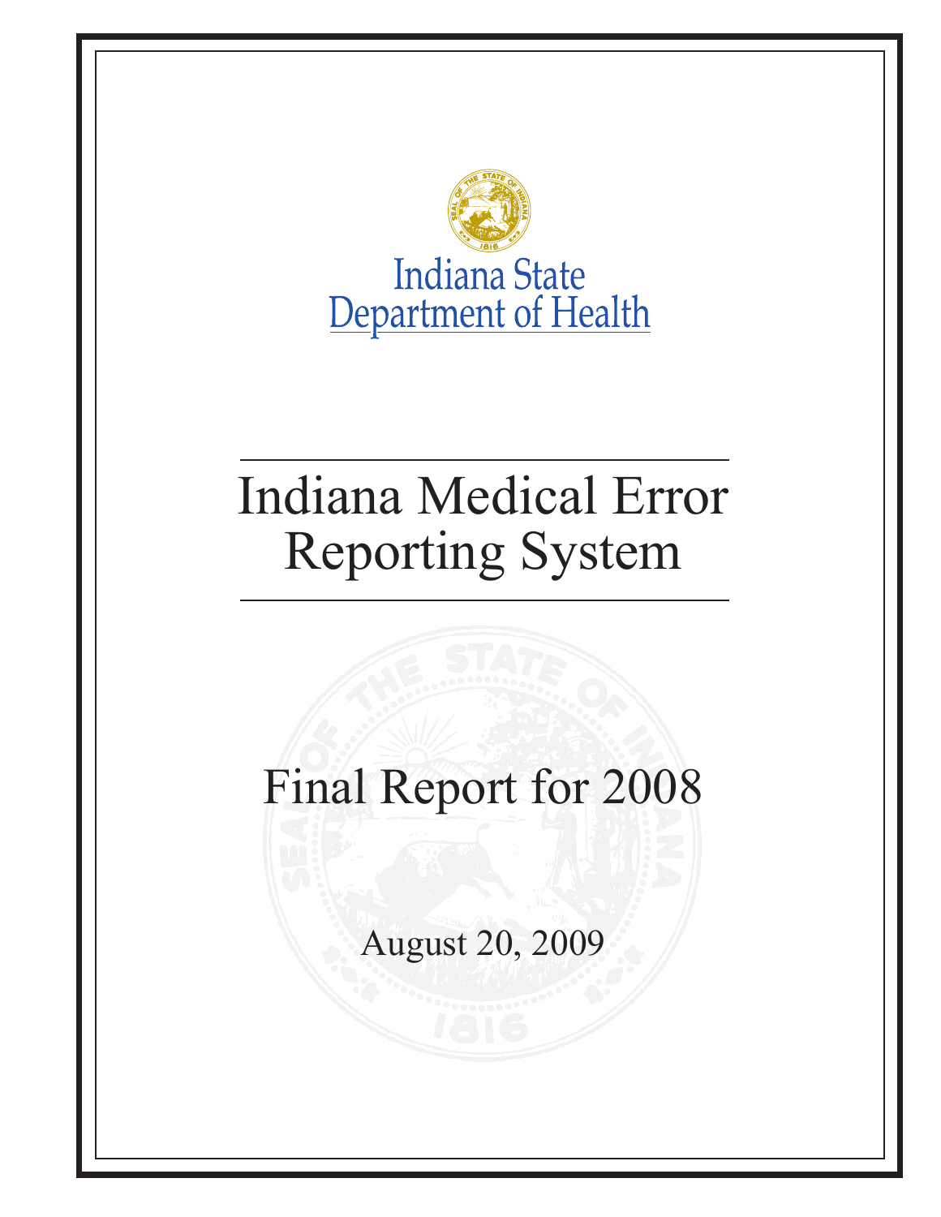Indiana State Department of Health

# Indiana Medical Error Reporting System

## Final Report for 2008

August 20, 2009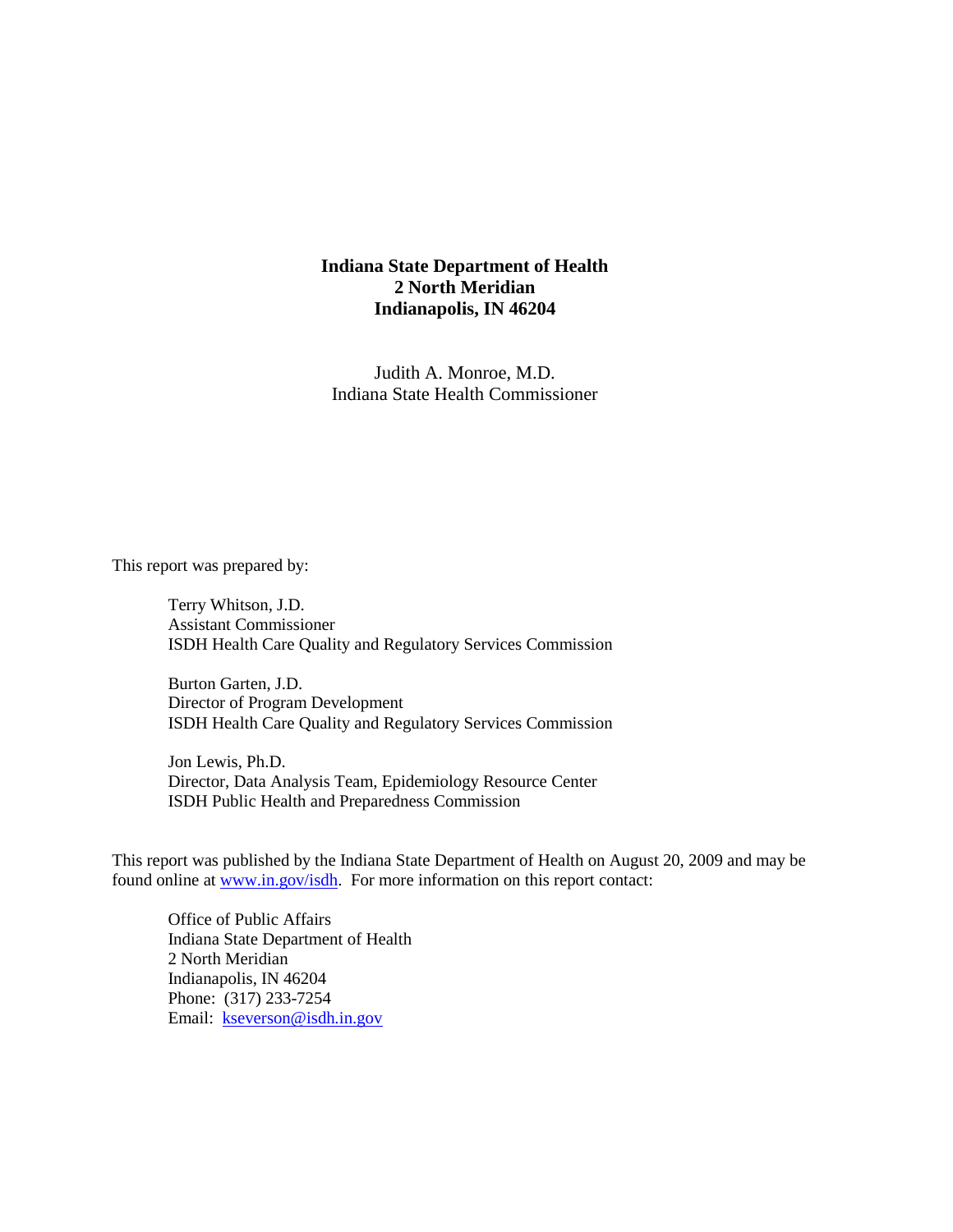**Indiana State Department of Health**
**2 North Meridian**
**Indianapolis, IN 46204**

Judith A. Monroe, M.D.
Indiana State Health Commissioner

This report was prepared by:

Terry Whitson, J.D.
Assistant Commissioner
ISDH Health Care Quality and Regulatory Services Commission

Burton Garten, J.D.
Director of Program Development
ISDH Health Care Quality and Regulatory Services Commission

Jon Lewis, Ph.D.
Director, Data Analysis Team, Epidemiology Resource Center
ISDH Public Health and Preparedness Commission

This report was published by the Indiana State Department of Health on August 20, 2009 and may be found online at www.in.gov/isdh. For more information on this report contact:

Office of Public Affairs
Indiana State Department of Health
2 North Meridian
Indianapolis, IN 46204
Phone: (317) 233-7254
Email: kseverson@isdh.in.gov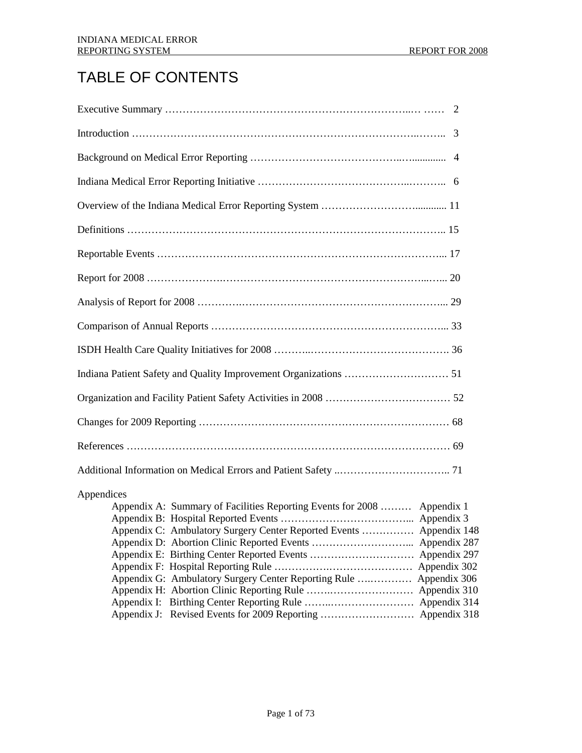# TABLE OF CONTENTS

| | |
|---|---|
| Executive Summary | 2 |
| Introduction | 3 |
| Background on Medical Error Reporting | 4 |
| Indiana Medical Error Reporting Initiative | 6 |
| Overview of the Indiana Medical Error Reporting System | 11 |
| Definitions | 15 |
| Reportable Events | 17 |
| Report for 2008 | 20 |
| Analysis of Report for 2008 | 29 |
| Comparison of Annual Reports | 33 |
| ISDH Health Care Quality Initiatives for 2008 | 36 |
| Indiana Patient Safety and Quality Improvement Organizations | 51 |
| Organization and Facility Patient Safety Activities in 2008 | 52 |
| Changes for 2009 Reporting | 68 |
| References | 69 |
| Additional Information on Medical Errors and Patient Safety | 71 |

Appendices

| | |
|---|---|
| Appendix A: Summary of Facilities Reporting Events for 2008 | Appendix 1 |
| Appendix B: Hospital Reported Events | Appendix 3 |
| Appendix C: Ambulatory Surgery Center Reported Events | Appendix 148 |
| Appendix D: Abortion Clinic Reported Events | Appendix 287 |
| Appendix E: Birthing Center Reported Events | Appendix 297 |
| Appendix F: Hospital Reporting Rule | Appendix 302 |
| Appendix G: Ambulatory Surgery Center Reporting Rule | Appendix 306 |
| Appendix H: Abortion Clinic Reporting Rule | Appendix 310 |
| Appendix I: Birthing Center Reporting Rule | Appendix 314 |
| Appendix J: Revised Events for 2009 Reporting | Appendix 318 |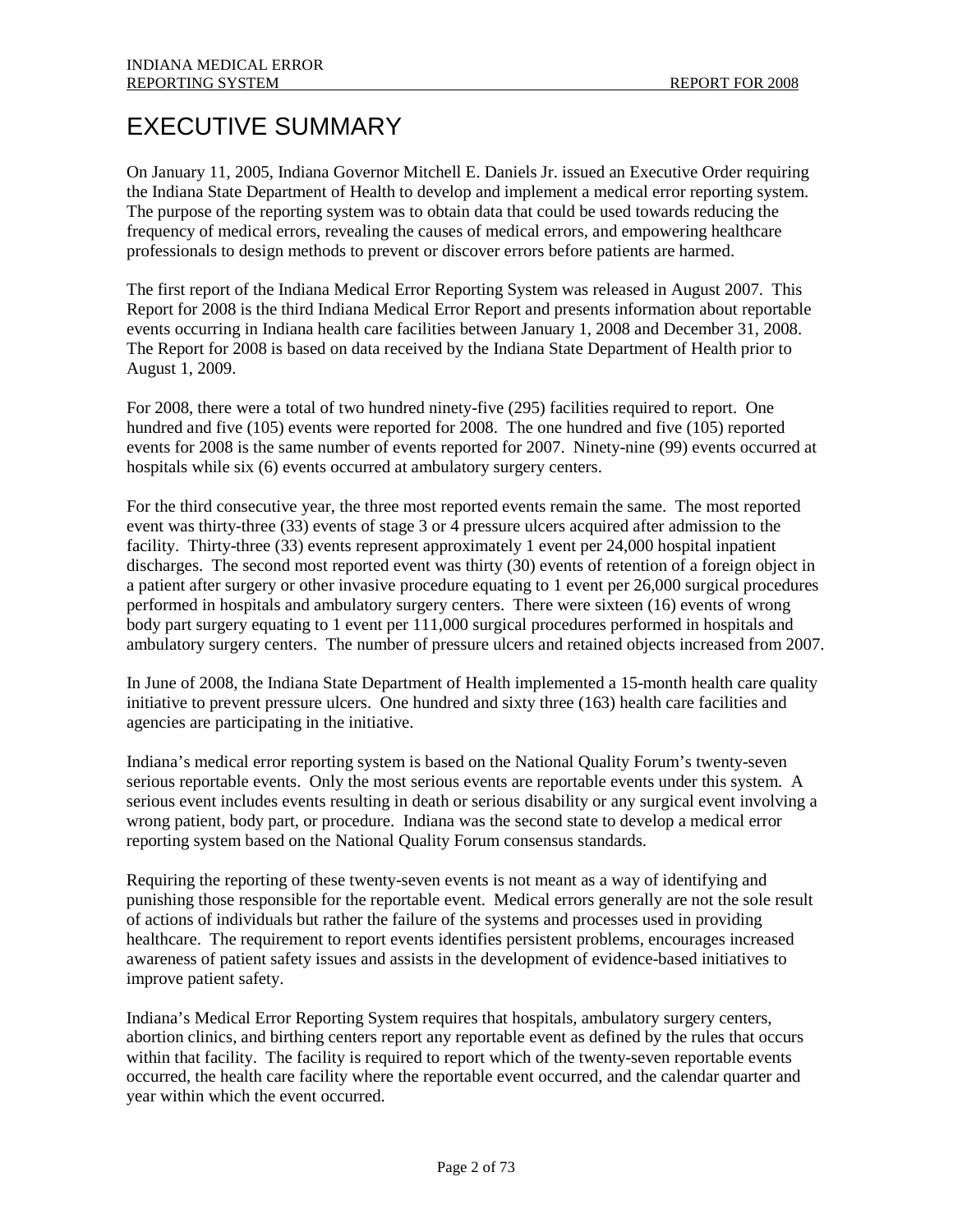# EXECUTIVE SUMMARY

On January 11, 2005, Indiana Governor Mitchell E. Daniels Jr. issued an Executive Order requiring the Indiana State Department of Health to develop and implement a medical error reporting system. The purpose of the reporting system was to obtain data that could be used towards reducing the frequency of medical errors, revealing the causes of medical errors, and empowering healthcare professionals to design methods to prevent or discover errors before patients are harmed.

The first report of the Indiana Medical Error Reporting System was released in August 2007. This Report for 2008 is the third Indiana Medical Error Report and presents information about reportable events occurring in Indiana health care facilities between January 1, 2008 and December 31, 2008. The Report for 2008 is based on data received by the Indiana State Department of Health prior to August 1, 2009.

For 2008, there were a total of two hundred ninety-five (295) facilities required to report. One hundred and five (105) events were reported for 2008. The one hundred and five (105) reported events for 2008 is the same number of events reported for 2007. Ninety-nine (99) events occurred at hospitals while six (6) events occurred at ambulatory surgery centers.

For the third consecutive year, the three most reported events remain the same. The most reported event was thirty-three (33) events of stage 3 or 4 pressure ulcers acquired after admission to the facility. Thirty-three (33) events represent approximately 1 event per 24,000 hospital inpatient discharges. The second most reported event was thirty (30) events of retention of a foreign object in a patient after surgery or other invasive procedure equating to 1 event per 26,000 surgical procedures performed in hospitals and ambulatory surgery centers. There were sixteen (16) events of wrong body part surgery equating to 1 event per 111,000 surgical procedures performed in hospitals and ambulatory surgery centers. The number of pressure ulcers and retained objects increased from 2007.

In June of 2008, the Indiana State Department of Health implemented a 15-month health care quality initiative to prevent pressure ulcers. One hundred and sixty three (163) health care facilities and agencies are participating in the initiative.

Indiana's medical error reporting system is based on the National Quality Forum's twenty-seven serious reportable events. Only the most serious events are reportable events under this system. A serious event includes events resulting in death or serious disability or any surgical event involving a wrong patient, body part, or procedure. Indiana was the second state to develop a medical error reporting system based on the National Quality Forum consensus standards.

Requiring the reporting of these twenty-seven events is not meant as a way of identifying and punishing those responsible for the reportable event. Medical errors generally are not the sole result of actions of individuals but rather the failure of the systems and processes used in providing healthcare. The requirement to report events identifies persistent problems, encourages increased awareness of patient safety issues and assists in the development of evidence-based initiatives to improve patient safety.

Indiana's Medical Error Reporting System requires that hospitals, ambulatory surgery centers, abortion clinics, and birthing centers report any reportable event as defined by the rules that occurs within that facility. The facility is required to report which of the twenty-seven reportable events occurred, the health care facility where the reportable event occurred, and the calendar quarter and year within which the event occurred.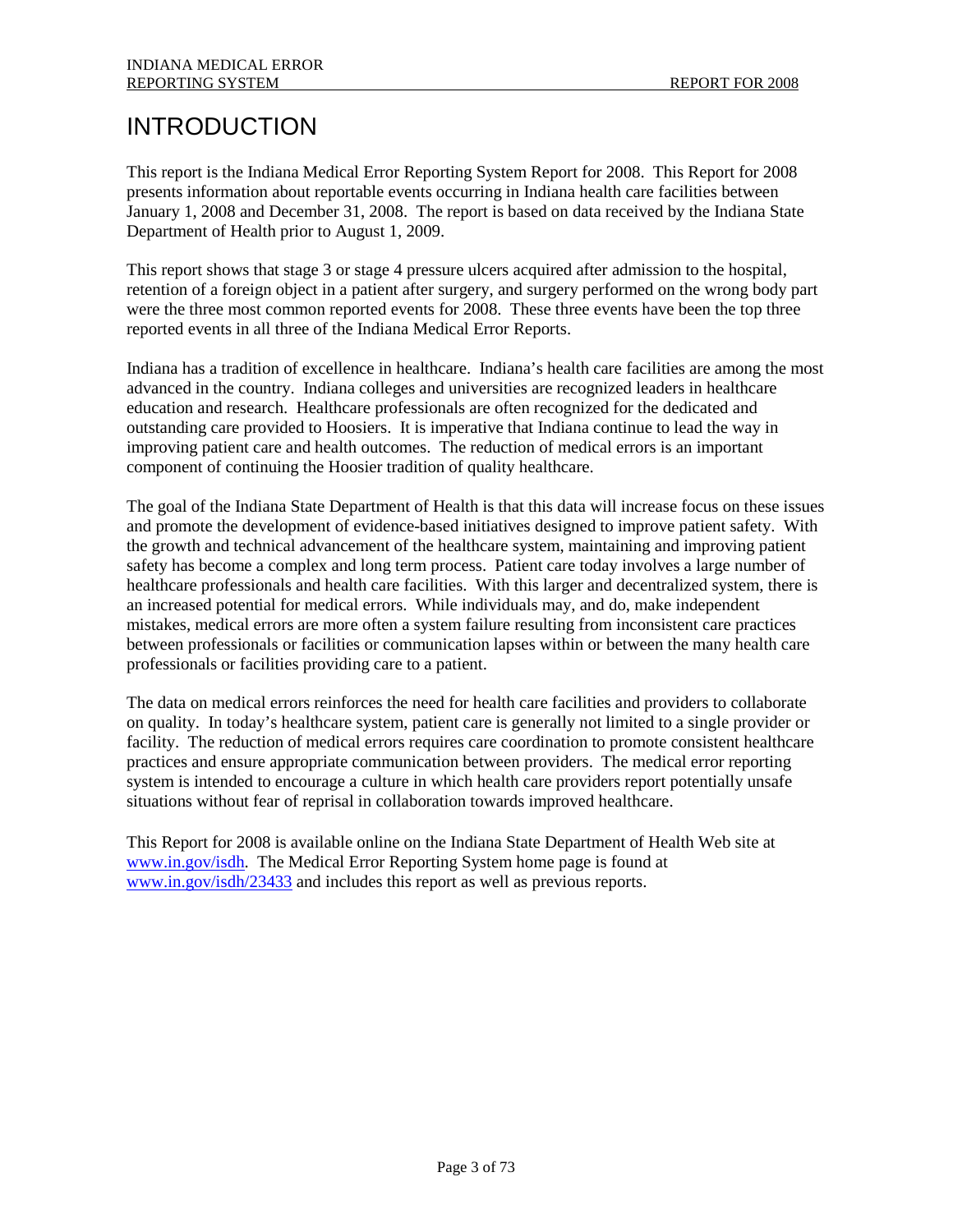# INTRODUCTION

This report is the Indiana Medical Error Reporting System Report for 2008. This Report for 2008 presents information about reportable events occurring in Indiana health care facilities between January 1, 2008 and December 31, 2008. The report is based on data received by the Indiana State Department of Health prior to August 1, 2009.

This report shows that stage 3 or stage 4 pressure ulcers acquired after admission to the hospital, retention of a foreign object in a patient after surgery, and surgery performed on the wrong body part were the three most common reported events for 2008. These three events have been the top three reported events in all three of the Indiana Medical Error Reports.

Indiana has a tradition of excellence in healthcare. Indiana's health care facilities are among the most advanced in the country. Indiana colleges and universities are recognized leaders in healthcare education and research. Healthcare professionals are often recognized for the dedicated and outstanding care provided to Hoosiers. It is imperative that Indiana continue to lead the way in improving patient care and health outcomes. The reduction of medical errors is an important component of continuing the Hoosier tradition of quality healthcare.

The goal of the Indiana State Department of Health is that this data will increase focus on these issues and promote the development of evidence-based initiatives designed to improve patient safety. With the growth and technical advancement of the healthcare system, maintaining and improving patient safety has become a complex and long term process. Patient care today involves a large number of healthcare professionals and health care facilities. With this larger and decentralized system, there is an increased potential for medical errors. While individuals may, and do, make independent mistakes, medical errors are more often a system failure resulting from inconsistent care practices between professionals or facilities or communication lapses within or between the many health care professionals or facilities providing care to a patient.

The data on medical errors reinforces the need for health care facilities and providers to collaborate on quality. In today's healthcare system, patient care is generally not limited to a single provider or facility. The reduction of medical errors requires care coordination to promote consistent healthcare practices and ensure appropriate communication between providers. The medical error reporting system is intended to encourage a culture in which health care providers report potentially unsafe situations without fear of reprisal in collaboration towards improved healthcare.

This Report for 2008 is available online on the Indiana State Department of Health Web site at www.in.gov/isdh. The Medical Error Reporting System home page is found at www.in.gov/isdh/23433 and includes this report as well as previous reports.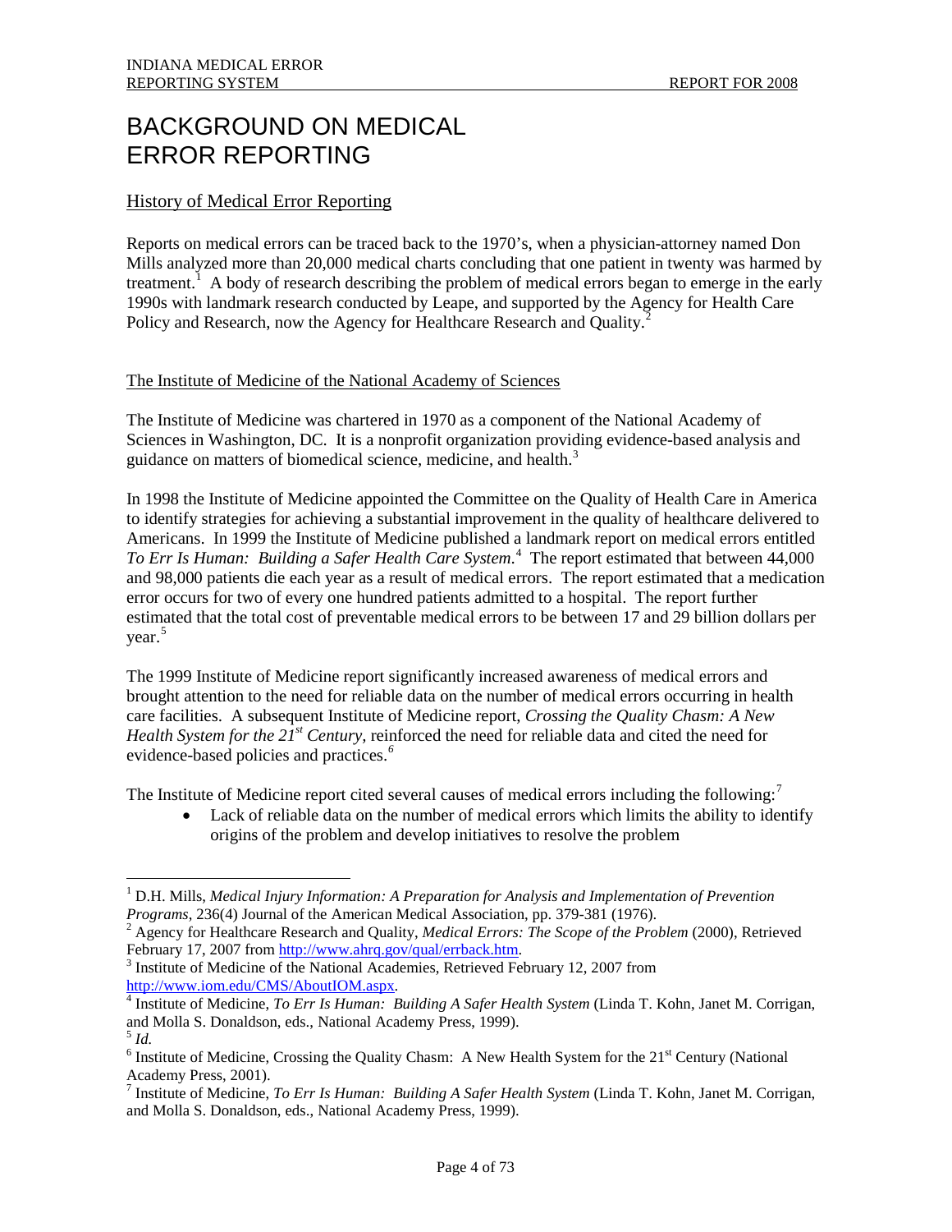# BACKGROUND ON MEDICAL ERROR REPORTING

## History of Medical Error Reporting

Reports on medical errors can be traced back to the 1970's, when a physician-attorney named Don Mills analyzed more than 20,000 medical charts concluding that one patient in twenty was harmed by treatment.[1] A body of research describing the problem of medical errors began to emerge in the early 1990s with landmark research conducted by Leape, and supported by the Agency for Health Care Policy and Research, now the Agency for Healthcare Research and Quality.[2]

## The Institute of Medicine of the National Academy of Sciences

The Institute of Medicine was chartered in 1970 as a component of the National Academy of Sciences in Washington, DC. It is a nonprofit organization providing evidence-based analysis and guidance on matters of biomedical science, medicine, and health.[3]

In 1998 the Institute of Medicine appointed the Committee on the Quality of Health Care in America to identify strategies for achieving a substantial improvement in the quality of healthcare delivered to Americans. In 1999 the Institute of Medicine published a landmark report on medical errors entitled *To Err Is Human: Building a Safer Health Care System*.[4] The report estimated that between 44,000 and 98,000 patients die each year as a result of medical errors. The report estimated that a medication error occurs for two of every one hundred patients admitted to a hospital. The report further estimated that the total cost of preventable medical errors to be between 17 and 29 billion dollars per year.[5]

The 1999 Institute of Medicine report significantly increased awareness of medical errors and brought attention to the need for reliable data on the number of medical errors occurring in health care facilities. A subsequent Institute of Medicine report, *Crossing the Quality Chasm: A New Health System for the 21st Century,* reinforced the need for reliable data and cited the need for evidence-based policies and practices.[6]

The Institute of Medicine report cited several causes of medical errors including the following:[7]

- Lack of reliable data on the number of medical errors which limits the ability to identify origins of the problem and develop initiatives to resolve the problem

---

[1] D.H. Mills, *Medical Injury Information: A Preparation for Analysis and Implementation of Prevention Programs*, 236(4) Journal of the American Medical Association, pp. 379-381 (1976).

[2] Agency for Healthcare Research and Quality, *Medical Errors: The Scope of the Problem* (2000), Retrieved February 17, 2007 from http://www.ahrq.gov/qual/errback.htm.

[3] Institute of Medicine of the National Academies, Retrieved February 12, 2007 from http://www.iom.edu/CMS/AboutIOM.aspx.

[4] Institute of Medicine, *To Err Is Human: Building A Safer Health System* (Linda T. Kohn, Janet M. Corrigan, and Molla S. Donaldson, eds., National Academy Press, 1999).

[5] *Id.*

[6] Institute of Medicine, Crossing the Quality Chasm: A New Health System for the 21st Century (National Academy Press, 2001).

[7] Institute of Medicine, *To Err Is Human: Building A Safer Health System* (Linda T. Kohn, Janet M. Corrigan, and Molla S. Donaldson, eds., National Academy Press, 1999).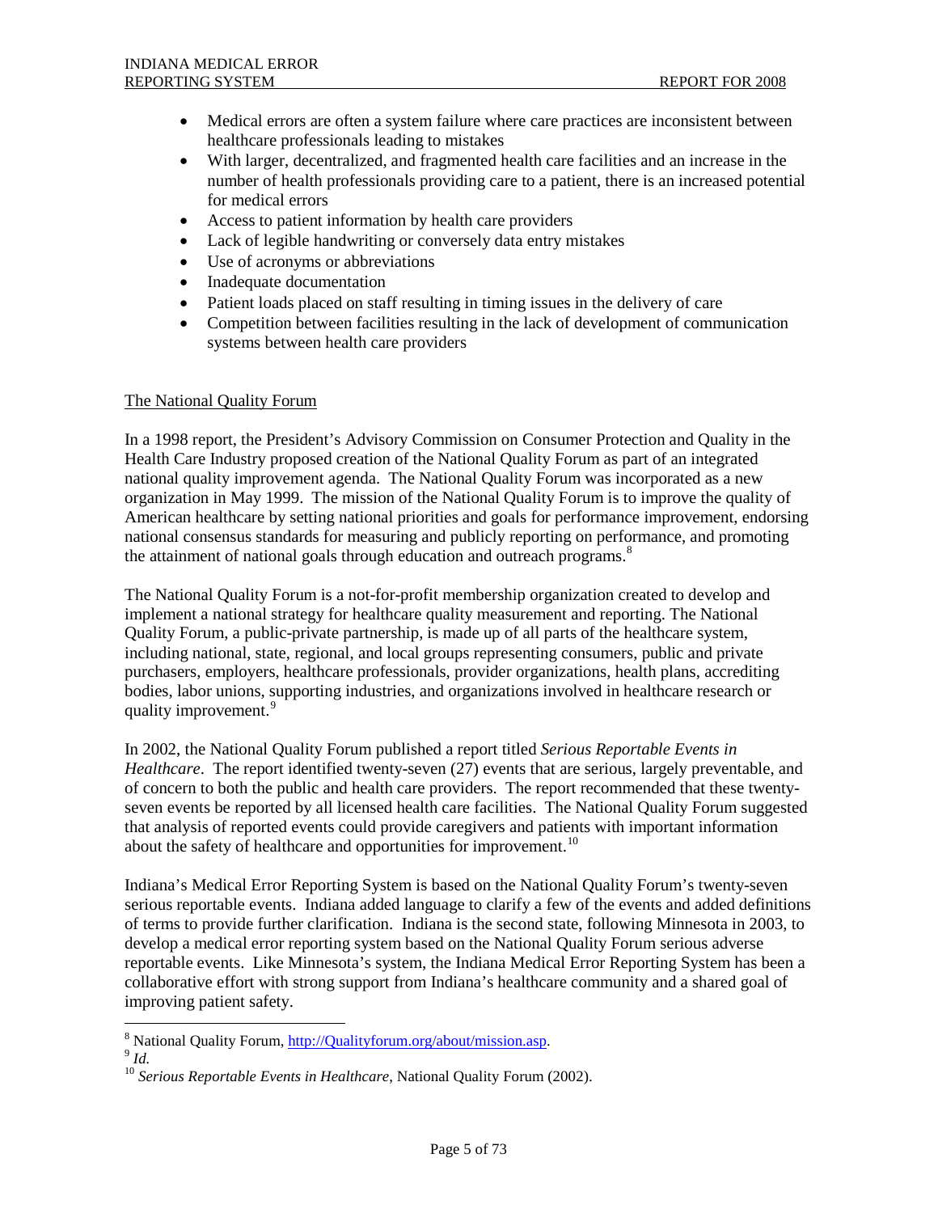- Medical errors are often a system failure where care practices are inconsistent between healthcare professionals leading to mistakes
- With larger, decentralized, and fragmented health care facilities and an increase in the number of health professionals providing care to a patient, there is an increased potential for medical errors
- Access to patient information by health care providers
- Lack of legible handwriting or conversely data entry mistakes
- Use of acronyms or abbreviations
- Inadequate documentation
- Patient loads placed on staff resulting in timing issues in the delivery of care
- Competition between facilities resulting in the lack of development of communication systems between health care providers

## The National Quality Forum

In a 1998 report, the President's Advisory Commission on Consumer Protection and Quality in the Health Care Industry proposed creation of the National Quality Forum as part of an integrated national quality improvement agenda. The National Quality Forum was incorporated as a new organization in May 1999. The mission of the National Quality Forum is to improve the quality of American healthcare by setting national priorities and goals for performance improvement, endorsing national consensus standards for measuring and publicly reporting on performance, and promoting the attainment of national goals through education and outreach programs.[8]

The National Quality Forum is a not-for-profit membership organization created to develop and implement a national strategy for healthcare quality measurement and reporting. The National Quality Forum, a public-private partnership, is made up of all parts of the healthcare system, including national, state, regional, and local groups representing consumers, public and private purchasers, employers, healthcare professionals, provider organizations, health plans, accrediting bodies, labor unions, supporting industries, and organizations involved in healthcare research or quality improvement.[9]

In 2002, the National Quality Forum published a report titled *Serious Reportable Events in Healthcare*. The report identified twenty-seven (27) events that are serious, largely preventable, and of concern to both the public and health care providers. The report recommended that these twenty-seven events be reported by all licensed health care facilities. The National Quality Forum suggested that analysis of reported events could provide caregivers and patients with important information about the safety of healthcare and opportunities for improvement.[10]

Indiana's Medical Error Reporting System is based on the National Quality Forum's twenty-seven serious reportable events. Indiana added language to clarify a few of the events and added definitions of terms to provide further clarification. Indiana is the second state, following Minnesota in 2003, to develop a medical error reporting system based on the National Quality Forum serious adverse reportable events. Like Minnesota's system, the Indiana Medical Error Reporting System has been a collaborative effort with strong support from Indiana's healthcare community and a shared goal of improving patient safety.

---

[8] National Quality Forum, http://Qualityforum.org/about/mission.asp.

[9] *Id.*

[10] *Serious Reportable Events in Healthcare*, National Quality Forum (2002).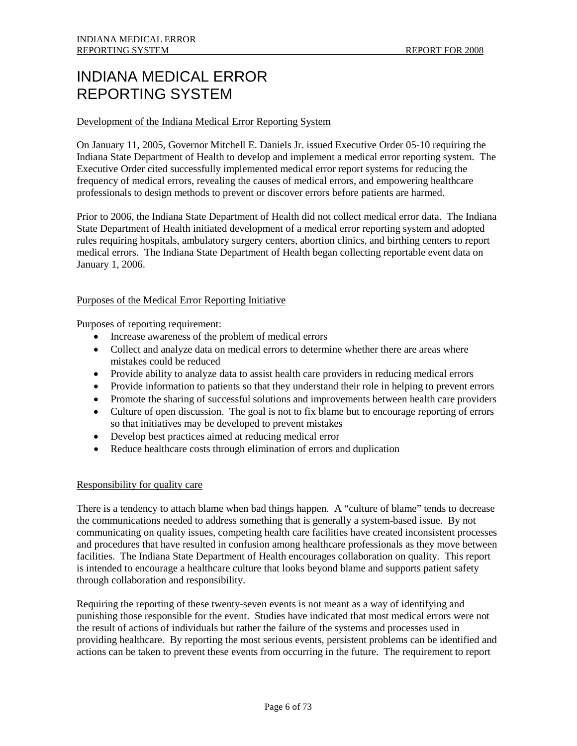# INDIANA MEDICAL ERROR REPORTING SYSTEM

Development of the Indiana Medical Error Reporting System

On January 11, 2005, Governor Mitchell E. Daniels Jr. issued Executive Order 05-10 requiring the Indiana State Department of Health to develop and implement a medical error reporting system. The Executive Order cited successfully implemented medical error report systems for reducing the frequency of medical errors, revealing the causes of medical errors, and empowering healthcare professionals to design methods to prevent or discover errors before patients are harmed.

Prior to 2006, the Indiana State Department of Health did not collect medical error data. The Indiana State Department of Health initiated development of a medical error reporting system and adopted rules requiring hospitals, ambulatory surgery centers, abortion clinics, and birthing centers to report medical errors. The Indiana State Department of Health began collecting reportable event data on January 1, 2006.

Purposes of the Medical Error Reporting Initiative

Purposes of reporting requirement:

- Increase awareness of the problem of medical errors
- Collect and analyze data on medical errors to determine whether there are areas where mistakes could be reduced
- Provide ability to analyze data to assist health care providers in reducing medical errors
- Provide information to patients so that they understand their role in helping to prevent errors
- Promote the sharing of successful solutions and improvements between health care providers
- Culture of open discussion. The goal is not to fix blame but to encourage reporting of errors so that initiatives may be developed to prevent mistakes
- Develop best practices aimed at reducing medical error
- Reduce healthcare costs through elimination of errors and duplication

Responsibility for quality care

There is a tendency to attach blame when bad things happen. A "culture of blame" tends to decrease the communications needed to address something that is generally a system-based issue. By not communicating on quality issues, competing health care facilities have created inconsistent processes and procedures that have resulted in confusion among healthcare professionals as they move between facilities. The Indiana State Department of Health encourages collaboration on quality. This report is intended to encourage a healthcare culture that looks beyond blame and supports patient safety through collaboration and responsibility.

Requiring the reporting of these twenty-seven events is not meant as a way of identifying and punishing those responsible for the event. Studies have indicated that most medical errors were not the result of actions of individuals but rather the failure of the systems and processes used in providing healthcare. By reporting the most serious events, persistent problems can be identified and actions can be taken to prevent these events from occurring in the future. The requirement to report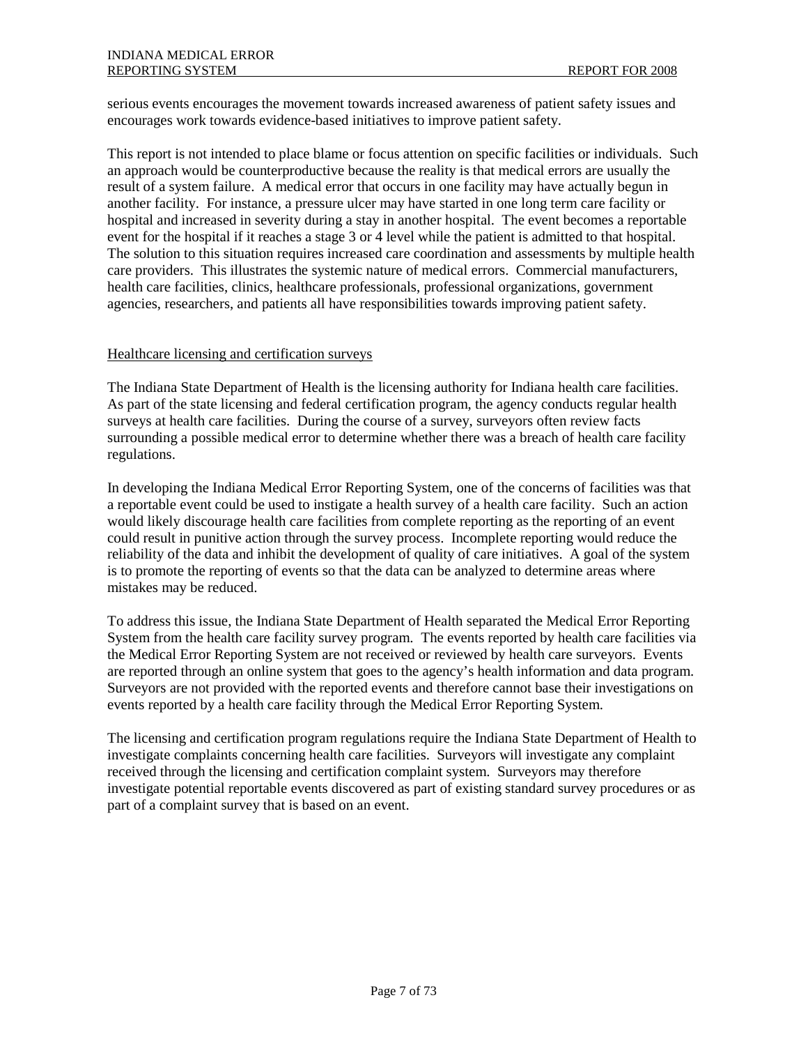serious events encourages the movement towards increased awareness of patient safety issues and encourages work towards evidence-based initiatives to improve patient safety.

This report is not intended to place blame or focus attention on specific facilities or individuals. Such an approach would be counterproductive because the reality is that medical errors are usually the result of a system failure. A medical error that occurs in one facility may have actually begun in another facility. For instance, a pressure ulcer may have started in one long term care facility or hospital and increased in severity during a stay in another hospital. The event becomes a reportable event for the hospital if it reaches a stage 3 or 4 level while the patient is admitted to that hospital. The solution to this situation requires increased care coordination and assessments by multiple health care providers. This illustrates the systemic nature of medical errors. Commercial manufacturers, health care facilities, clinics, healthcare professionals, professional organizations, government agencies, researchers, and patients all have responsibilities towards improving patient safety.

## Healthcare licensing and certification surveys

The Indiana State Department of Health is the licensing authority for Indiana health care facilities. As part of the state licensing and federal certification program, the agency conducts regular health surveys at health care facilities. During the course of a survey, surveyors often review facts surrounding a possible medical error to determine whether there was a breach of health care facility regulations.

In developing the Indiana Medical Error Reporting System, one of the concerns of facilities was that a reportable event could be used to instigate a health survey of a health care facility. Such an action would likely discourage health care facilities from complete reporting as the reporting of an event could result in punitive action through the survey process. Incomplete reporting would reduce the reliability of the data and inhibit the development of quality of care initiatives. A goal of the system is to promote the reporting of events so that the data can be analyzed to determine areas where mistakes may be reduced.

To address this issue, the Indiana State Department of Health separated the Medical Error Reporting System from the health care facility survey program. The events reported by health care facilities via the Medical Error Reporting System are not received or reviewed by health care surveyors. Events are reported through an online system that goes to the agency's health information and data program. Surveyors are not provided with the reported events and therefore cannot base their investigations on events reported by a health care facility through the Medical Error Reporting System.

The licensing and certification program regulations require the Indiana State Department of Health to investigate complaints concerning health care facilities. Surveyors will investigate any complaint received through the licensing and certification complaint system. Surveyors may therefore investigate potential reportable events discovered as part of existing standard survey procedures or as part of a complaint survey that is based on an event.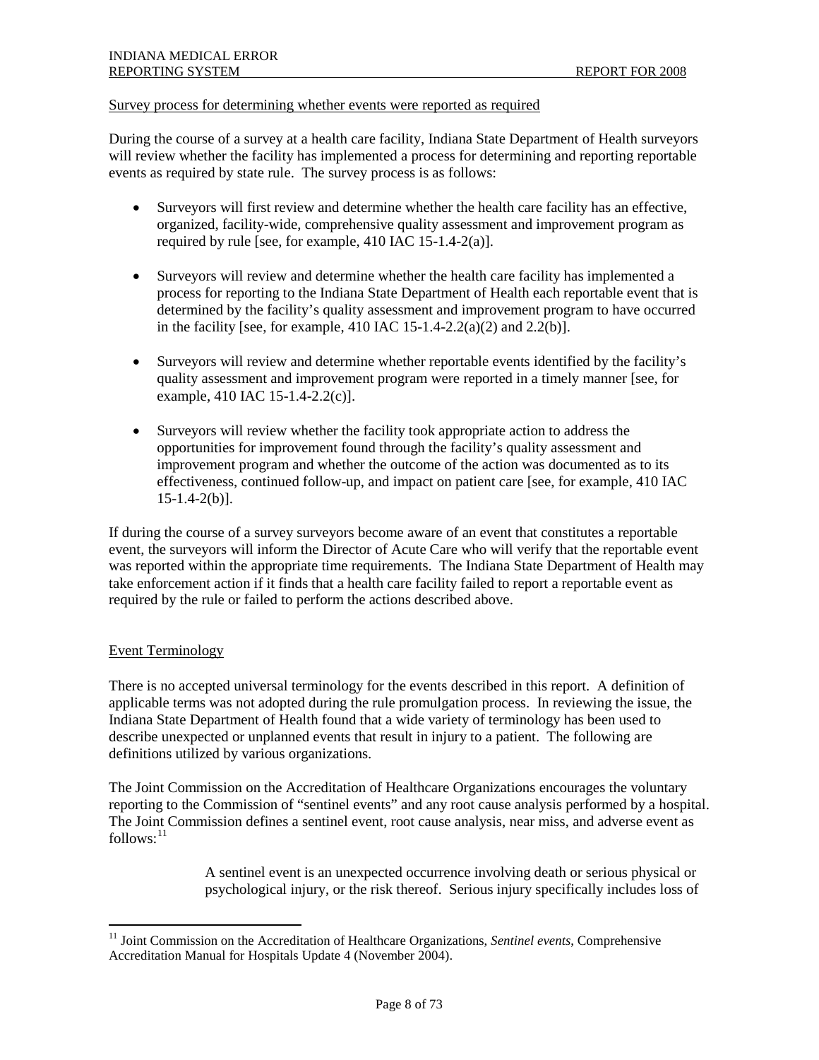Survey process for determining whether events were reported as required

During the course of a survey at a health care facility, Indiana State Department of Health surveyors will review whether the facility has implemented a process for determining and reporting reportable events as required by state rule. The survey process is as follows:

- Surveyors will first review and determine whether the health care facility has an effective, organized, facility-wide, comprehensive quality assessment and improvement program as required by rule [see, for example, 410 IAC 15-1.4-2(a)].
- Surveyors will review and determine whether the health care facility has implemented a process for reporting to the Indiana State Department of Health each reportable event that is determined by the facility's quality assessment and improvement program to have occurred in the facility [see, for example, 410 IAC 15-1.4-2.2(a)(2) and 2.2(b)].
- Surveyors will review and determine whether reportable events identified by the facility's quality assessment and improvement program were reported in a timely manner [see, for example, 410 IAC 15-1.4-2.2(c)].
- Surveyors will review whether the facility took appropriate action to address the opportunities for improvement found through the facility's quality assessment and improvement program and whether the outcome of the action was documented as to its effectiveness, continued follow-up, and impact on patient care [see, for example, 410 IAC 15-1.4-2(b)].

If during the course of a survey surveyors become aware of an event that constitutes a reportable event, the surveyors will inform the Director of Acute Care who will verify that the reportable event was reported within the appropriate time requirements. The Indiana State Department of Health may take enforcement action if it finds that a health care facility failed to report a reportable event as required by the rule or failed to perform the actions described above.

Event Terminology

There is no accepted universal terminology for the events described in this report. A definition of applicable terms was not adopted during the rule promulgation process. In reviewing the issue, the Indiana State Department of Health found that a wide variety of terminology has been used to describe unexpected or unplanned events that result in injury to a patient. The following are definitions utilized by various organizations.

The Joint Commission on the Accreditation of Healthcare Organizations encourages the voluntary reporting to the Commission of "sentinel events" and any root cause analysis performed by a hospital. The Joint Commission defines a sentinel event, root cause analysis, near miss, and adverse event as follows:[11]

> A sentinel event is an unexpected occurrence involving death or serious physical or psychological injury, or the risk thereof. Serious injury specifically includes loss of

[11] Joint Commission on the Accreditation of Healthcare Organizations, *Sentinel events*, Comprehensive Accreditation Manual for Hospitals Update 4 (November 2004).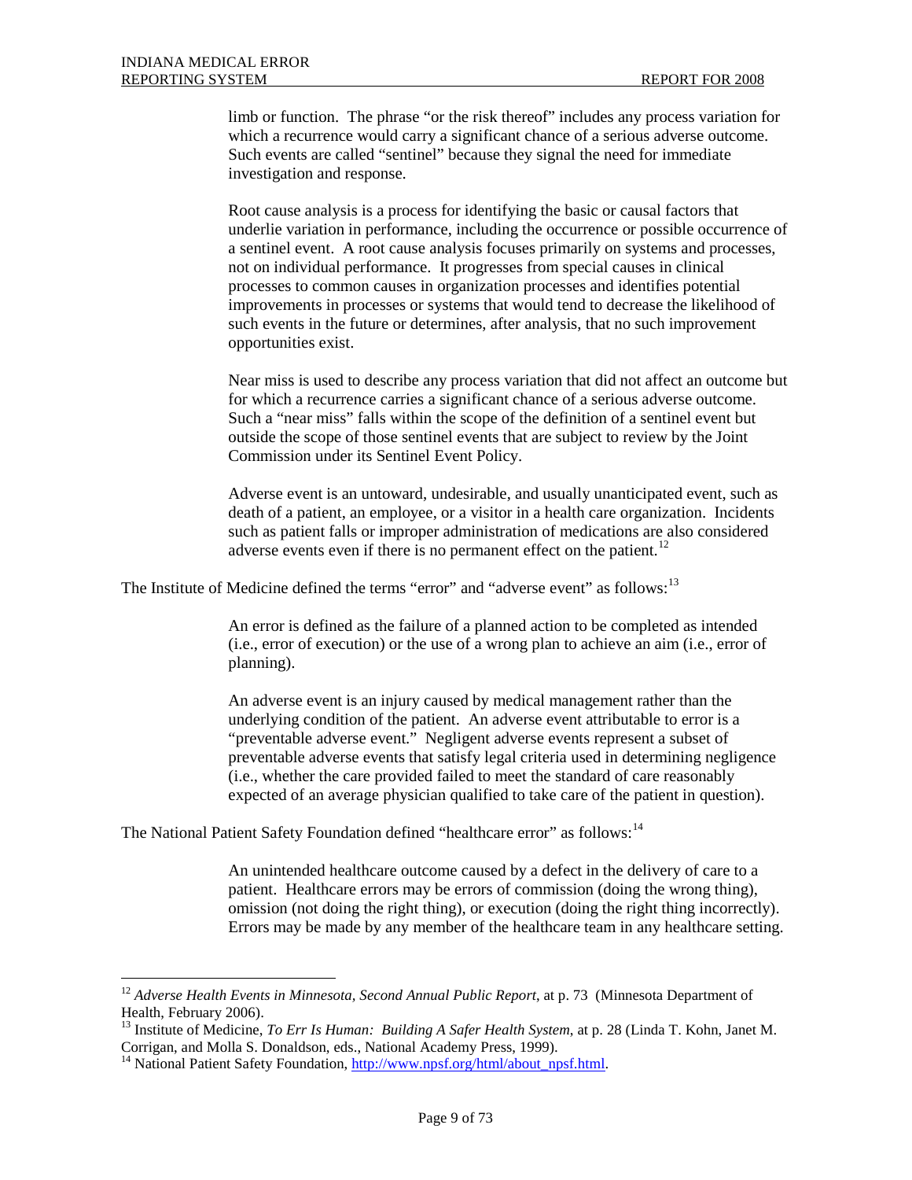> limb or function. The phrase "or the risk thereof" includes any process variation for which a recurrence would carry a significant chance of a serious adverse outcome. Such events are called "sentinel" because they signal the need for immediate investigation and response.
>
> Root cause analysis is a process for identifying the basic or causal factors that underlie variation in performance, including the occurrence or possible occurrence of a sentinel event. A root cause analysis focuses primarily on systems and processes, not on individual performance. It progresses from special causes in clinical processes to common causes in organization processes and identifies potential improvements in processes or systems that would tend to decrease the likelihood of such events in the future or determines, after analysis, that no such improvement opportunities exist.
>
> Near miss is used to describe any process variation that did not affect an outcome but for which a recurrence carries a significant chance of a serious adverse outcome. Such a "near miss" falls within the scope of the definition of a sentinel event but outside the scope of those sentinel events that are subject to review by the Joint Commission under its Sentinel Event Policy.
>
> Adverse event is an untoward, undesirable, and usually unanticipated event, such as death of a patient, an employee, or a visitor in a health care organization. Incidents such as patient falls or improper administration of medications are also considered adverse events even if there is no permanent effect on the patient.[12]

The Institute of Medicine defined the terms "error" and "adverse event" as follows:[13]

> An error is defined as the failure of a planned action to be completed as intended (i.e., error of execution) or the use of a wrong plan to achieve an aim (i.e., error of planning).
>
> An adverse event is an injury caused by medical management rather than the underlying condition of the patient. An adverse event attributable to error is a "preventable adverse event." Negligent adverse events represent a subset of preventable adverse events that satisfy legal criteria used in determining negligence (i.e., whether the care provided failed to meet the standard of care reasonably expected of an average physician qualified to take care of the patient in question).

The National Patient Safety Foundation defined "healthcare error" as follows:[14]

> An unintended healthcare outcome caused by a defect in the delivery of care to a patient. Healthcare errors may be errors of commission (doing the wrong thing), omission (not doing the right thing), or execution (doing the right thing incorrectly). Errors may be made by any member of the healthcare team in any healthcare setting.

---

[12] *Adverse Health Events in Minnesota, Second Annual Public Report*, at p. 73 (Minnesota Department of Health, February 2006).

[13] Institute of Medicine, *To Err Is Human: Building A Safer Health System*, at p. 28 (Linda T. Kohn, Janet M. Corrigan, and Molla S. Donaldson, eds., National Academy Press, 1999).

[14] National Patient Safety Foundation, http://www.npsf.org/html/about_npsf.html.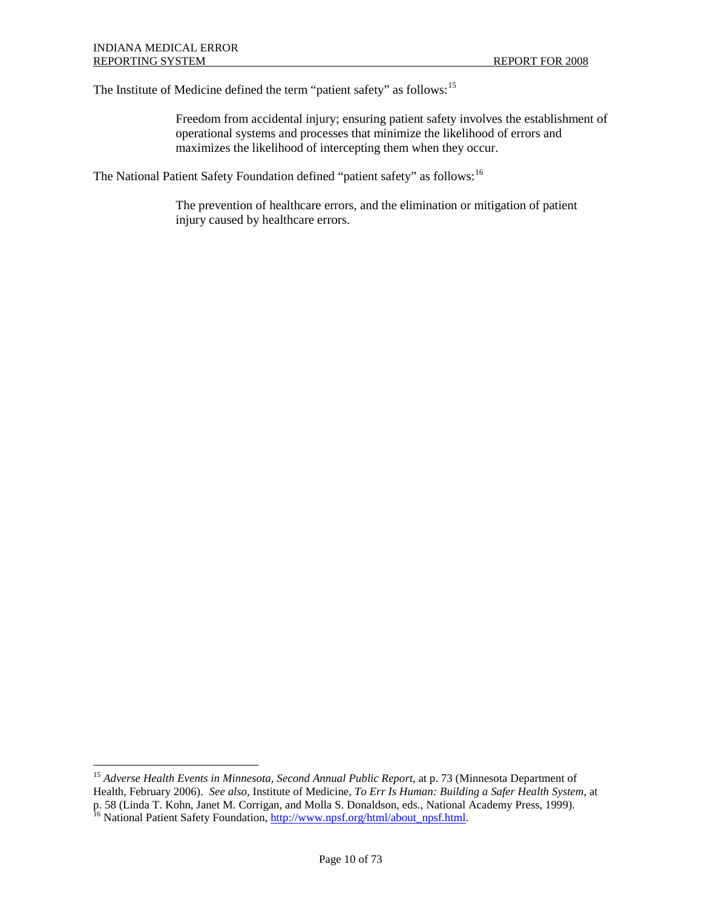The Institute of Medicine defined the term "patient safety" as follows:[15]

> Freedom from accidental injury; ensuring patient safety involves the establishment of operational systems and processes that minimize the likelihood of errors and maximizes the likelihood of intercepting them when they occur.

The National Patient Safety Foundation defined "patient safety" as follows:[16]

> The prevention of healthcare errors, and the elimination or mitigation of patient injury caused by healthcare errors.

---

[15] *Adverse Health Events in Minnesota, Second Annual Public Report*, at p. 73 (Minnesota Department of Health, February 2006). *See also*, Institute of Medicine, *To Err Is Human: Building a Safer Health System*, at p. 58 (Linda T. Kohn, Janet M. Corrigan, and Molla S. Donaldson, eds., National Academy Press, 1999).

[16] National Patient Safety Foundation, http://www.npsf.org/html/about_npsf.html.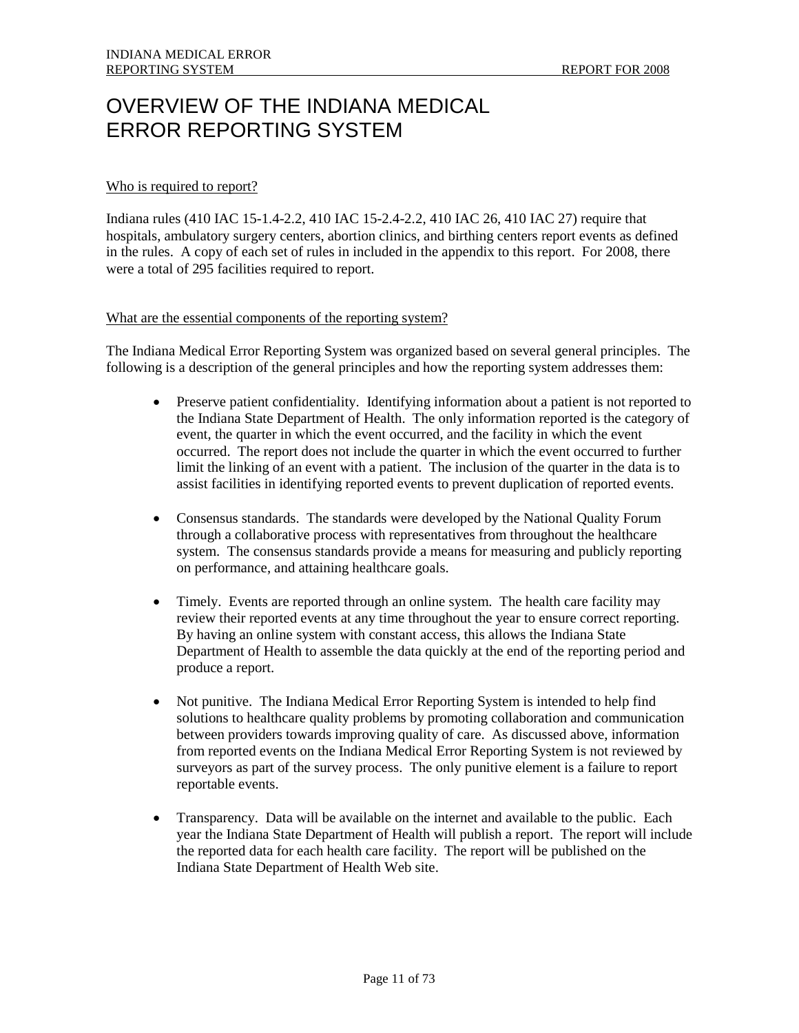# OVERVIEW OF THE INDIANA MEDICAL ERROR REPORTING SYSTEM

Who is required to report?

Indiana rules (410 IAC 15-1.4-2.2, 410 IAC 15-2.4-2.2, 410 IAC 26, 410 IAC 27) require that hospitals, ambulatory surgery centers, abortion clinics, and birthing centers report events as defined in the rules. A copy of each set of rules in included in the appendix to this report. For 2008, there were a total of 295 facilities required to report.

What are the essential components of the reporting system?

The Indiana Medical Error Reporting System was organized based on several general principles. The following is a description of the general principles and how the reporting system addresses them:

- Preserve patient confidentiality. Identifying information about a patient is not reported to the Indiana State Department of Health. The only information reported is the category of event, the quarter in which the event occurred, and the facility in which the event occurred. The report does not include the quarter in which the event occurred to further limit the linking of an event with a patient. The inclusion of the quarter in the data is to assist facilities in identifying reported events to prevent duplication of reported events.

- Consensus standards. The standards were developed by the National Quality Forum through a collaborative process with representatives from throughout the healthcare system. The consensus standards provide a means for measuring and publicly reporting on performance, and attaining healthcare goals.

- Timely. Events are reported through an online system. The health care facility may review their reported events at any time throughout the year to ensure correct reporting. By having an online system with constant access, this allows the Indiana State Department of Health to assemble the data quickly at the end of the reporting period and produce a report.

- Not punitive. The Indiana Medical Error Reporting System is intended to help find solutions to healthcare quality problems by promoting collaboration and communication between providers towards improving quality of care. As discussed above, information from reported events on the Indiana Medical Error Reporting System is not reviewed by surveyors as part of the survey process. The only punitive element is a failure to report reportable events.

- Transparency. Data will be available on the internet and available to the public. Each year the Indiana State Department of Health will publish a report. The report will include the reported data for each health care facility. The report will be published on the Indiana State Department of Health Web site.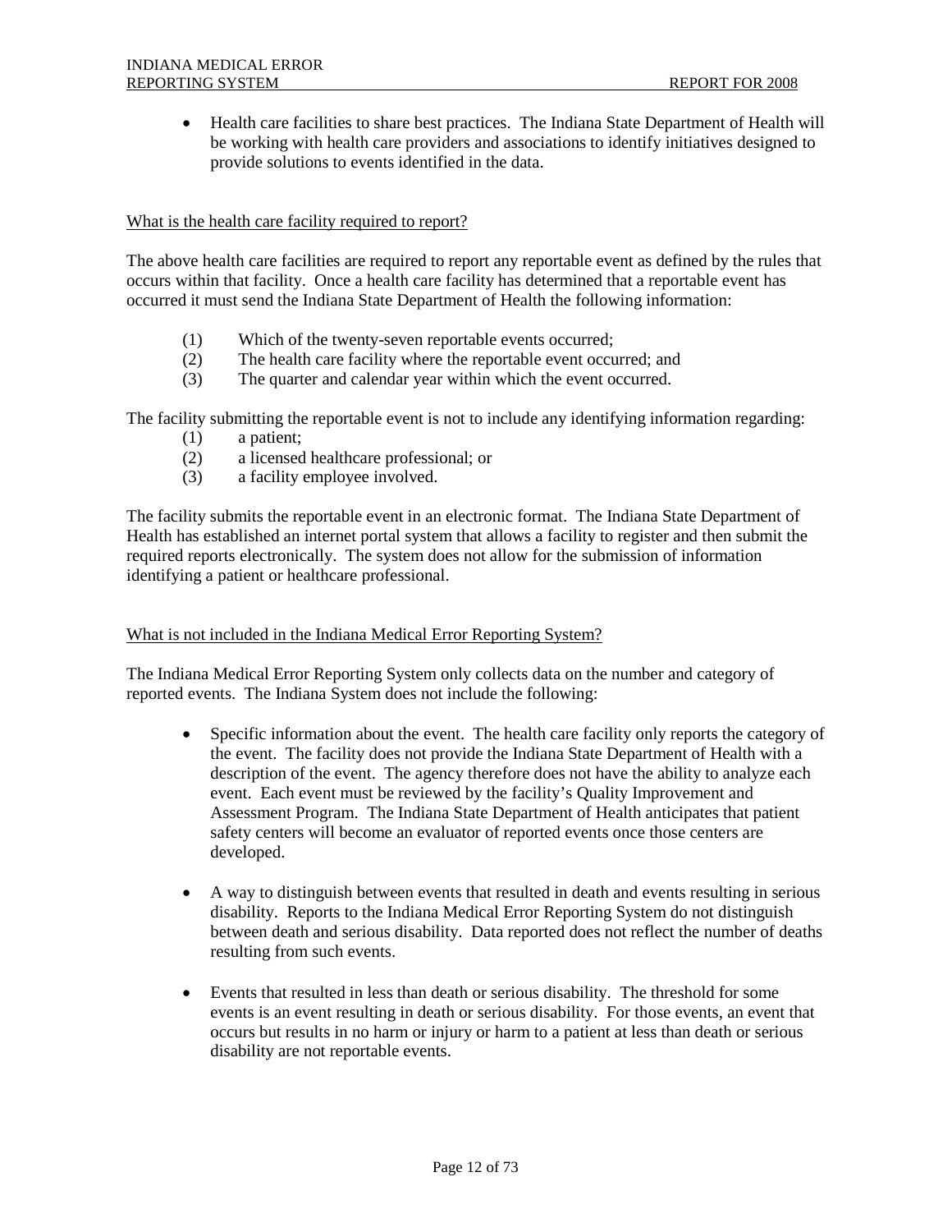- Health care facilities to share best practices. The Indiana State Department of Health will be working with health care providers and associations to identify initiatives designed to provide solutions to events identified in the data.

<u>What is the health care facility required to report?</u>

The above health care facilities are required to report any reportable event as defined by the rules that occurs within that facility. Once a health care facility has determined that a reportable event has occurred it must send the Indiana State Department of Health the following information:

(1) Which of the twenty-seven reportable events occurred;
(2) The health care facility where the reportable event occurred; and
(3) The quarter and calendar year within which the event occurred.

The facility submitting the reportable event is not to include any identifying information regarding:

(1) a patient;
(2) a licensed healthcare professional; or
(3) a facility employee involved.

The facility submits the reportable event in an electronic format. The Indiana State Department of Health has established an internet portal system that allows a facility to register and then submit the required reports electronically. The system does not allow for the submission of information identifying a patient or healthcare professional.

<u>What is not included in the Indiana Medical Error Reporting System?</u>

The Indiana Medical Error Reporting System only collects data on the number and category of reported events. The Indiana System does not include the following:

- Specific information about the event. The health care facility only reports the category of the event. The facility does not provide the Indiana State Department of Health with a description of the event. The agency therefore does not have the ability to analyze each event. Each event must be reviewed by the facility's Quality Improvement and Assessment Program. The Indiana State Department of Health anticipates that patient safety centers will become an evaluator of reported events once those centers are developed.

- A way to distinguish between events that resulted in death and events resulting in serious disability. Reports to the Indiana Medical Error Reporting System do not distinguish between death and serious disability. Data reported does not reflect the number of deaths resulting from such events.

- Events that resulted in less than death or serious disability. The threshold for some events is an event resulting in death or serious disability. For those events, an event that occurs but results in no harm or injury or harm to a patient at less than death or serious disability are not reportable events.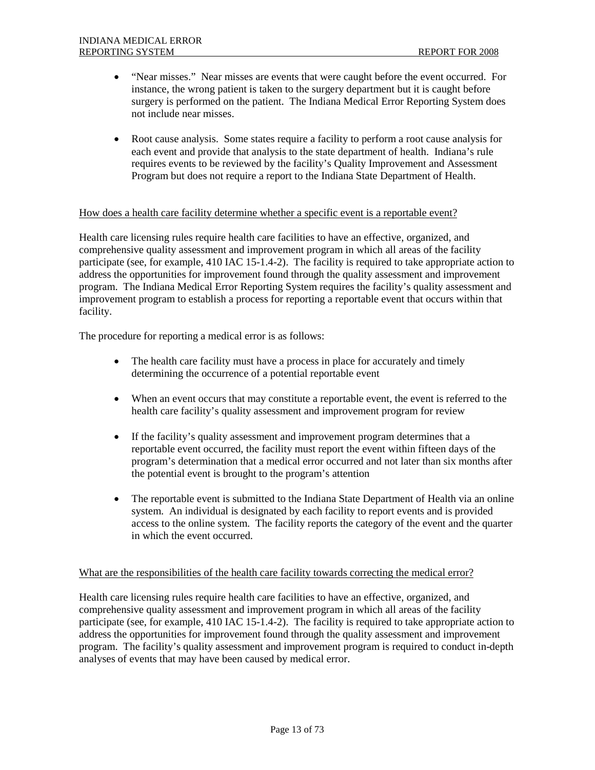- "Near misses." Near misses are events that were caught before the event occurred. For instance, the wrong patient is taken to the surgery department but it is caught before surgery is performed on the patient. The Indiana Medical Error Reporting System does not include near misses.

- Root cause analysis. Some states require a facility to perform a root cause analysis for each event and provide that analysis to the state department of health. Indiana's rule requires events to be reviewed by the facility's Quality Improvement and Assessment Program but does not require a report to the Indiana State Department of Health.

## How does a health care facility determine whether a specific event is a reportable event?

Health care licensing rules require health care facilities to have an effective, organized, and comprehensive quality assessment and improvement program in which all areas of the facility participate (see, for example, 410 IAC 15-1.4-2). The facility is required to take appropriate action to address the opportunities for improvement found through the quality assessment and improvement program. The Indiana Medical Error Reporting System requires the facility's quality assessment and improvement program to establish a process for reporting a reportable event that occurs within that facility.

The procedure for reporting a medical error is as follows:

- The health care facility must have a process in place for accurately and timely determining the occurrence of a potential reportable event

- When an event occurs that may constitute a reportable event, the event is referred to the health care facility's quality assessment and improvement program for review

- If the facility's quality assessment and improvement program determines that a reportable event occurred, the facility must report the event within fifteen days of the program's determination that a medical error occurred and not later than six months after the potential event is brought to the program's attention

- The reportable event is submitted to the Indiana State Department of Health via an online system. An individual is designated by each facility to report events and is provided access to the online system. The facility reports the category of the event and the quarter in which the event occurred.

## What are the responsibilities of the health care facility towards correcting the medical error?

Health care licensing rules require health care facilities to have an effective, organized, and comprehensive quality assessment and improvement program in which all areas of the facility participate (see, for example, 410 IAC 15-1.4-2). The facility is required to take appropriate action to address the opportunities for improvement found through the quality assessment and improvement program. The facility's quality assessment and improvement program is required to conduct in-depth analyses of events that may have been caused by medical error.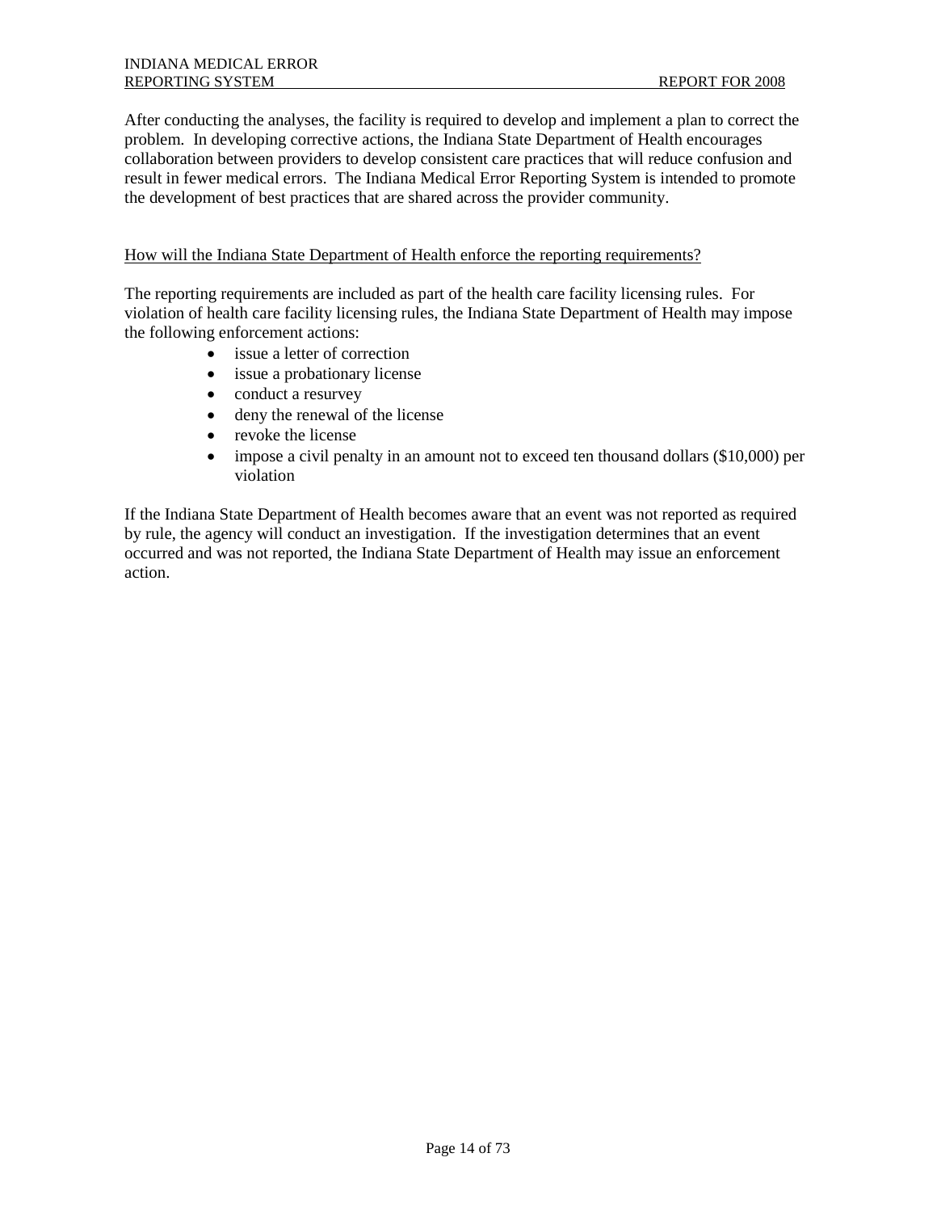After conducting the analyses, the facility is required to develop and implement a plan to correct the problem. In developing corrective actions, the Indiana State Department of Health encourages collaboration between providers to develop consistent care practices that will reduce confusion and result in fewer medical errors. The Indiana Medical Error Reporting System is intended to promote the development of best practices that are shared across the provider community.

<u>How will the Indiana State Department of Health enforce the reporting requirements?</u>

The reporting requirements are included as part of the health care facility licensing rules. For violation of health care facility licensing rules, the Indiana State Department of Health may impose the following enforcement actions:

- issue a letter of correction
- issue a probationary license
- conduct a resurvey
- deny the renewal of the license
- revoke the license
- impose a civil penalty in an amount not to exceed ten thousand dollars ($10,000) per violation

If the Indiana State Department of Health becomes aware that an event was not reported as required by rule, the agency will conduct an investigation. If the investigation determines that an event occurred and was not reported, the Indiana State Department of Health may issue an enforcement action.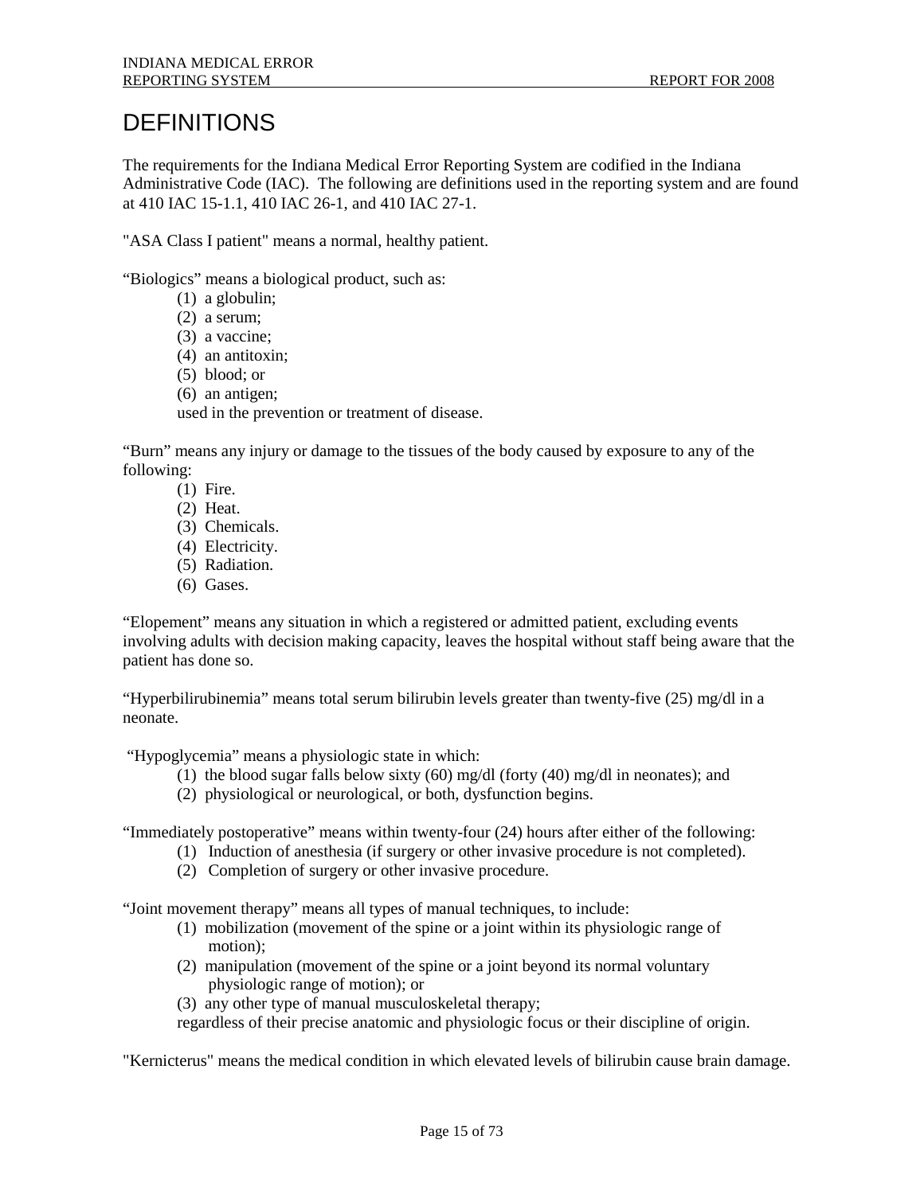# DEFINITIONS

The requirements for the Indiana Medical Error Reporting System are codified in the Indiana Administrative Code (IAC). The following are definitions used in the reporting system and are found at 410 IAC 15-1.1, 410 IAC 26-1, and 410 IAC 27-1.

"ASA Class I patient" means a normal, healthy patient.

"Biologics" means a biological product, such as:

(1) a globulin;
(2) a serum;
(3) a vaccine;
(4) an antitoxin;
(5) blood; or
(6) an antigen;

used in the prevention or treatment of disease.

"Burn" means any injury or damage to the tissues of the body caused by exposure to any of the following:

(1) Fire.
(2) Heat.
(3) Chemicals.
(4) Electricity.
(5) Radiation.
(6) Gases.

"Elopement" means any situation in which a registered or admitted patient, excluding events involving adults with decision making capacity, leaves the hospital without staff being aware that the patient has done so.

"Hyperbilirubinemia" means total serum bilirubin levels greater than twenty-five (25) mg/dl in a neonate.

"Hypoglycemia" means a physiologic state in which:

(1) the blood sugar falls below sixty (60) mg/dl (forty (40) mg/dl in neonates); and
(2) physiological or neurological, or both, dysfunction begins.

"Immediately postoperative" means within twenty-four (24) hours after either of the following:

(1) Induction of anesthesia (if surgery or other invasive procedure is not completed).
(2) Completion of surgery or other invasive procedure.

"Joint movement therapy" means all types of manual techniques, to include:

(1) mobilization (movement of the spine or a joint within its physiologic range of motion);
(2) manipulation (movement of the spine or a joint beyond its normal voluntary physiologic range of motion); or
(3) any other type of manual musculoskeletal therapy;

regardless of their precise anatomic and physiologic focus or their discipline of origin.

"Kernicterus" means the medical condition in which elevated levels of bilirubin cause brain damage.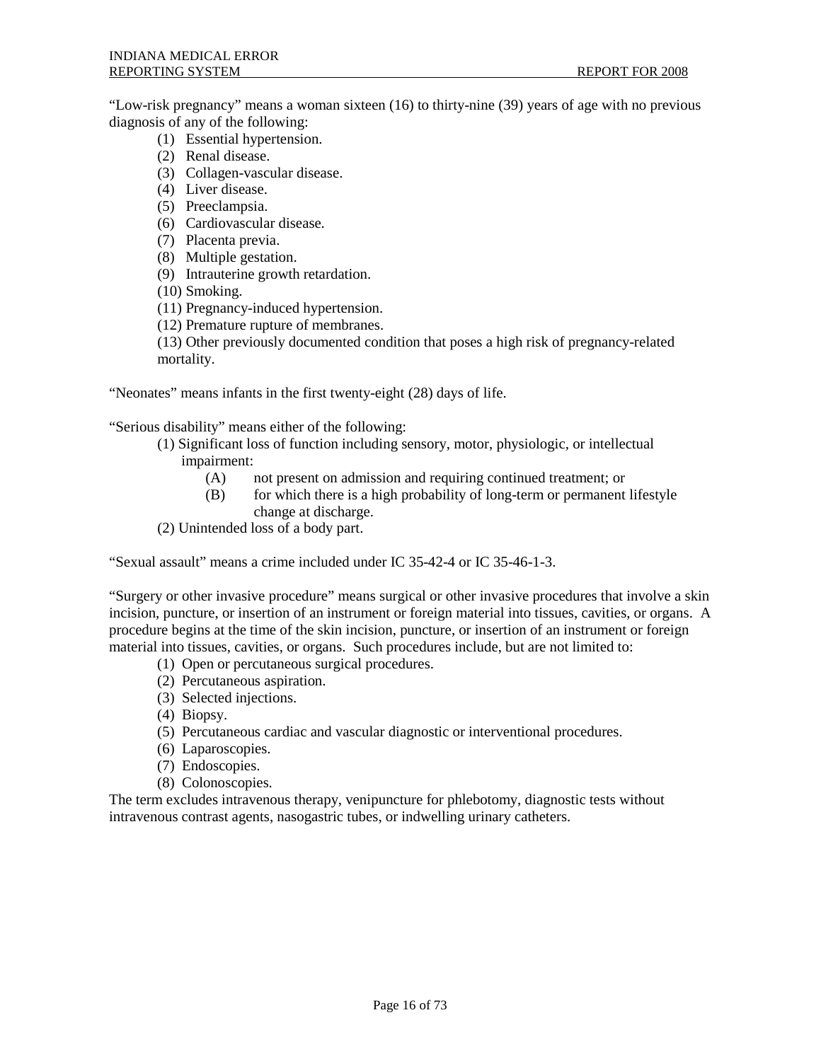"Low-risk pregnancy" means a woman sixteen (16) to thirty-nine (39) years of age with no previous diagnosis of any of the following:

(1) Essential hypertension.
(2) Renal disease.
(3) Collagen-vascular disease.
(4) Liver disease.
(5) Preeclampsia.
(6) Cardiovascular disease.
(7) Placenta previa.
(8) Multiple gestation.
(9) Intrauterine growth retardation.
(10) Smoking.
(11) Pregnancy-induced hypertension.
(12) Premature rupture of membranes.
(13) Other previously documented condition that poses a high risk of pregnancy-related mortality.

"Neonates" means infants in the first twenty-eight (28) days of life.

"Serious disability" means either of the following:

(1) Significant loss of function including sensory, motor, physiologic, or intellectual impairment:
    (A) not present on admission and requiring continued treatment; or
    (B) for which there is a high probability of long-term or permanent lifestyle change at discharge.
(2) Unintended loss of a body part.

"Sexual assault" means a crime included under IC 35-42-4 or IC 35-46-1-3.

"Surgery or other invasive procedure" means surgical or other invasive procedures that involve a skin incision, puncture, or insertion of an instrument or foreign material into tissues, cavities, or organs. A procedure begins at the time of the skin incision, puncture, or insertion of an instrument or foreign material into tissues, cavities, or organs. Such procedures include, but are not limited to:

(1) Open or percutaneous surgical procedures.
(2) Percutaneous aspiration.
(3) Selected injections.
(4) Biopsy.
(5) Percutaneous cardiac and vascular diagnostic or interventional procedures.
(6) Laparoscopies.
(7) Endoscopies.
(8) Colonoscopies.

The term excludes intravenous therapy, venipuncture for phlebotomy, diagnostic tests without intravenous contrast agents, nasogastric tubes, or indwelling urinary catheters.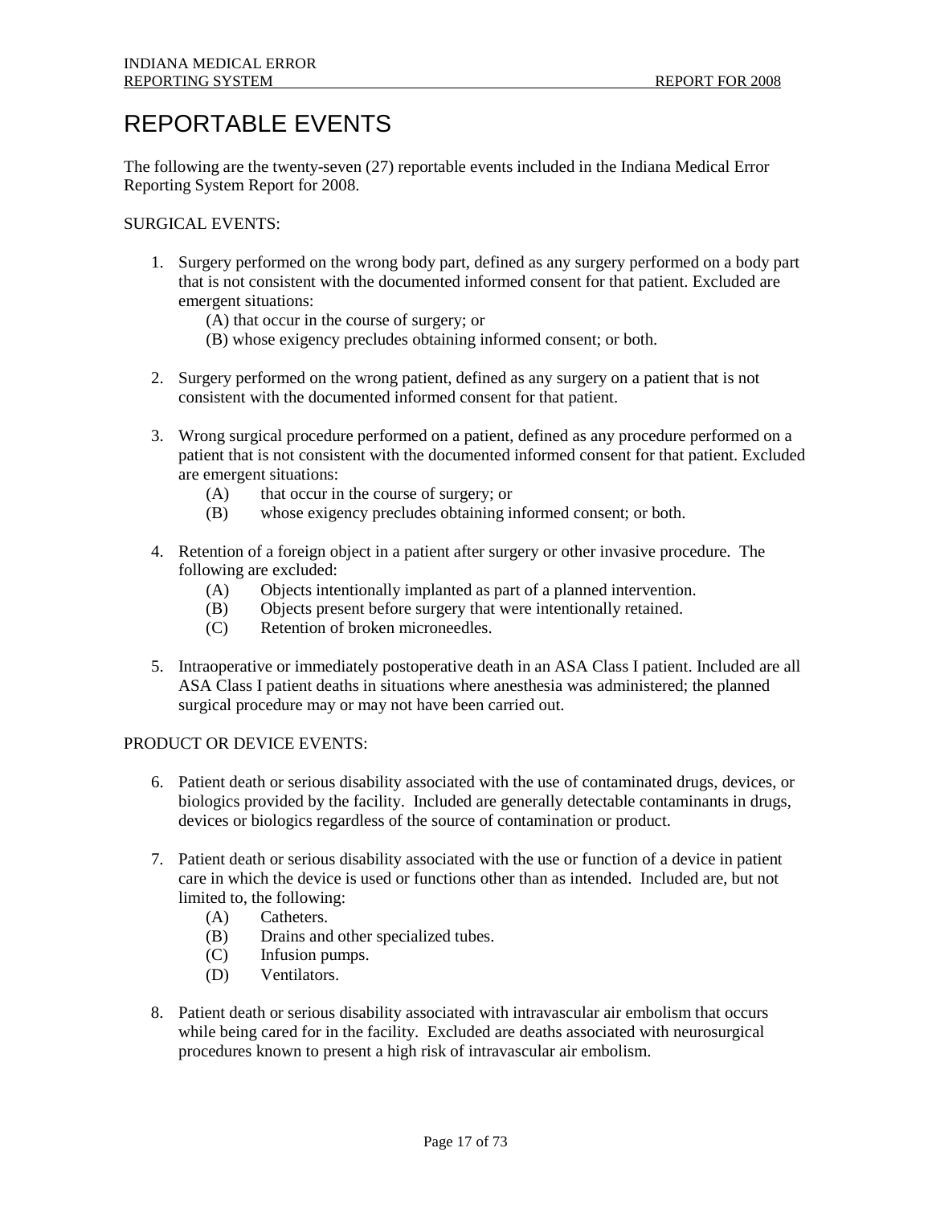# REPORTABLE EVENTS

The following are the twenty-seven (27) reportable events included in the Indiana Medical Error Reporting System Report for 2008.

SURGICAL EVENTS:

1. Surgery performed on the wrong body part, defined as any surgery performed on a body part that is not consistent with the documented informed consent for that patient. Excluded are emergent situations:
   (A) that occur in the course of surgery; or
   (B) whose exigency precludes obtaining informed consent; or both.

2. Surgery performed on the wrong patient, defined as any surgery on a patient that is not consistent with the documented informed consent for that patient.

3. Wrong surgical procedure performed on a patient, defined as any procedure performed on a patient that is not consistent with the documented informed consent for that patient. Excluded are emergent situations:
   (A) that occur in the course of surgery; or
   (B) whose exigency precludes obtaining informed consent; or both.

4. Retention of a foreign object in a patient after surgery or other invasive procedure. The following are excluded:
   (A) Objects intentionally implanted as part of a planned intervention.
   (B) Objects present before surgery that were intentionally retained.
   (C) Retention of broken microneedles.

5. Intraoperative or immediately postoperative death in an ASA Class I patient. Included are all ASA Class I patient deaths in situations where anesthesia was administered; the planned surgical procedure may or may not have been carried out.

PRODUCT OR DEVICE EVENTS:

6. Patient death or serious disability associated with the use of contaminated drugs, devices, or biologics provided by the facility. Included are generally detectable contaminants in drugs, devices or biologics regardless of the source of contamination or product.

7. Patient death or serious disability associated with the use or function of a device in patient care in which the device is used or functions other than as intended. Included are, but not limited to, the following:
   (A) Catheters.
   (B) Drains and other specialized tubes.
   (C) Infusion pumps.
   (D) Ventilators.

8. Patient death or serious disability associated with intravascular air embolism that occurs while being cared for in the facility. Excluded are deaths associated with neurosurgical procedures known to present a high risk of intravascular air embolism.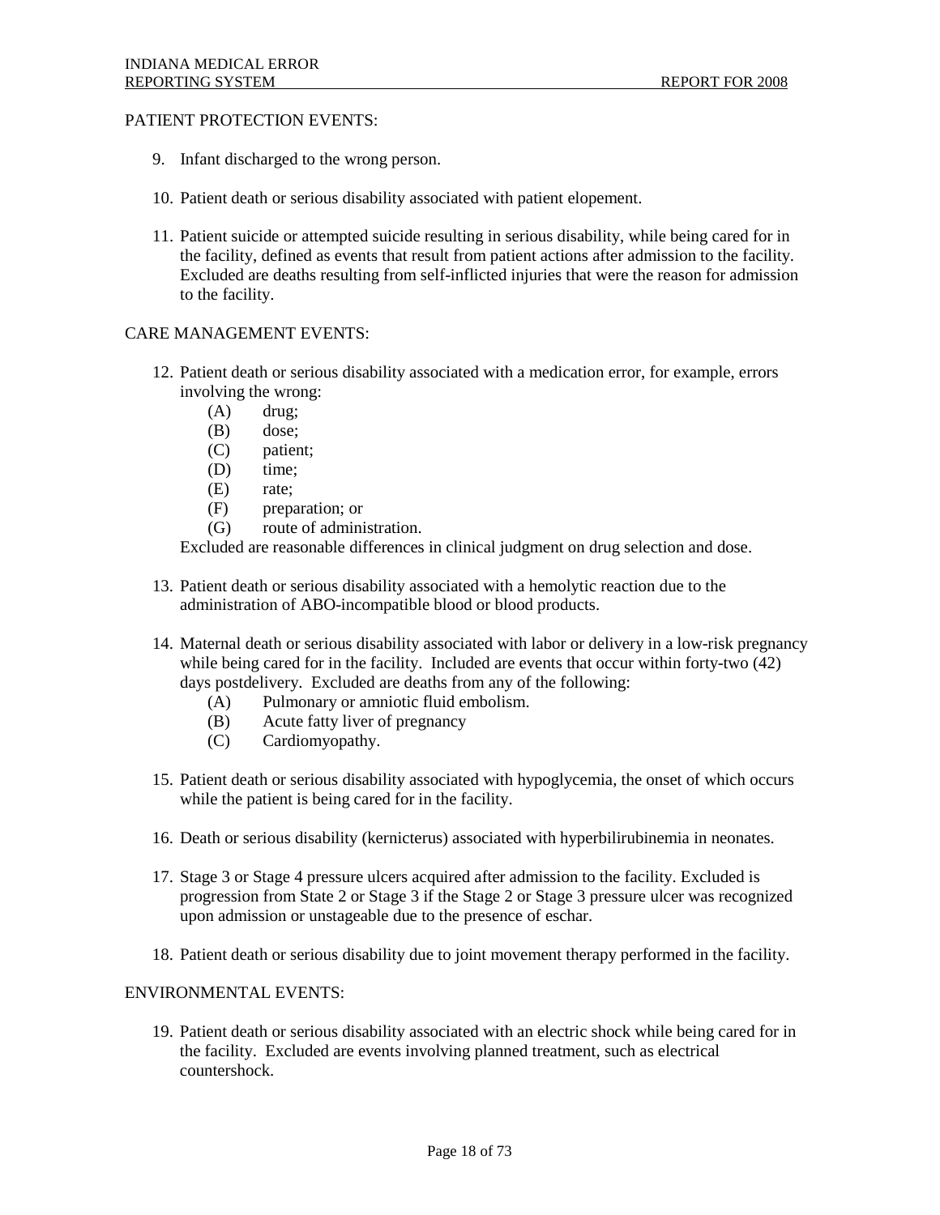PATIENT PROTECTION EVENTS:

9. Infant discharged to the wrong person.

10. Patient death or serious disability associated with patient elopement.

11. Patient suicide or attempted suicide resulting in serious disability, while being cared for in the facility, defined as events that result from patient actions after admission to the facility. Excluded are deaths resulting from self-inflicted injuries that were the reason for admission to the facility.

CARE MANAGEMENT EVENTS:

12. Patient death or serious disability associated with a medication error, for example, errors involving the wrong:
    - (A) drug;
    - (B) dose;
    - (C) patient;
    - (D) time;
    - (E) rate;
    - (F) preparation; or
    - (G) route of administration.

    Excluded are reasonable differences in clinical judgment on drug selection and dose.

13. Patient death or serious disability associated with a hemolytic reaction due to the administration of ABO-incompatible blood or blood products.

14. Maternal death or serious disability associated with labor or delivery in a low-risk pregnancy while being cared for in the facility. Included are events that occur within forty-two (42) days postdelivery. Excluded are deaths from any of the following:
    - (A) Pulmonary or amniotic fluid embolism.
    - (B) Acute fatty liver of pregnancy
    - (C) Cardiomyopathy.

15. Patient death or serious disability associated with hypoglycemia, the onset of which occurs while the patient is being cared for in the facility.

16. Death or serious disability (kernicterus) associated with hyperbilirubinemia in neonates.

17. Stage 3 or Stage 4 pressure ulcers acquired after admission to the facility. Excluded is progression from State 2 or Stage 3 if the Stage 2 or Stage 3 pressure ulcer was recognized upon admission or unstageable due to the presence of eschar.

18. Patient death or serious disability due to joint movement therapy performed in the facility.

ENVIRONMENTAL EVENTS:

19. Patient death or serious disability associated with an electric shock while being cared for in the facility. Excluded are events involving planned treatment, such as electrical countershock.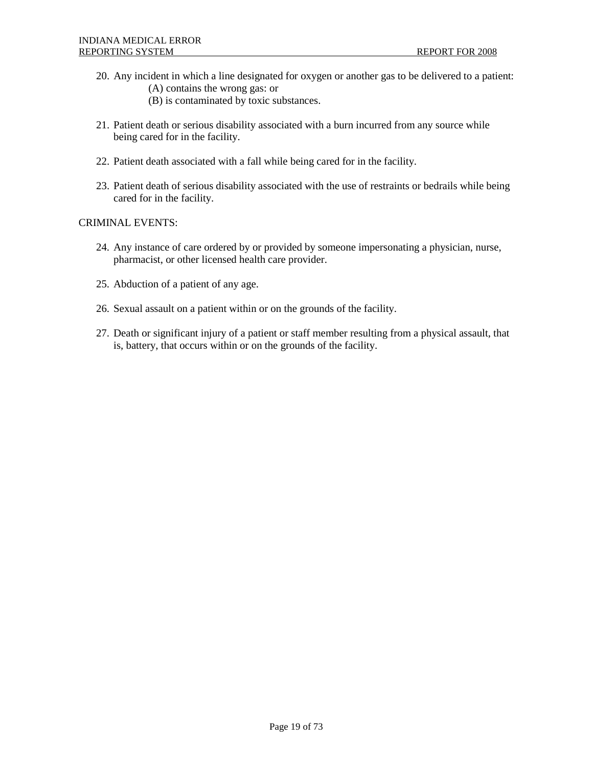20. Any incident in which a line designated for oxygen or another gas to be delivered to a patient:
    (A) contains the wrong gas: or
    (B) is contaminated by toxic substances.

21. Patient death or serious disability associated with a burn incurred from any source while being cared for in the facility.

22. Patient death associated with a fall while being cared for in the facility.

23. Patient death of serious disability associated with the use of restraints or bedrails while being cared for in the facility.

CRIMINAL EVENTS:

24. Any instance of care ordered by or provided by someone impersonating a physician, nurse, pharmacist, or other licensed health care provider.

25. Abduction of a patient of any age.

26. Sexual assault on a patient within or on the grounds of the facility.

27. Death or significant injury of a patient or staff member resulting from a physical assault, that is, battery, that occurs within or on the grounds of the facility.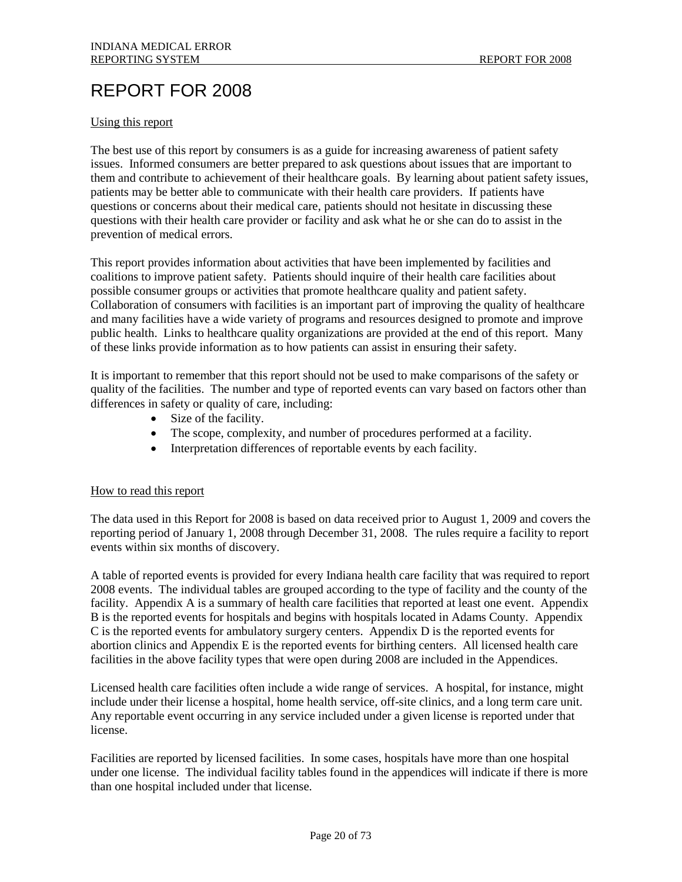# REPORT FOR 2008

<u>Using this report</u>

The best use of this report by consumers is as a guide for increasing awareness of patient safety issues. Informed consumers are better prepared to ask questions about issues that are important to them and contribute to achievement of their healthcare goals. By learning about patient safety issues, patients may be better able to communicate with their health care providers. If patients have questions or concerns about their medical care, patients should not hesitate in discussing these questions with their health care provider or facility and ask what he or she can do to assist in the prevention of medical errors.

This report provides information about activities that have been implemented by facilities and coalitions to improve patient safety. Patients should inquire of their health care facilities about possible consumer groups or activities that promote healthcare quality and patient safety. Collaboration of consumers with facilities is an important part of improving the quality of healthcare and many facilities have a wide variety of programs and resources designed to promote and improve public health. Links to healthcare quality organizations are provided at the end of this report. Many of these links provide information as to how patients can assist in ensuring their safety.

It is important to remember that this report should not be used to make comparisons of the safety or quality of the facilities. The number and type of reported events can vary based on factors other than differences in safety or quality of care, including:

- Size of the facility.
- The scope, complexity, and number of procedures performed at a facility.
- Interpretation differences of reportable events by each facility.

<u>How to read this report</u>

The data used in this Report for 2008 is based on data received prior to August 1, 2009 and covers the reporting period of January 1, 2008 through December 31, 2008. The rules require a facility to report events within six months of discovery.

A table of reported events is provided for every Indiana health care facility that was required to report 2008 events. The individual tables are grouped according to the type of facility and the county of the facility. Appendix A is a summary of health care facilities that reported at least one event. Appendix B is the reported events for hospitals and begins with hospitals located in Adams County. Appendix C is the reported events for ambulatory surgery centers. Appendix D is the reported events for abortion clinics and Appendix E is the reported events for birthing centers. All licensed health care facilities in the above facility types that were open during 2008 are included in the Appendices.

Licensed health care facilities often include a wide range of services. A hospital, for instance, might include under their license a hospital, home health service, off-site clinics, and a long term care unit. Any reportable event occurring in any service included under a given license is reported under that license.

Facilities are reported by licensed facilities. In some cases, hospitals have more than one hospital under one license. The individual facility tables found in the appendices will indicate if there is more than one hospital included under that license.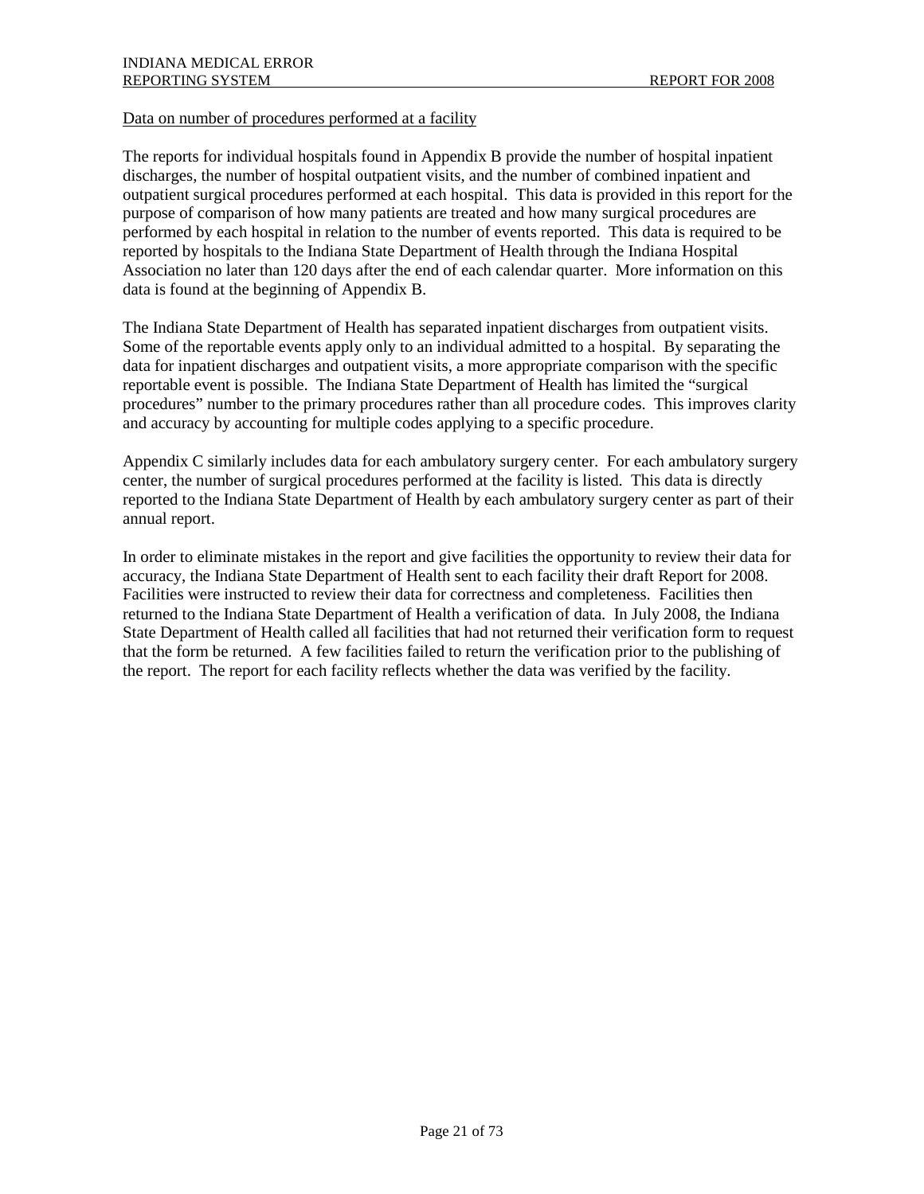Data on number of procedures performed at a facility

The reports for individual hospitals found in Appendix B provide the number of hospital inpatient discharges, the number of hospital outpatient visits, and the number of combined inpatient and outpatient surgical procedures performed at each hospital. This data is provided in this report for the purpose of comparison of how many patients are treated and how many surgical procedures are performed by each hospital in relation to the number of events reported. This data is required to be reported by hospitals to the Indiana State Department of Health through the Indiana Hospital Association no later than 120 days after the end of each calendar quarter. More information on this data is found at the beginning of Appendix B.

The Indiana State Department of Health has separated inpatient discharges from outpatient visits. Some of the reportable events apply only to an individual admitted to a hospital. By separating the data for inpatient discharges and outpatient visits, a more appropriate comparison with the specific reportable event is possible. The Indiana State Department of Health has limited the "surgical procedures" number to the primary procedures rather than all procedure codes. This improves clarity and accuracy by accounting for multiple codes applying to a specific procedure.

Appendix C similarly includes data for each ambulatory surgery center. For each ambulatory surgery center, the number of surgical procedures performed at the facility is listed. This data is directly reported to the Indiana State Department of Health by each ambulatory surgery center as part of their annual report.

In order to eliminate mistakes in the report and give facilities the opportunity to review their data for accuracy, the Indiana State Department of Health sent to each facility their draft Report for 2008. Facilities were instructed to review their data for correctness and completeness. Facilities then returned to the Indiana State Department of Health a verification of data. In July 2008, the Indiana State Department of Health called all facilities that had not returned their verification form to request that the form be returned. A few facilities failed to return the verification prior to the publishing of the report. The report for each facility reflects whether the data was verified by the facility.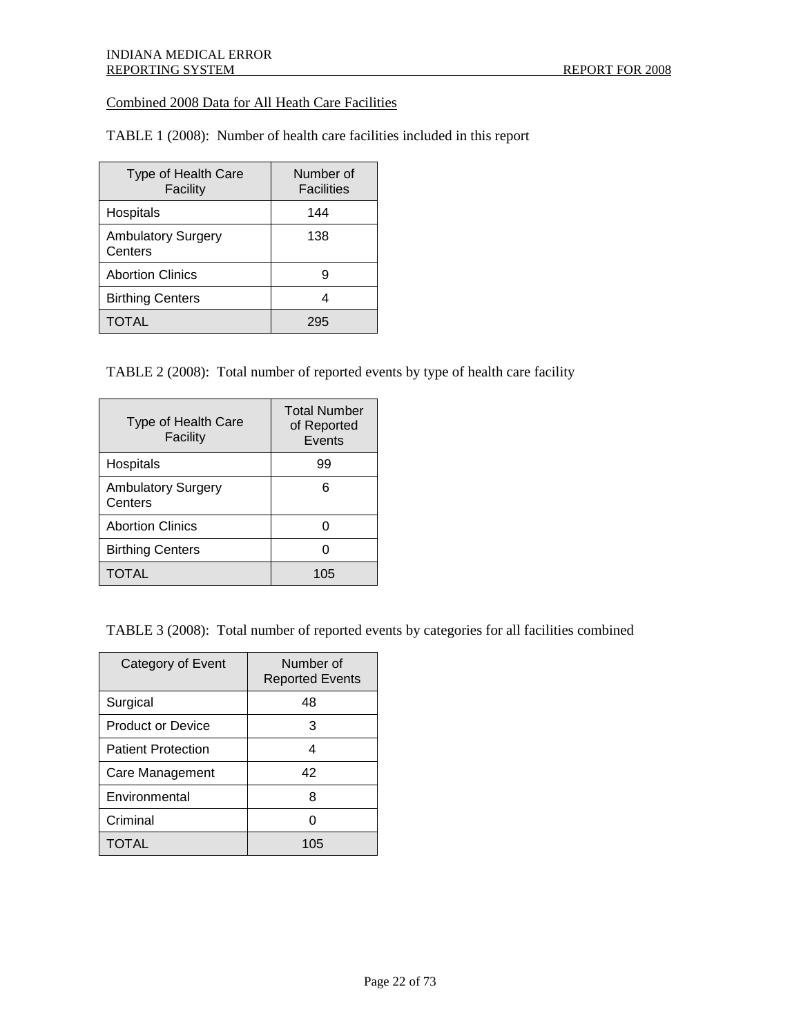Combined 2008 Data for All Heath Care Facilities

TABLE 1 (2008): Number of health care facilities included in this report

| Type of Health Care Facility | Number of Facilities |
|---|---|
| Hospitals | 144 |
| Ambulatory Surgery Centers | 138 |
| Abortion Clinics | 9 |
| Birthing Centers | 4 |
| TOTAL | 295 |

TABLE 2 (2008): Total number of reported events by type of health care facility

| Type of Health Care Facility | Total Number of Reported Events |
|---|---|
| Hospitals | 99 |
| Ambulatory Surgery Centers | 6 |
| Abortion Clinics | 0 |
| Birthing Centers | 0 |
| TOTAL | 105 |

TABLE 3 (2008): Total number of reported events by categories for all facilities combined

| Category of Event | Number of Reported Events |
|---|---|
| Surgical | 48 |
| Product or Device | 3 |
| Patient Protection | 4 |
| Care Management | 42 |
| Environmental | 8 |
| Criminal | 0 |
| TOTAL | 105 |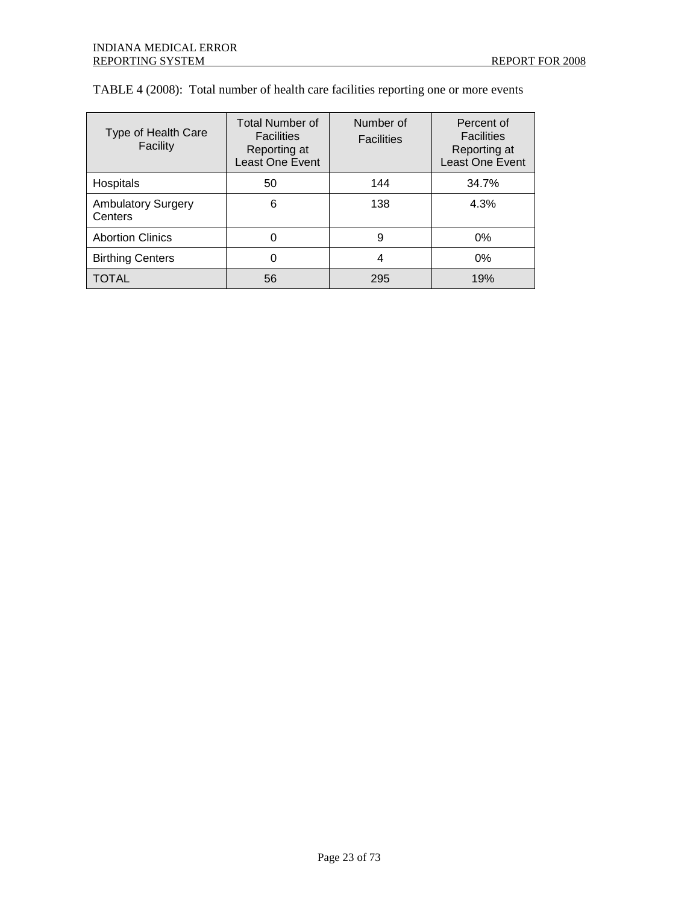TABLE 4 (2008): Total number of health care facilities reporting one or more events

| Type of Health Care Facility | Total Number of Facilities Reporting at Least One Event | Number of Facilities | Percent of Facilities Reporting at Least One Event |
|---|---|---|---|
| Hospitals | 50 | 144 | 34.7% |
| Ambulatory Surgery Centers | 6 | 138 | 4.3% |
| Abortion Clinics | 0 | 9 | 0% |
| Birthing Centers | 0 | 4 | 0% |
| TOTAL | 56 | 295 | 19% |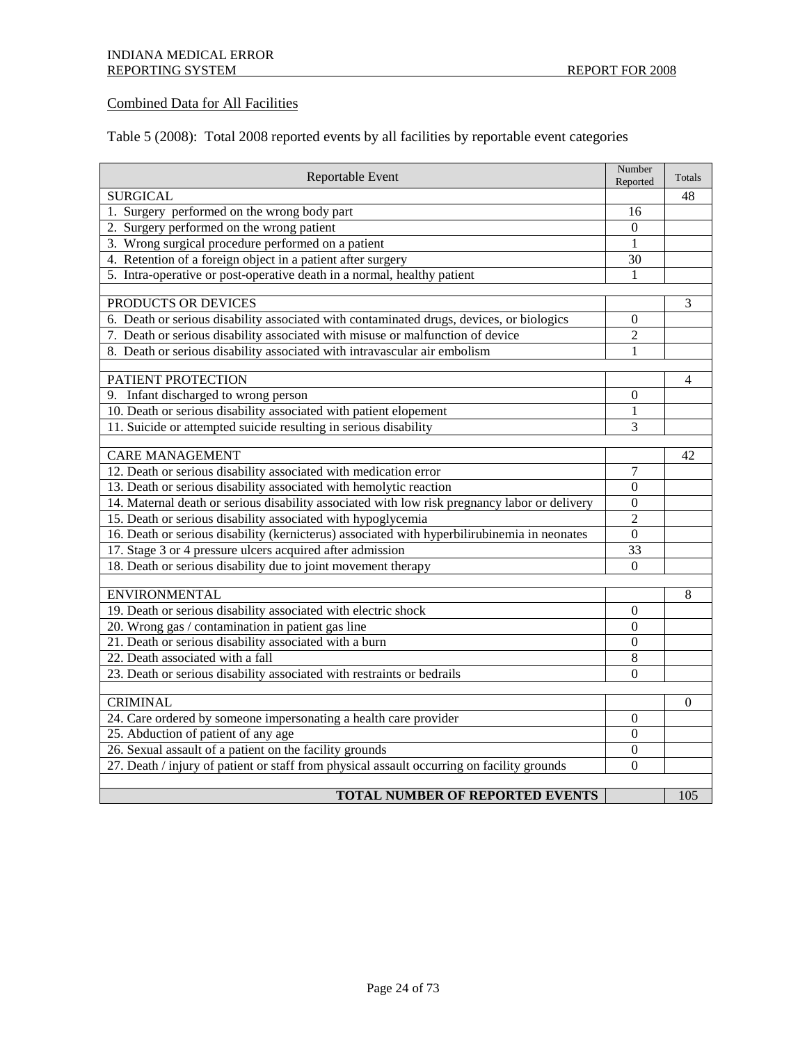## Combined Data for All Facilities

Table 5 (2008): Total 2008 reported events by all facilities by reportable event categories

| Reportable Event | Number Reported | Totals |
|---|---|---|
| SURGICAL | | 48 |
| 1. Surgery performed on the wrong body part | 16 | |
| 2. Surgery performed on the wrong patient | 0 | |
| 3. Wrong surgical procedure performed on a patient | 1 | |
| 4. Retention of a foreign object in a patient after surgery | 30 | |
| 5. Intra-operative or post-operative death in a normal, healthy patient | 1 | |
| | | |
| PRODUCTS OR DEVICES | | 3 |
| 6. Death or serious disability associated with contaminated drugs, devices, or biologics | 0 | |
| 7. Death or serious disability associated with misuse or malfunction of device | 2 | |
| 8. Death or serious disability associated with intravascular air embolism | 1 | |
| | | |
| PATIENT PROTECTION | | 4 |
| 9. Infant discharged to wrong person | 0 | |
| 10. Death or serious disability associated with patient elopement | 1 | |
| 11. Suicide or attempted suicide resulting in serious disability | 3 | |
| | | |
| CARE MANAGEMENT | | 42 |
| 12. Death or serious disability associated with medication error | 7 | |
| 13. Death or serious disability associated with hemolytic reaction | 0 | |
| 14. Maternal death or serious disability associated with low risk pregnancy labor or delivery | 0 | |
| 15. Death or serious disability associated with hypoglycemia | 2 | |
| 16. Death or serious disability (kernicterus) associated with hyperbilirubinemia in neonates | 0 | |
| 17. Stage 3 or 4 pressure ulcers acquired after admission | 33 | |
| 18. Death or serious disability due to joint movement therapy | 0 | |
| | | |
| ENVIRONMENTAL | | 8 |
| 19. Death or serious disability associated with electric shock | 0 | |
| 20. Wrong gas / contamination in patient gas line | 0 | |
| 21. Death or serious disability associated with a burn | 0 | |
| 22. Death associated with a fall | 8 | |
| 23. Death or serious disability associated with restraints or bedrails | 0 | |
| | | |
| CRIMINAL | | 0 |
| 24. Care ordered by someone impersonating a health care provider | 0 | |
| 25. Abduction of patient of any age | 0 | |
| 26. Sexual assault of a patient on the facility grounds | 0 | |
| 27. Death / injury of patient or staff from physical assault occurring on facility grounds | 0 | |
| | | |
| **TOTAL NUMBER OF REPORTED EVENTS** | | 105 |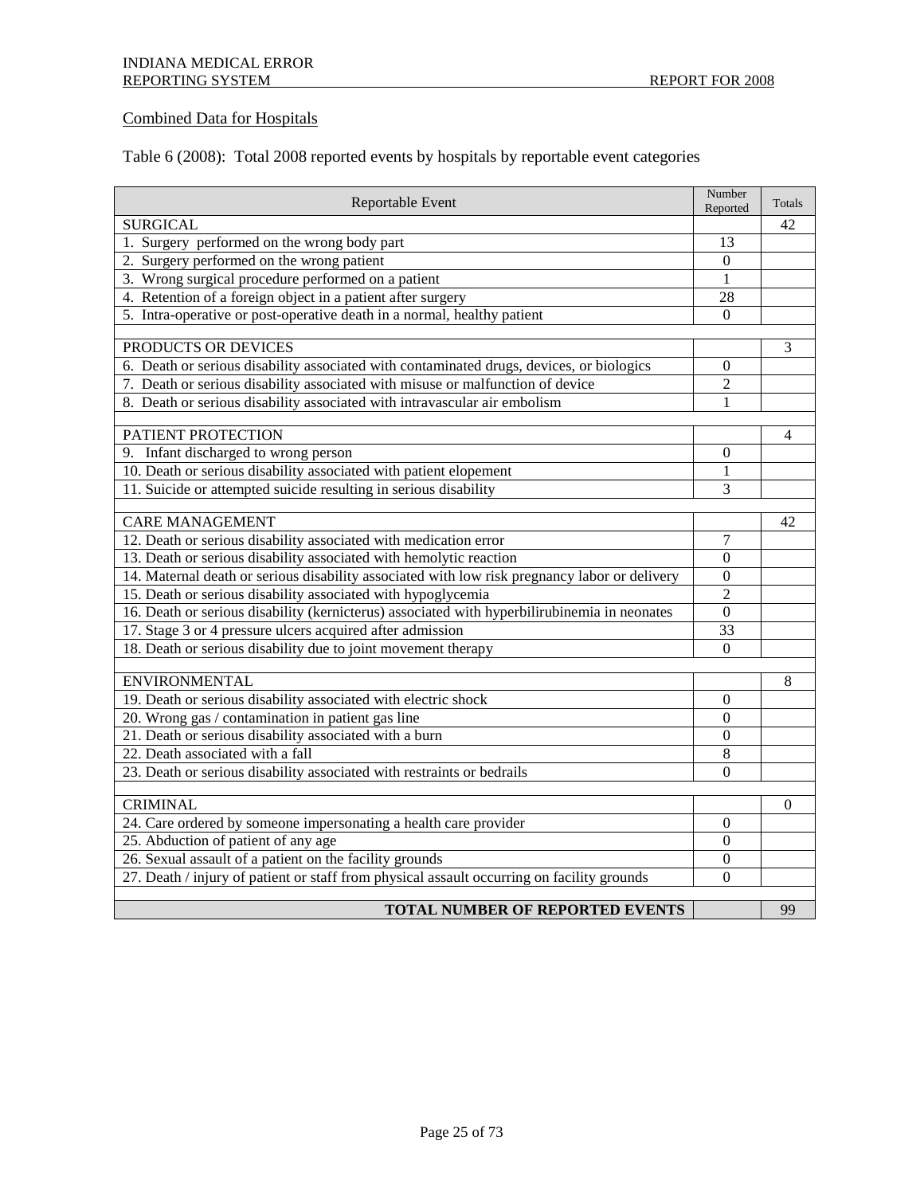## Combined Data for Hospitals

Table 6 (2008): Total 2008 reported events by hospitals by reportable event categories

| Reportable Event | Number Reported | Totals |
|---|---|---|
| SURGICAL | | 42 |
| 1. Surgery performed on the wrong body part | 13 | |
| 2. Surgery performed on the wrong patient | 0 | |
| 3. Wrong surgical procedure performed on a patient | 1 | |
| 4. Retention of a foreign object in a patient after surgery | 28 | |
| 5. Intra-operative or post-operative death in a normal, healthy patient | 0 | |
| | | |
| PRODUCTS OR DEVICES | | 3 |
| 6. Death or serious disability associated with contaminated drugs, devices, or biologics | 0 | |
| 7. Death or serious disability associated with misuse or malfunction of device | 2 | |
| 8. Death or serious disability associated with intravascular air embolism | 1 | |
| | | |
| PATIENT PROTECTION | | 4 |
| 9. Infant discharged to wrong person | 0 | |
| 10. Death or serious disability associated with patient elopement | 1 | |
| 11. Suicide or attempted suicide resulting in serious disability | 3 | |
| | | |
| CARE MANAGEMENT | | 42 |
| 12. Death or serious disability associated with medication error | 7 | |
| 13. Death or serious disability associated with hemolytic reaction | 0 | |
| 14. Maternal death or serious disability associated with low risk pregnancy labor or delivery | 0 | |
| 15. Death or serious disability associated with hypoglycemia | 2 | |
| 16. Death or serious disability (kernicterus) associated with hyperbilirubinemia in neonates | 0 | |
| 17. Stage 3 or 4 pressure ulcers acquired after admission | 33 | |
| 18. Death or serious disability due to joint movement therapy | 0 | |
| | | |
| ENVIRONMENTAL | | 8 |
| 19. Death or serious disability associated with electric shock | 0 | |
| 20. Wrong gas / contamination in patient gas line | 0 | |
| 21. Death or serious disability associated with a burn | 0 | |
| 22. Death associated with a fall | 8 | |
| 23. Death or serious disability associated with restraints or bedrails | 0 | |
| | | |
| CRIMINAL | | 0 |
| 24. Care ordered by someone impersonating a health care provider | 0 | |
| 25. Abduction of patient of any age | 0 | |
| 26. Sexual assault of a patient on the facility grounds | 0 | |
| 27. Death / injury of patient or staff from physical assault occurring on facility grounds | 0 | |
| | | |
| **TOTAL NUMBER OF REPORTED EVENTS** | | 99 |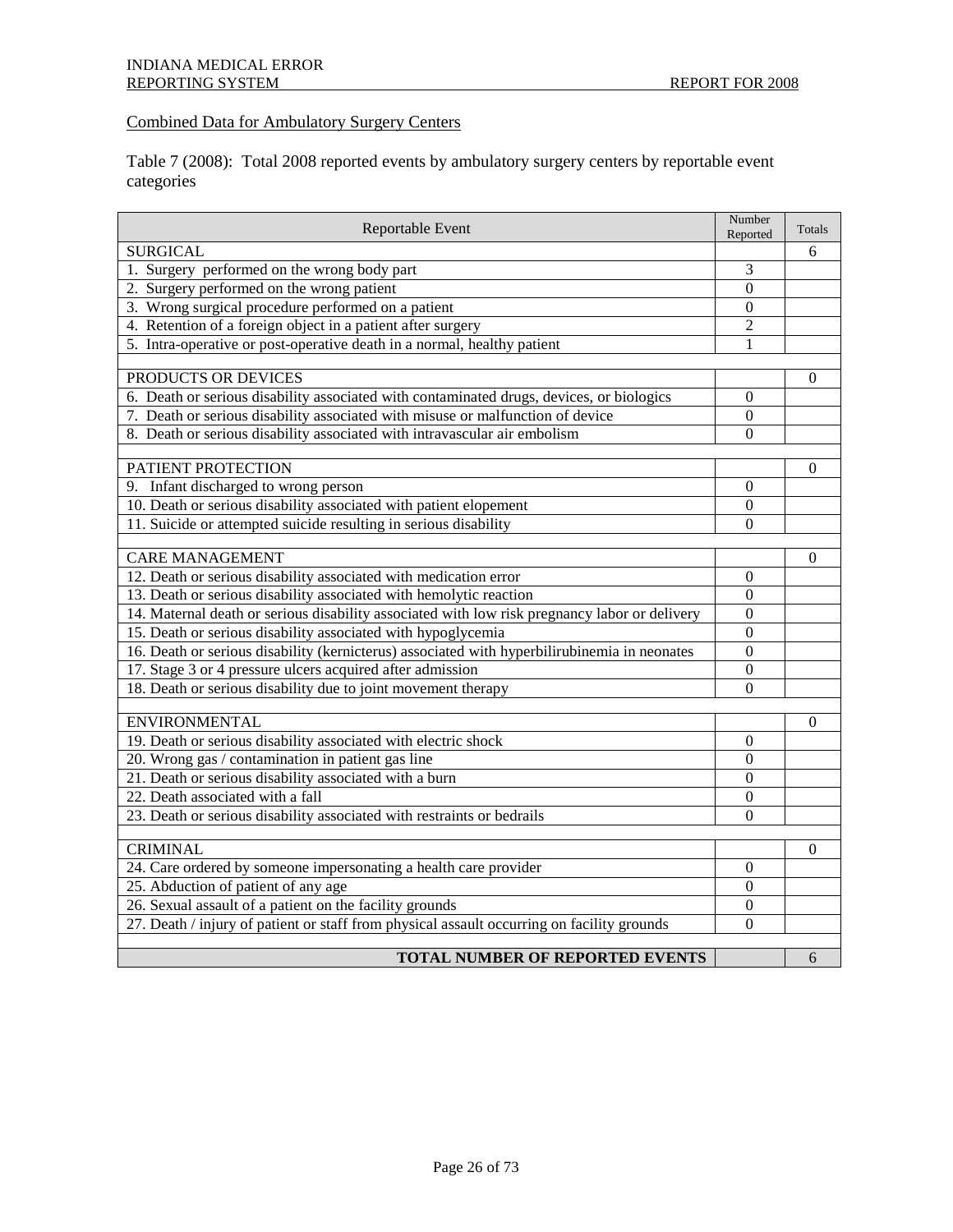## Combined Data for Ambulatory Surgery Centers

Table 7 (2008): Total 2008 reported events by ambulatory surgery centers by reportable event categories

| Reportable Event | Number Reported | Totals |
|---|---|---|
| SURGICAL | | 6 |
| 1. Surgery performed on the wrong body part | 3 | |
| 2. Surgery performed on the wrong patient | 0 | |
| 3. Wrong surgical procedure performed on a patient | 0 | |
| 4. Retention of a foreign object in a patient after surgery | 2 | |
| 5. Intra-operative or post-operative death in a normal, healthy patient | 1 | |
| | | |
| PRODUCTS OR DEVICES | | 0 |
| 6. Death or serious disability associated with contaminated drugs, devices, or biologics | 0 | |
| 7. Death or serious disability associated with misuse or malfunction of device | 0 | |
| 8. Death or serious disability associated with intravascular air embolism | 0 | |
| | | |
| PATIENT PROTECTION | | 0 |
| 9. Infant discharged to wrong person | 0 | |
| 10. Death or serious disability associated with patient elopement | 0 | |
| 11. Suicide or attempted suicide resulting in serious disability | 0 | |
| | | |
| CARE MANAGEMENT | | 0 |
| 12. Death or serious disability associated with medication error | 0 | |
| 13. Death or serious disability associated with hemolytic reaction | 0 | |
| 14. Maternal death or serious disability associated with low risk pregnancy labor or delivery | 0 | |
| 15. Death or serious disability associated with hypoglycemia | 0 | |
| 16. Death or serious disability (kernicterus) associated with hyperbilirubinemia in neonates | 0 | |
| 17. Stage 3 or 4 pressure ulcers acquired after admission | 0 | |
| 18. Death or serious disability due to joint movement therapy | 0 | |
| | | |
| ENVIRONMENTAL | | 0 |
| 19. Death or serious disability associated with electric shock | 0 | |
| 20. Wrong gas / contamination in patient gas line | 0 | |
| 21. Death or serious disability associated with a burn | 0 | |
| 22. Death associated with a fall | 0 | |
| 23. Death or serious disability associated with restraints or bedrails | 0 | |
| | | |
| CRIMINAL | | 0 |
| 24. Care ordered by someone impersonating a health care provider | 0 | |
| 25. Abduction of patient of any age | 0 | |
| 26. Sexual assault of a patient on the facility grounds | 0 | |
| 27. Death / injury of patient or staff from physical assault occurring on facility grounds | 0 | |
| | | |
| **TOTAL NUMBER OF REPORTED EVENTS** | | 6 |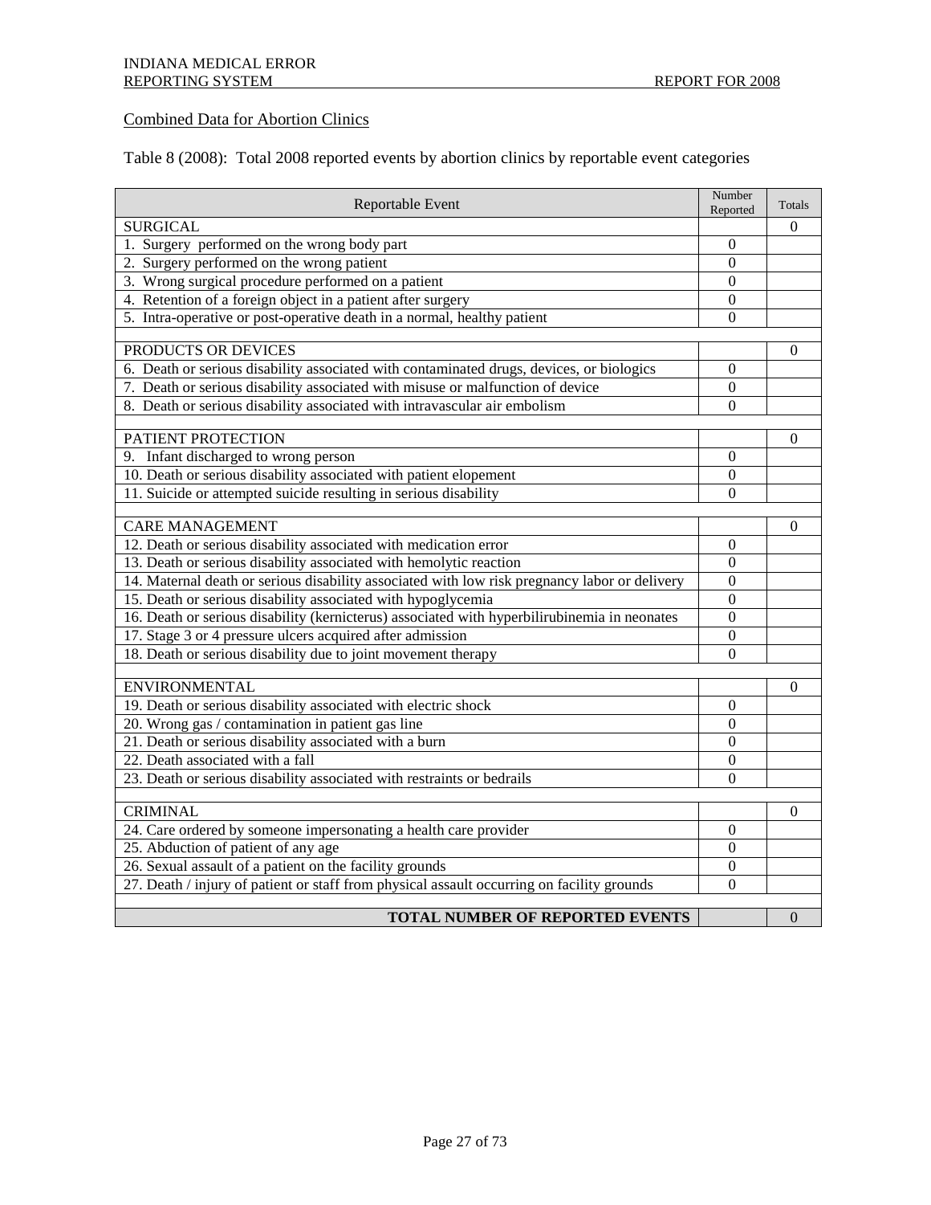## Combined Data for Abortion Clinics

Table 8 (2008): Total 2008 reported events by abortion clinics by reportable event categories

| Reportable Event | Number Reported | Totals |
|---|---|---|
| SURGICAL | | 0 |
| 1. Surgery performed on the wrong body part | 0 | |
| 2. Surgery performed on the wrong patient | 0 | |
| 3. Wrong surgical procedure performed on a patient | 0 | |
| 4. Retention of a foreign object in a patient after surgery | 0 | |
| 5. Intra-operative or post-operative death in a normal, healthy patient | 0 | |
| | | |
| PRODUCTS OR DEVICES | | 0 |
| 6. Death or serious disability associated with contaminated drugs, devices, or biologics | 0 | |
| 7. Death or serious disability associated with misuse or malfunction of device | 0 | |
| 8. Death or serious disability associated with intravascular air embolism | 0 | |
| | | |
| PATIENT PROTECTION | | 0 |
| 9. Infant discharged to wrong person | 0 | |
| 10. Death or serious disability associated with patient elopement | 0 | |
| 11. Suicide or attempted suicide resulting in serious disability | 0 | |
| | | |
| CARE MANAGEMENT | | 0 |
| 12. Death or serious disability associated with medication error | 0 | |
| 13. Death or serious disability associated with hemolytic reaction | 0 | |
| 14. Maternal death or serious disability associated with low risk pregnancy labor or delivery | 0 | |
| 15. Death or serious disability associated with hypoglycemia | 0 | |
| 16. Death or serious disability (kernicterus) associated with hyperbilirubinemia in neonates | 0 | |
| 17. Stage 3 or 4 pressure ulcers acquired after admission | 0 | |
| 18. Death or serious disability due to joint movement therapy | 0 | |
| | | |
| ENVIRONMENTAL | | 0 |
| 19. Death or serious disability associated with electric shock | 0 | |
| 20. Wrong gas / contamination in patient gas line | 0 | |
| 21. Death or serious disability associated with a burn | 0 | |
| 22. Death associated with a fall | 0 | |
| 23. Death or serious disability associated with restraints or bedrails | 0 | |
| | | |
| CRIMINAL | | 0 |
| 24. Care ordered by someone impersonating a health care provider | 0 | |
| 25. Abduction of patient of any age | 0 | |
| 26. Sexual assault of a patient on the facility grounds | 0 | |
| 27. Death / injury of patient or staff from physical assault occurring on facility grounds | 0 | |
| | | |
| **TOTAL NUMBER OF REPORTED EVENTS** | | 0 |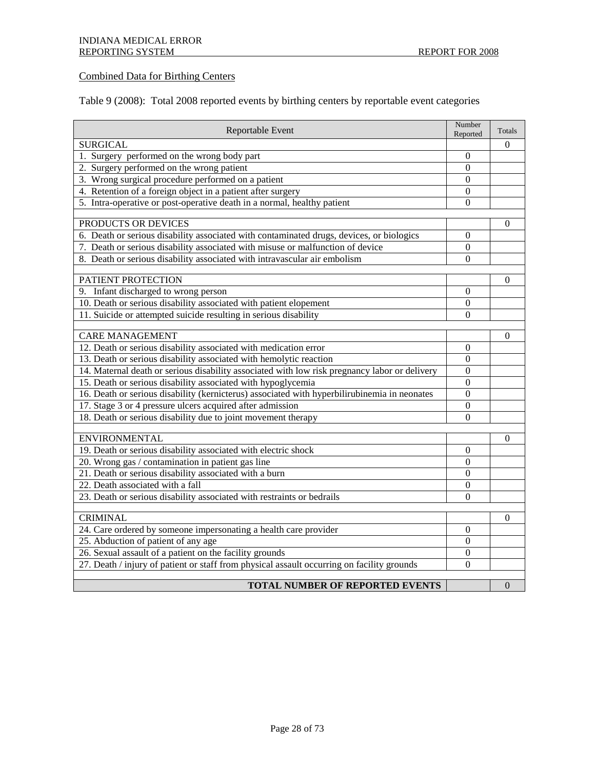## Combined Data for Birthing Centers

Table 9 (2008): Total 2008 reported events by birthing centers by reportable event categories

| Reportable Event | Number Reported | Totals |
|---|---|---|
| SURGICAL | | 0 |
| 1. Surgery performed on the wrong body part | 0 | |
| 2. Surgery performed on the wrong patient | 0 | |
| 3. Wrong surgical procedure performed on a patient | 0 | |
| 4. Retention of a foreign object in a patient after surgery | 0 | |
| 5. Intra-operative or post-operative death in a normal, healthy patient | 0 | |
| | | |
| PRODUCTS OR DEVICES | | 0 |
| 6. Death or serious disability associated with contaminated drugs, devices, or biologics | 0 | |
| 7. Death or serious disability associated with misuse or malfunction of device | 0 | |
| 8. Death or serious disability associated with intravascular air embolism | 0 | |
| | | |
| PATIENT PROTECTION | | 0 |
| 9. Infant discharged to wrong person | 0 | |
| 10. Death or serious disability associated with patient elopement | 0 | |
| 11. Suicide or attempted suicide resulting in serious disability | 0 | |
| | | |
| CARE MANAGEMENT | | 0 |
| 12. Death or serious disability associated with medication error | 0 | |
| 13. Death or serious disability associated with hemolytic reaction | 0 | |
| 14. Maternal death or serious disability associated with low risk pregnancy labor or delivery | 0 | |
| 15. Death or serious disability associated with hypoglycemia | 0 | |
| 16. Death or serious disability (kernicterus) associated with hyperbilirubinemia in neonates | 0 | |
| 17. Stage 3 or 4 pressure ulcers acquired after admission | 0 | |
| 18. Death or serious disability due to joint movement therapy | 0 | |
| | | |
| ENVIRONMENTAL | | 0 |
| 19. Death or serious disability associated with electric shock | 0 | |
| 20. Wrong gas / contamination in patient gas line | 0 | |
| 21. Death or serious disability associated with a burn | 0 | |
| 22. Death associated with a fall | 0 | |
| 23. Death or serious disability associated with restraints or bedrails | 0 | |
| | | |
| CRIMINAL | | 0 |
| 24. Care ordered by someone impersonating a health care provider | 0 | |
| 25. Abduction of patient of any age | 0 | |
| 26. Sexual assault of a patient on the facility grounds | 0 | |
| 27. Death / injury of patient or staff from physical assault occurring on facility grounds | 0 | |
| | | |
| **TOTAL NUMBER OF REPORTED EVENTS** | | 0 |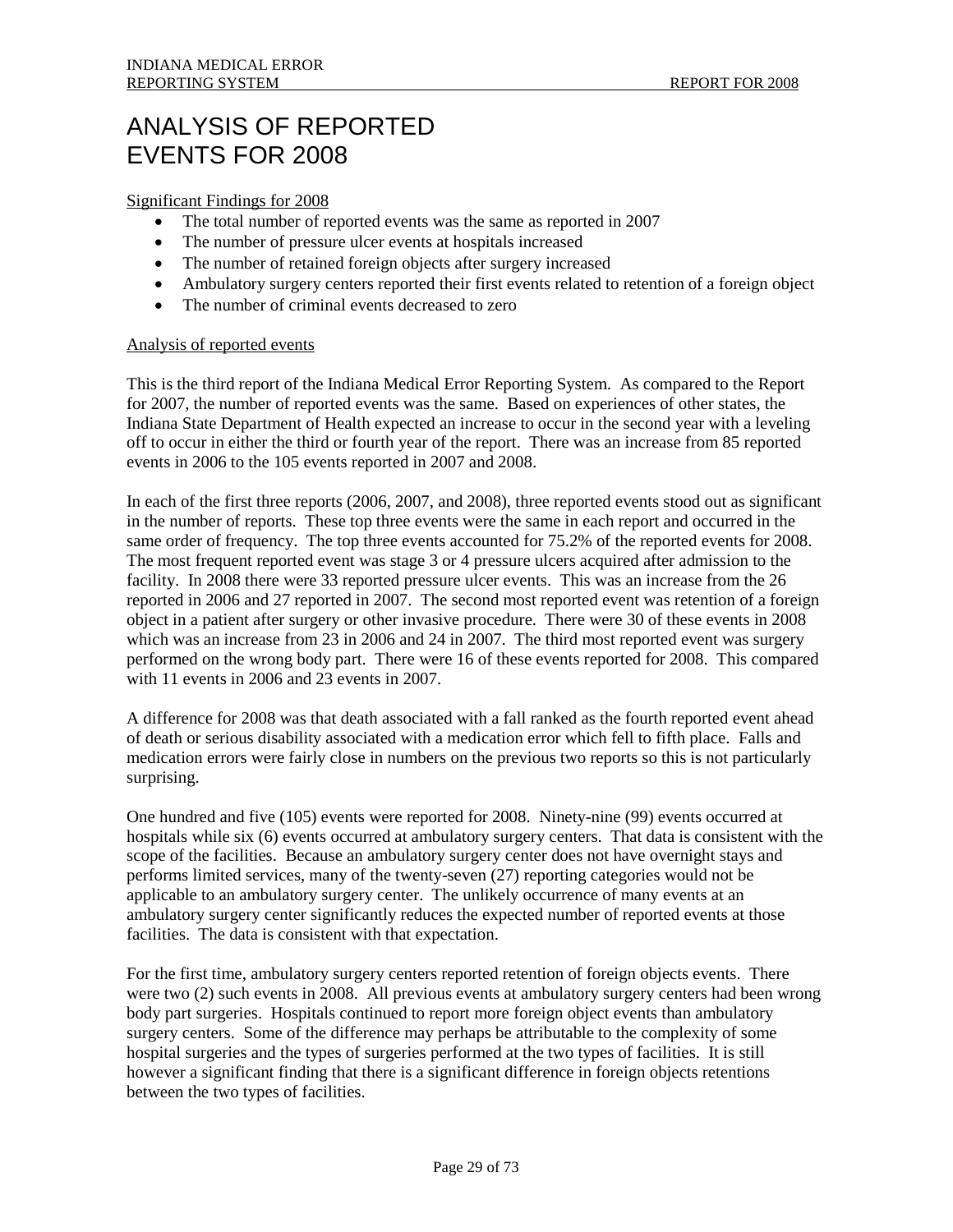# ANALYSIS OF REPORTED EVENTS FOR 2008

Significant Findings for 2008

- The total number of reported events was the same as reported in 2007
- The number of pressure ulcer events at hospitals increased
- The number of retained foreign objects after surgery increased
- Ambulatory surgery centers reported their first events related to retention of a foreign object
- The number of criminal events decreased to zero

Analysis of reported events

This is the third report of the Indiana Medical Error Reporting System. As compared to the Report for 2007, the number of reported events was the same. Based on experiences of other states, the Indiana State Department of Health expected an increase to occur in the second year with a leveling off to occur in either the third or fourth year of the report. There was an increase from 85 reported events in 2006 to the 105 events reported in 2007 and 2008.

In each of the first three reports (2006, 2007, and 2008), three reported events stood out as significant in the number of reports. These top three events were the same in each report and occurred in the same order of frequency. The top three events accounted for 75.2% of the reported events for 2008. The most frequent reported event was stage 3 or 4 pressure ulcers acquired after admission to the facility. In 2008 there were 33 reported pressure ulcer events. This was an increase from the 26 reported in 2006 and 27 reported in 2007. The second most reported event was retention of a foreign object in a patient after surgery or other invasive procedure. There were 30 of these events in 2008 which was an increase from 23 in 2006 and 24 in 2007. The third most reported event was surgery performed on the wrong body part. There were 16 of these events reported for 2008. This compared with 11 events in 2006 and 23 events in 2007.

A difference for 2008 was that death associated with a fall ranked as the fourth reported event ahead of death or serious disability associated with a medication error which fell to fifth place. Falls and medication errors were fairly close in numbers on the previous two reports so this is not particularly surprising.

One hundred and five (105) events were reported for 2008. Ninety-nine (99) events occurred at hospitals while six (6) events occurred at ambulatory surgery centers. That data is consistent with the scope of the facilities. Because an ambulatory surgery center does not have overnight stays and performs limited services, many of the twenty-seven (27) reporting categories would not be applicable to an ambulatory surgery center. The unlikely occurrence of many events at an ambulatory surgery center significantly reduces the expected number of reported events at those facilities. The data is consistent with that expectation.

For the first time, ambulatory surgery centers reported retention of foreign objects events. There were two (2) such events in 2008. All previous events at ambulatory surgery centers had been wrong body part surgeries. Hospitals continued to report more foreign object events than ambulatory surgery centers. Some of the difference may perhaps be attributable to the complexity of some hospital surgeries and the types of surgeries performed at the two types of facilities. It is still however a significant finding that there is a significant difference in foreign objects retentions between the two types of facilities.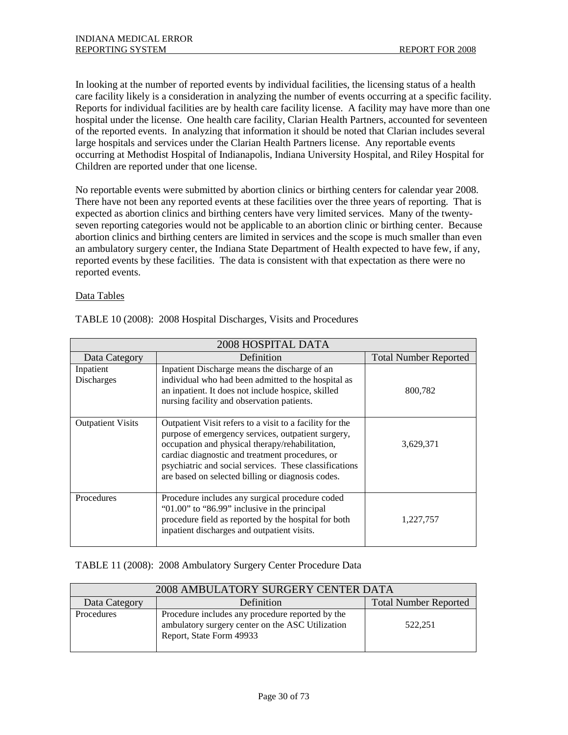In looking at the number of reported events by individual facilities, the licensing status of a health care facility likely is a consideration in analyzing the number of events occurring at a specific facility. Reports for individual facilities are by health care facility license. A facility may have more than one hospital under the license. One health care facility, Clarian Health Partners, accounted for seventeen of the reported events. In analyzing that information it should be noted that Clarian includes several large hospitals and services under the Clarian Health Partners license. Any reportable events occurring at Methodist Hospital of Indianapolis, Indiana University Hospital, and Riley Hospital for Children are reported under that one license.

No reportable events were submitted by abortion clinics or birthing centers for calendar year 2008. There have not been any reported events at these facilities over the three years of reporting. That is expected as abortion clinics and birthing centers have very limited services. Many of the twenty-seven reporting categories would not be applicable to an abortion clinic or birthing center. Because abortion clinics and birthing centers are limited in services and the scope is much smaller than even an ambulatory surgery center, the Indiana State Department of Health expected to have few, if any, reported events by these facilities. The data is consistent with that expectation as there were no reported events.

Data Tables

TABLE 10 (2008): 2008 Hospital Discharges, Visits and Procedures

| 2008 HOSPITAL DATA | | |
|---|---|---|
| Data Category | Definition | Total Number Reported |
| Inpatient Discharges | Inpatient Discharge means the discharge of an individual who had been admitted to the hospital as an inpatient. It does not include hospice, skilled nursing facility and observation patients. | 800,782 |
| Outpatient Visits | Outpatient Visit refers to a visit to a facility for the purpose of emergency services, outpatient surgery, occupation and physical therapy/rehabilitation, cardiac diagnostic and treatment procedures, or psychiatric and social services. These classifications are based on selected billing or diagnosis codes. | 3,629,371 |
| Procedures | Procedure includes any surgical procedure coded "01.00" to "86.99" inclusive in the principal procedure field as reported by the hospital for both inpatient discharges and outpatient visits. | 1,227,757 |

TABLE 11 (2008): 2008 Ambulatory Surgery Center Procedure Data

| 2008 AMBULATORY SURGERY CENTER DATA | | |
|---|---|---|
| Data Category | Definition | Total Number Reported |
| Procedures | Procedure includes any procedure reported by the ambulatory surgery center on the ASC Utilization Report, State Form 49933 | 522,251 |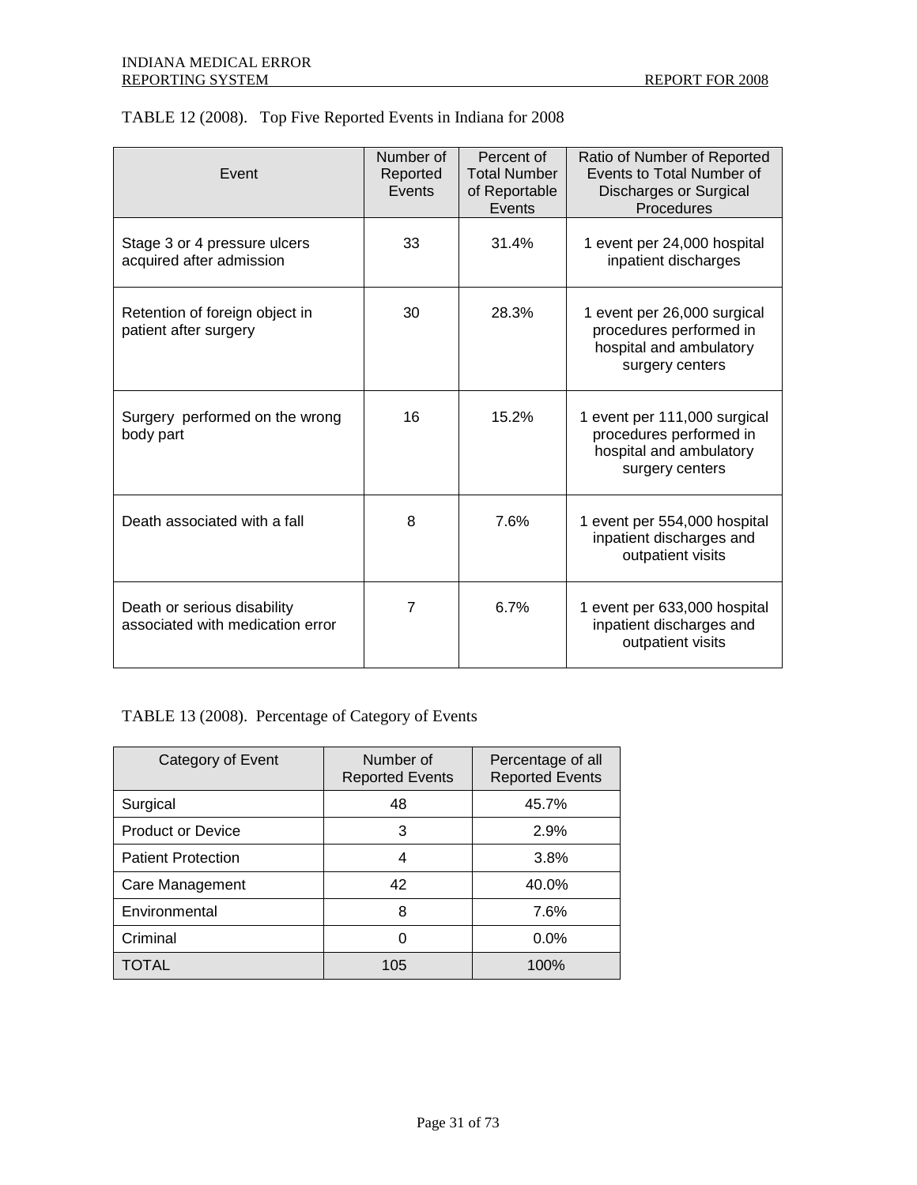TABLE 12 (2008). Top Five Reported Events in Indiana for 2008

| Event | Number of Reported Events | Percent of Total Number of Reportable Events | Ratio of Number of Reported Events to Total Number of Discharges or Surgical Procedures |
|---|---|---|---|
| Stage 3 or 4 pressure ulcers acquired after admission | 33 | 31.4% | 1 event per 24,000 hospital inpatient discharges |
| Retention of foreign object in patient after surgery | 30 | 28.3% | 1 event per 26,000 surgical procedures performed in hospital and ambulatory surgery centers |
| Surgery performed on the wrong body part | 16 | 15.2% | 1 event per 111,000 surgical procedures performed in hospital and ambulatory surgery centers |
| Death associated with a fall | 8 | 7.6% | 1 event per 554,000 hospital inpatient discharges and outpatient visits |
| Death or serious disability associated with medication error | 7 | 6.7% | 1 event per 633,000 hospital inpatient discharges and outpatient visits |

TABLE 13 (2008). Percentage of Category of Events

| Category of Event | Number of Reported Events | Percentage of all Reported Events |
|---|---|---|
| Surgical | 48 | 45.7% |
| Product or Device | 3 | 2.9% |
| Patient Protection | 4 | 3.8% |
| Care Management | 42 | 40.0% |
| Environmental | 8 | 7.6% |
| Criminal | 0 | 0.0% |
| TOTAL | 105 | 100% |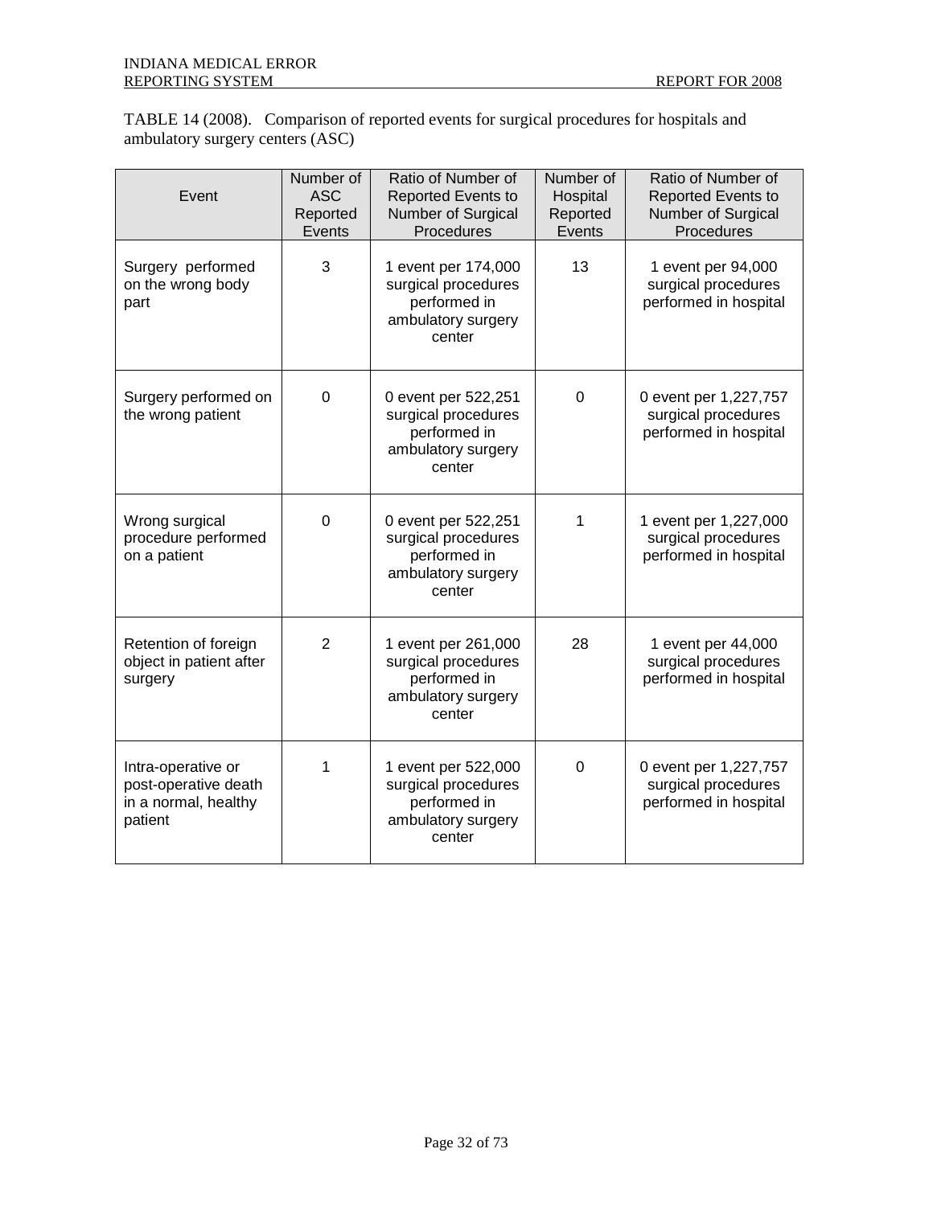TABLE 14 (2008). Comparison of reported events for surgical procedures for hospitals and ambulatory surgery centers (ASC)

| Event | Number of ASC Reported Events | Ratio of Number of Reported Events to Number of Surgical Procedures | Number of Hospital Reported Events | Ratio of Number of Reported Events to Number of Surgical Procedures |
|---|---|---|---|---|
| Surgery performed on the wrong body part | 3 | 1 event per 174,000 surgical procedures performed in ambulatory surgery center | 13 | 1 event per 94,000 surgical procedures performed in hospital |
| Surgery performed on the wrong patient | 0 | 0 event per 522,251 surgical procedures performed in ambulatory surgery center | 0 | 0 event per 1,227,757 surgical procedures performed in hospital |
| Wrong surgical procedure performed on a patient | 0 | 0 event per 522,251 surgical procedures performed in ambulatory surgery center | 1 | 1 event per 1,227,000 surgical procedures performed in hospital |
| Retention of foreign object in patient after surgery | 2 | 1 event per 261,000 surgical procedures performed in ambulatory surgery center | 28 | 1 event per 44,000 surgical procedures performed in hospital |
| Intra-operative or post-operative death in a normal, healthy patient | 1 | 1 event per 522,000 surgical procedures performed in ambulatory surgery center | 0 | 0 event per 1,227,757 surgical procedures performed in hospital |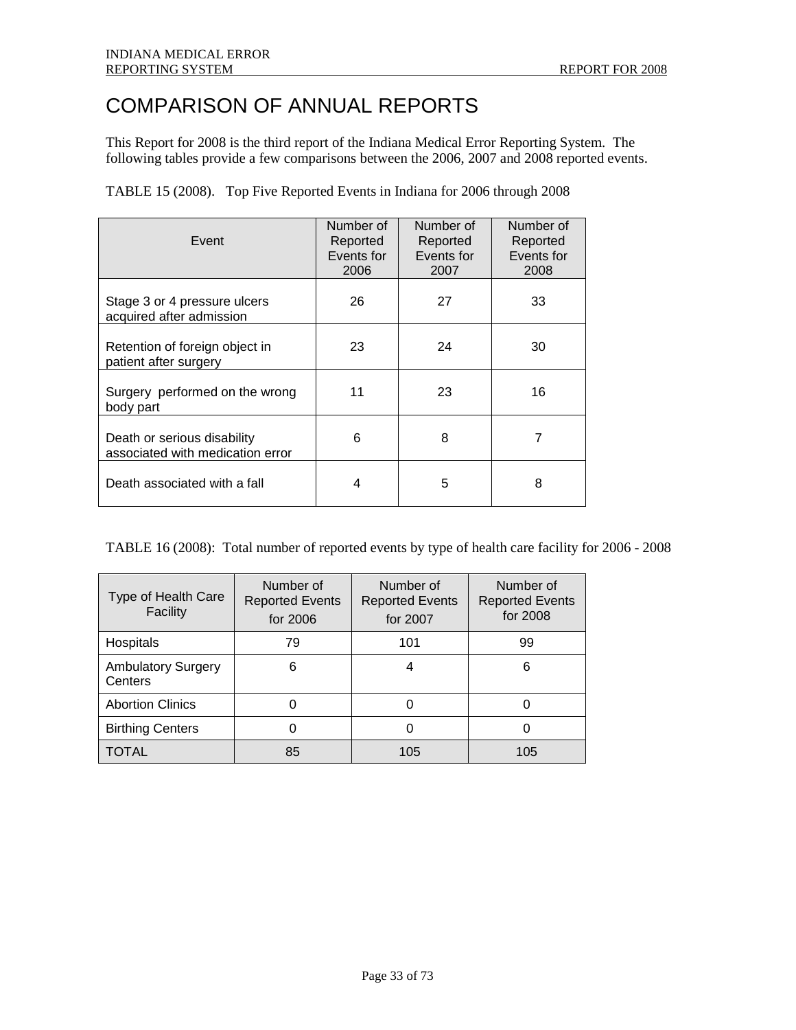# COMPARISON OF ANNUAL REPORTS

This Report for 2008 is the third report of the Indiana Medical Error Reporting System. The following tables provide a few comparisons between the 2006, 2007 and 2008 reported events.

TABLE 15 (2008). Top Five Reported Events in Indiana for 2006 through 2008

| Event | Number of Reported Events for 2006 | Number of Reported Events for 2007 | Number of Reported Events for 2008 |
|---|---|---|---|
| Stage 3 or 4 pressure ulcers acquired after admission | 26 | 27 | 33 |
| Retention of foreign object in patient after surgery | 23 | 24 | 30 |
| Surgery performed on the wrong body part | 11 | 23 | 16 |
| Death or serious disability associated with medication error | 6 | 8 | 7 |
| Death associated with a fall | 4 | 5 | 8 |

TABLE 16 (2008): Total number of reported events by type of health care facility for 2006 - 2008

| Type of Health Care Facility | Number of Reported Events for 2006 | Number of Reported Events for 2007 | Number of Reported Events for 2008 |
|---|---|---|---|
| Hospitals | 79 | 101 | 99 |
| Ambulatory Surgery Centers | 6 | 4 | 6 |
| Abortion Clinics | 0 | 0 | 0 |
| Birthing Centers | 0 | 0 | 0 |
| TOTAL | 85 | 105 | 105 |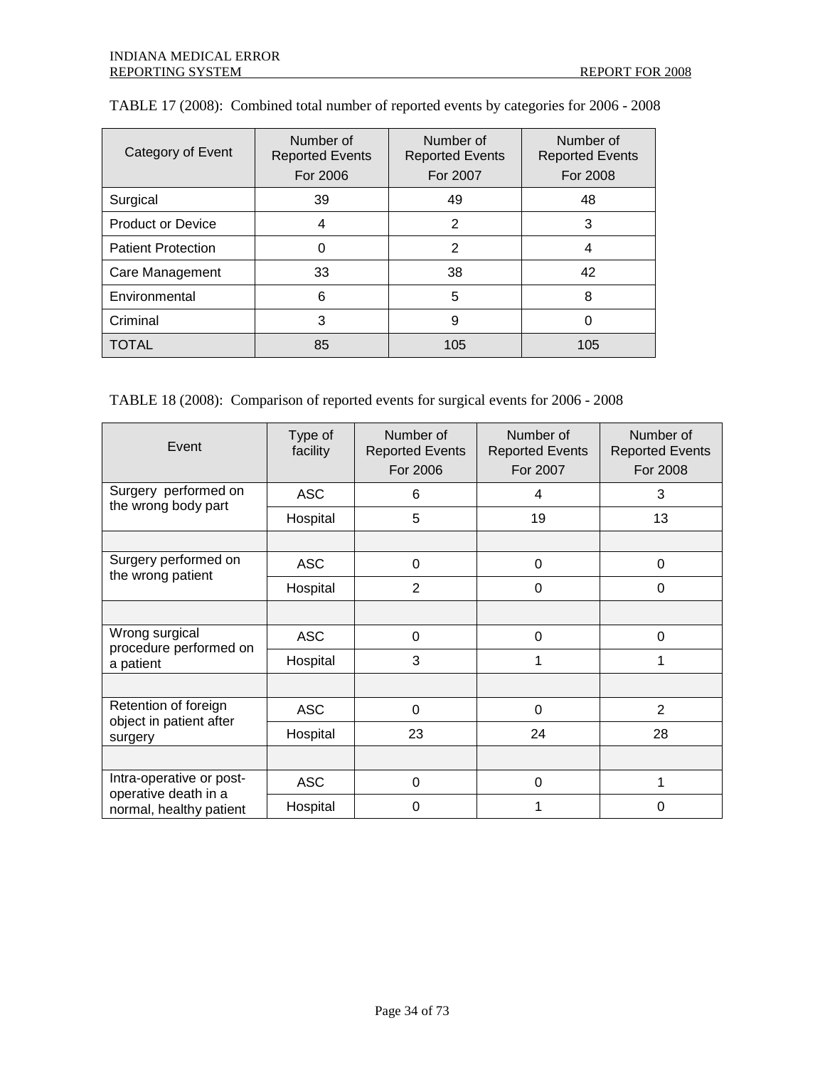TABLE 17 (2008): Combined total number of reported events by categories for 2006 - 2008

| Category of Event | Number of Reported Events For 2006 | Number of Reported Events For 2007 | Number of Reported Events For 2008 |
|---|---|---|---|
| Surgical | 39 | 49 | 48 |
| Product or Device | 4 | 2 | 3 |
| Patient Protection | 0 | 2 | 4 |
| Care Management | 33 | 38 | 42 |
| Environmental | 6 | 5 | 8 |
| Criminal | 3 | 9 | 0 |
| TOTAL | 85 | 105 | 105 |

TABLE 18 (2008): Comparison of reported events for surgical events for 2006 - 2008

| Event | Type of facility | Number of Reported Events For 2006 | Number of Reported Events For 2007 | Number of Reported Events For 2008 |
|---|---|---|---|---|
| Surgery performed on the wrong body part | ASC | 6 | 4 | 3 |
| | Hospital | 5 | 19 | 13 |
| | | | | |
| Surgery performed on the wrong patient | ASC | 0 | 0 | 0 |
| | Hospital | 2 | 0 | 0 |
| | | | | |
| Wrong surgical procedure performed on a patient | ASC | 0 | 0 | 0 |
| | Hospital | 3 | 1 | 1 |
| | | | | |
| Retention of foreign object in patient after surgery | ASC | 0 | 0 | 2 |
| | Hospital | 23 | 24 | 28 |
| | | | | |
| Intra-operative or post-operative death in a normal, healthy patient | ASC | 0 | 0 | 1 |
| | Hospital | 0 | 1 | 0 |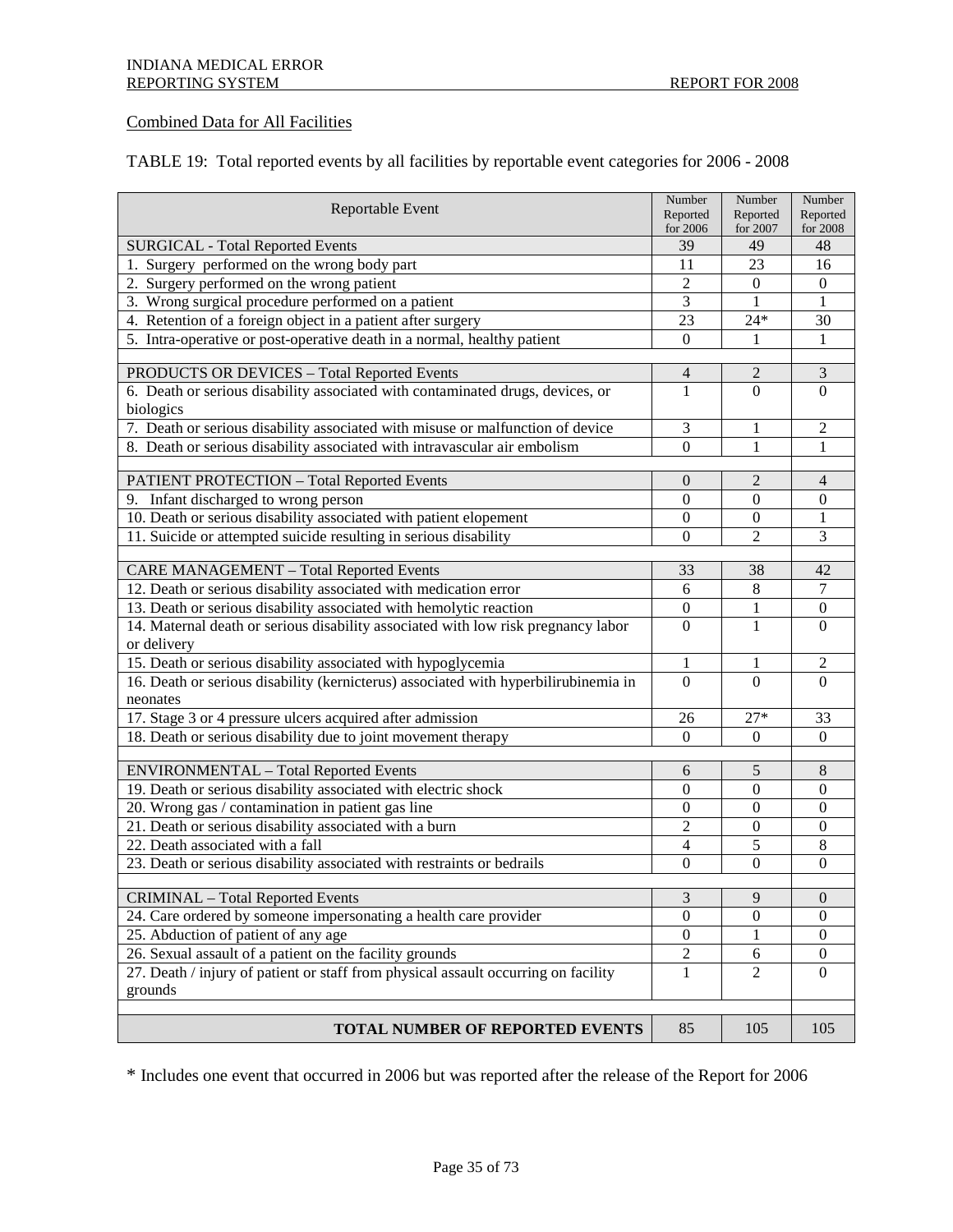## Combined Data for All Facilities

TABLE 19: Total reported events by all facilities by reportable event categories for 2006 - 2008

| Reportable Event | Number Reported for 2006 | Number Reported for 2007 | Number Reported for 2008 |
|---|---|---|---|
| SURGICAL - Total Reported Events | 39 | 49 | 48 |
| 1. Surgery performed on the wrong body part | 11 | 23 | 16 |
| 2. Surgery performed on the wrong patient | 2 | 0 | 0 |
| 3. Wrong surgical procedure performed on a patient | 3 | 1 | 1 |
| 4. Retention of a foreign object in a patient after surgery | 23 | 24* | 30 |
| 5. Intra-operative or post-operative death in a normal, healthy patient | 0 | 1 | 1 |
| | | | |
| PRODUCTS OR DEVICES – Total Reported Events | 4 | 2 | 3 |
| 6. Death or serious disability associated with contaminated drugs, devices, or biologics | 1 | 0 | 0 |
| 7. Death or serious disability associated with misuse or malfunction of device | 3 | 1 | 2 |
| 8. Death or serious disability associated with intravascular air embolism | 0 | 1 | 1 |
| | | | |
| PATIENT PROTECTION – Total Reported Events | 0 | 2 | 4 |
| 9. Infant discharged to wrong person | 0 | 0 | 0 |
| 10. Death or serious disability associated with patient elopement | 0 | 0 | 1 |
| 11. Suicide or attempted suicide resulting in serious disability | 0 | 2 | 3 |
| | | | |
| CARE MANAGEMENT – Total Reported Events | 33 | 38 | 42 |
| 12. Death or serious disability associated with medication error | 6 | 8 | 7 |
| 13. Death or serious disability associated with hemolytic reaction | 0 | 1 | 0 |
| 14. Maternal death or serious disability associated with low risk pregnancy labor or delivery | 0 | 1 | 0 |
| 15. Death or serious disability associated with hypoglycemia | 1 | 1 | 2 |
| 16. Death or serious disability (kernicterus) associated with hyperbilirubinemia in neonates | 0 | 0 | 0 |
| 17. Stage 3 or 4 pressure ulcers acquired after admission | 26 | 27* | 33 |
| 18. Death or serious disability due to joint movement therapy | 0 | 0 | 0 |
| | | | |
| ENVIRONMENTAL – Total Reported Events | 6 | 5 | 8 |
| 19. Death or serious disability associated with electric shock | 0 | 0 | 0 |
| 20. Wrong gas / contamination in patient gas line | 0 | 0 | 0 |
| 21. Death or serious disability associated with a burn | 2 | 0 | 0 |
| 22. Death associated with a fall | 4 | 5 | 8 |
| 23. Death or serious disability associated with restraints or bedrails | 0 | 0 | 0 |
| | | | |
| CRIMINAL – Total Reported Events | 3 | 9 | 0 |
| 24. Care ordered by someone impersonating a health care provider | 0 | 0 | 0 |
| 25. Abduction of patient of any age | 0 | 1 | 0 |
| 26. Sexual assault of a patient on the facility grounds | 2 | 6 | 0 |
| 27. Death / injury of patient or staff from physical assault occurring on facility grounds | 1 | 2 | 0 |
| | | | |
| **TOTAL NUMBER OF REPORTED EVENTS** | 85 | 105 | 105 |

* Includes one event that occurred in 2006 but was reported after the release of the Report for 2006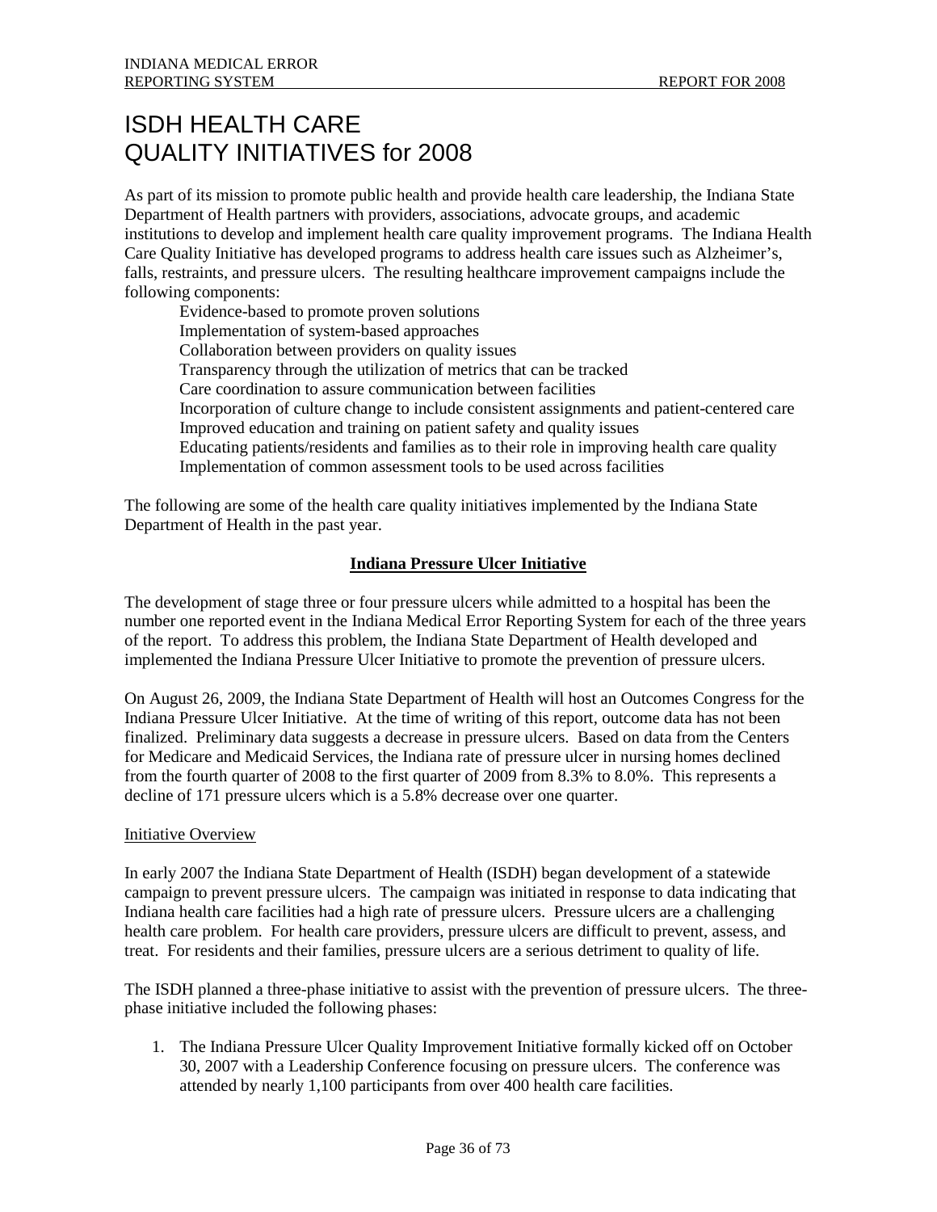# ISDH HEALTH CARE QUALITY INITIATIVES for 2008

As part of its mission to promote public health and provide health care leadership, the Indiana State Department of Health partners with providers, associations, advocate groups, and academic institutions to develop and implement health care quality improvement programs. The Indiana Health Care Quality Initiative has developed programs to address health care issues such as Alzheimer's, falls, restraints, and pressure ulcers. The resulting healthcare improvement campaigns include the following components:

- Evidence-based to promote proven solutions
- Implementation of system-based approaches
- Collaboration between providers on quality issues
- Transparency through the utilization of metrics that can be tracked
- Care coordination to assure communication between facilities
- Incorporation of culture change to include consistent assignments and patient-centered care
- Improved education and training on patient safety and quality issues
- Educating patients/residents and families as to their role in improving health care quality
- Implementation of common assessment tools to be used across facilities

The following are some of the health care quality initiatives implemented by the Indiana State Department of Health in the past year.

## Indiana Pressure Ulcer Initiative

The development of stage three or four pressure ulcers while admitted to a hospital has been the number one reported event in the Indiana Medical Error Reporting System for each of the three years of the report. To address this problem, the Indiana State Department of Health developed and implemented the Indiana Pressure Ulcer Initiative to promote the prevention of pressure ulcers.

On August 26, 2009, the Indiana State Department of Health will host an Outcomes Congress for the Indiana Pressure Ulcer Initiative. At the time of writing of this report, outcome data has not been finalized. Preliminary data suggests a decrease in pressure ulcers. Based on data from the Centers for Medicare and Medicaid Services, the Indiana rate of pressure ulcer in nursing homes declined from the fourth quarter of 2008 to the first quarter of 2009 from 8.3% to 8.0%. This represents a decline of 171 pressure ulcers which is a 5.8% decrease over one quarter.

### Initiative Overview

In early 2007 the Indiana State Department of Health (ISDH) began development of a statewide campaign to prevent pressure ulcers. The campaign was initiated in response to data indicating that Indiana health care facilities had a high rate of pressure ulcers. Pressure ulcers are a challenging health care problem. For health care providers, pressure ulcers are difficult to prevent, assess, and treat. For residents and their families, pressure ulcers are a serious detriment to quality of life.

The ISDH planned a three-phase initiative to assist with the prevention of pressure ulcers. The three-phase initiative included the following phases:

1. The Indiana Pressure Ulcer Quality Improvement Initiative formally kicked off on October 30, 2007 with a Leadership Conference focusing on pressure ulcers. The conference was attended by nearly 1,100 participants from over 400 health care facilities.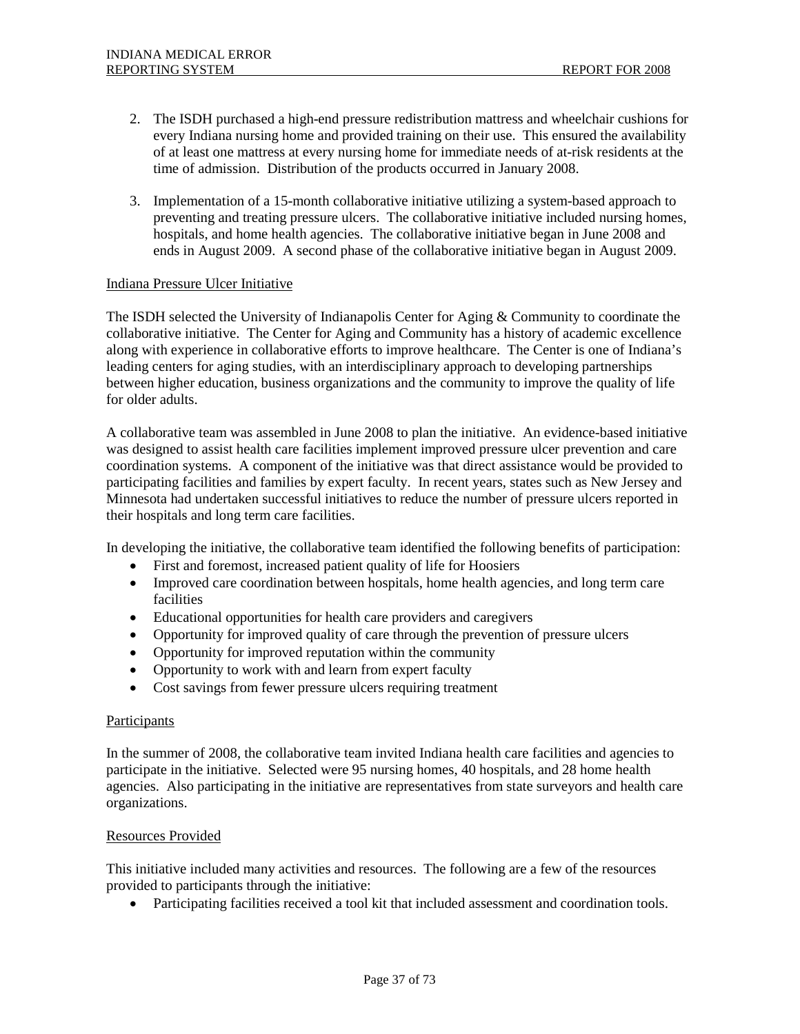2. The ISDH purchased a high-end pressure redistribution mattress and wheelchair cushions for every Indiana nursing home and provided training on their use. This ensured the availability of at least one mattress at every nursing home for immediate needs of at-risk residents at the time of admission. Distribution of the products occurred in January 2008.

3. Implementation of a 15-month collaborative initiative utilizing a system-based approach to preventing and treating pressure ulcers. The collaborative initiative included nursing homes, hospitals, and home health agencies. The collaborative initiative began in June 2008 and ends in August 2009. A second phase of the collaborative initiative began in August 2009.

## Indiana Pressure Ulcer Initiative

The ISDH selected the University of Indianapolis Center for Aging & Community to coordinate the collaborative initiative. The Center for Aging and Community has a history of academic excellence along with experience in collaborative efforts to improve healthcare. The Center is one of Indiana's leading centers for aging studies, with an interdisciplinary approach to developing partnerships between higher education, business organizations and the community to improve the quality of life for older adults.

A collaborative team was assembled in June 2008 to plan the initiative. An evidence-based initiative was designed to assist health care facilities implement improved pressure ulcer prevention and care coordination systems. A component of the initiative was that direct assistance would be provided to participating facilities and families by expert faculty. In recent years, states such as New Jersey and Minnesota had undertaken successful initiatives to reduce the number of pressure ulcers reported in their hospitals and long term care facilities.

In developing the initiative, the collaborative team identified the following benefits of participation:

- First and foremost, increased patient quality of life for Hoosiers
- Improved care coordination between hospitals, home health agencies, and long term care facilities
- Educational opportunities for health care providers and caregivers
- Opportunity for improved quality of care through the prevention of pressure ulcers
- Opportunity for improved reputation within the community
- Opportunity to work with and learn from expert faculty
- Cost savings from fewer pressure ulcers requiring treatment

## Participants

In the summer of 2008, the collaborative team invited Indiana health care facilities and agencies to participate in the initiative. Selected were 95 nursing homes, 40 hospitals, and 28 home health agencies. Also participating in the initiative are representatives from state surveyors and health care organizations.

## Resources Provided

This initiative included many activities and resources. The following are a few of the resources provided to participants through the initiative:

- Participating facilities received a tool kit that included assessment and coordination tools.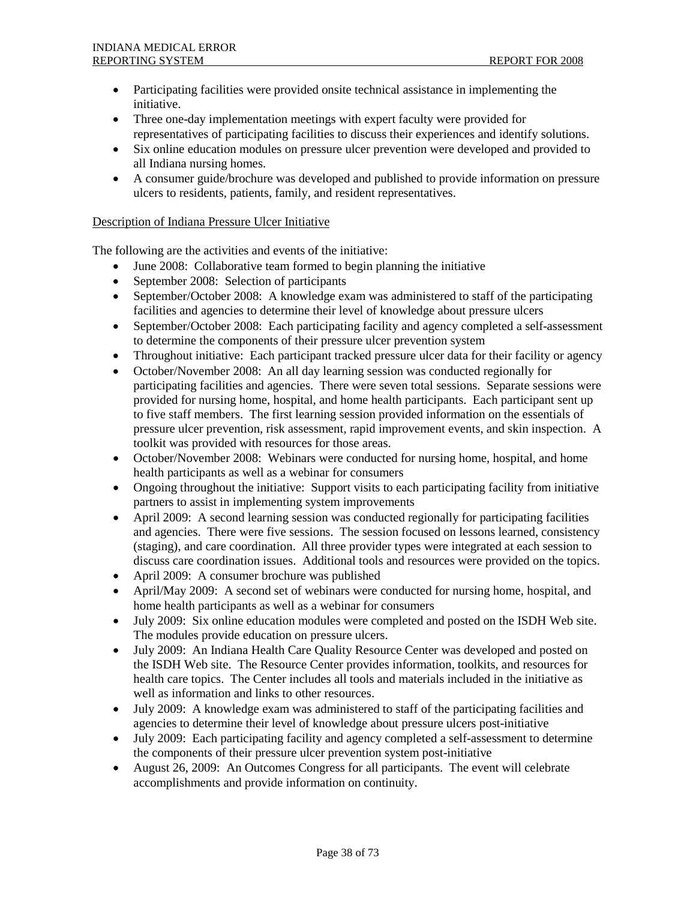- Participating facilities were provided onsite technical assistance in implementing the initiative.
- Three one-day implementation meetings with expert faculty were provided for representatives of participating facilities to discuss their experiences and identify solutions.
- Six online education modules on pressure ulcer prevention were developed and provided to all Indiana nursing homes.
- A consumer guide/brochure was developed and published to provide information on pressure ulcers to residents, patients, family, and resident representatives.

<u>Description of Indiana Pressure Ulcer Initiative</u>

The following are the activities and events of the initiative:

- June 2008: Collaborative team formed to begin planning the initiative
- September 2008: Selection of participants
- September/October 2008: A knowledge exam was administered to staff of the participating facilities and agencies to determine their level of knowledge about pressure ulcers
- September/October 2008: Each participating facility and agency completed a self-assessment to determine the components of their pressure ulcer prevention system
- Throughout initiative: Each participant tracked pressure ulcer data for their facility or agency
- October/November 2008: An all day learning session was conducted regionally for participating facilities and agencies. There were seven total sessions. Separate sessions were provided for nursing home, hospital, and home health participants. Each participant sent up to five staff members. The first learning session provided information on the essentials of pressure ulcer prevention, risk assessment, rapid improvement events, and skin inspection. A toolkit was provided with resources for those areas.
- October/November 2008: Webinars were conducted for nursing home, hospital, and home health participants as well as a webinar for consumers
- Ongoing throughout the initiative: Support visits to each participating facility from initiative partners to assist in implementing system improvements
- April 2009: A second learning session was conducted regionally for participating facilities and agencies. There were five sessions. The session focused on lessons learned, consistency (staging), and care coordination. All three provider types were integrated at each session to discuss care coordination issues. Additional tools and resources were provided on the topics.
- April 2009: A consumer brochure was published
- April/May 2009: A second set of webinars were conducted for nursing home, hospital, and home health participants as well as a webinar for consumers
- July 2009: Six online education modules were completed and posted on the ISDH Web site. The modules provide education on pressure ulcers.
- July 2009: An Indiana Health Care Quality Resource Center was developed and posted on the ISDH Web site. The Resource Center provides information, toolkits, and resources for health care topics. The Center includes all tools and materials included in the initiative as well as information and links to other resources.
- July 2009: A knowledge exam was administered to staff of the participating facilities and agencies to determine their level of knowledge about pressure ulcers post-initiative
- July 2009: Each participating facility and agency completed a self-assessment to determine the components of their pressure ulcer prevention system post-initiative
- August 26, 2009: An Outcomes Congress for all participants. The event will celebrate accomplishments and provide information on continuity.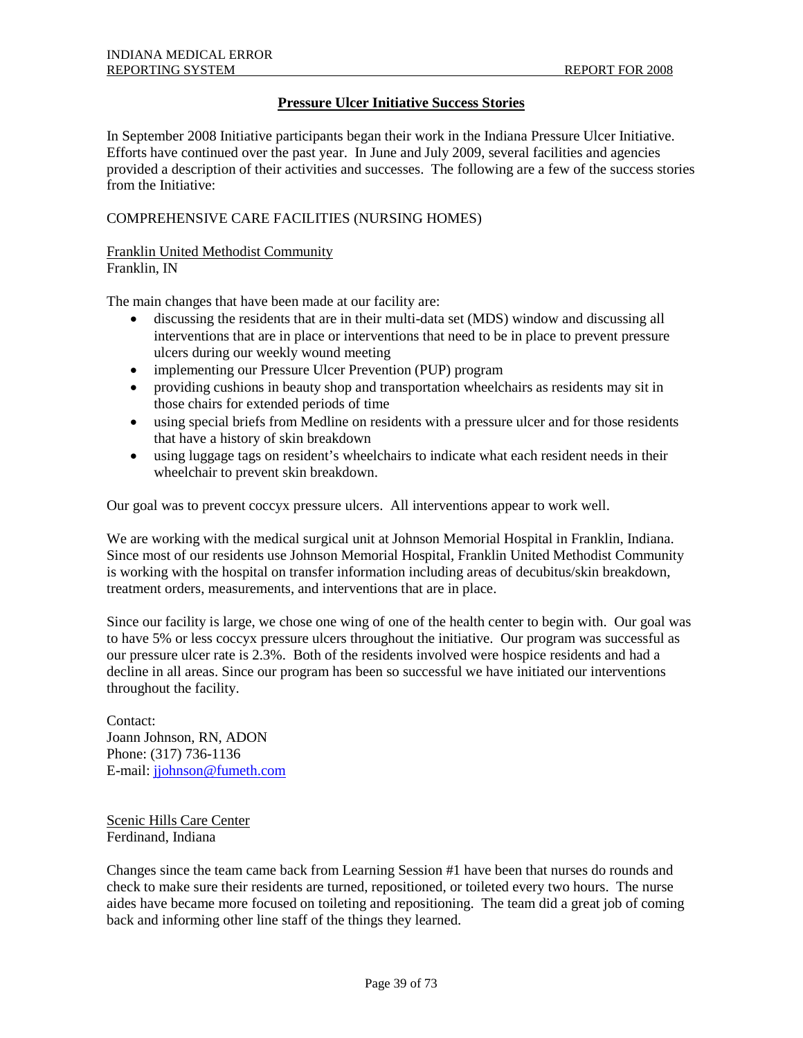## Pressure Ulcer Initiative Success Stories

In September 2008 Initiative participants began their work in the Indiana Pressure Ulcer Initiative. Efforts have continued over the past year. In June and July 2009, several facilities and agencies provided a description of their activities and successes. The following are a few of the success stories from the Initiative:

### COMPREHENSIVE CARE FACILITIES (NURSING HOMES)

Franklin United Methodist Community
Franklin, IN

The main changes that have been made at our facility are:

- discussing the residents that are in their multi-data set (MDS) window and discussing all interventions that are in place or interventions that need to be in place to prevent pressure ulcers during our weekly wound meeting
- implementing our Pressure Ulcer Prevention (PUP) program
- providing cushions in beauty shop and transportation wheelchairs as residents may sit in those chairs for extended periods of time
- using special briefs from Medline on residents with a pressure ulcer and for those residents that have a history of skin breakdown
- using luggage tags on resident's wheelchairs to indicate what each resident needs in their wheelchair to prevent skin breakdown.

Our goal was to prevent coccyx pressure ulcers. All interventions appear to work well.

We are working with the medical surgical unit at Johnson Memorial Hospital in Franklin, Indiana. Since most of our residents use Johnson Memorial Hospital, Franklin United Methodist Community is working with the hospital on transfer information including areas of decubitus/skin breakdown, treatment orders, measurements, and interventions that are in place.

Since our facility is large, we chose one wing of one of the health center to begin with. Our goal was to have 5% or less coccyx pressure ulcers throughout the initiative. Our program was successful as our pressure ulcer rate is 2.3%. Both of the residents involved were hospice residents and had a decline in all areas. Since our program has been so successful we have initiated our interventions throughout the facility.

Contact:
Joann Johnson, RN, ADON
Phone: (317) 736-1136
E-mail: jjohnson@fumeth.com

Scenic Hills Care Center
Ferdinand, Indiana

Changes since the team came back from Learning Session #1 have been that nurses do rounds and check to make sure their residents are turned, repositioned, or toileted every two hours. The nurse aides have became more focused on toileting and repositioning. The team did a great job of coming back and informing other line staff of the things they learned.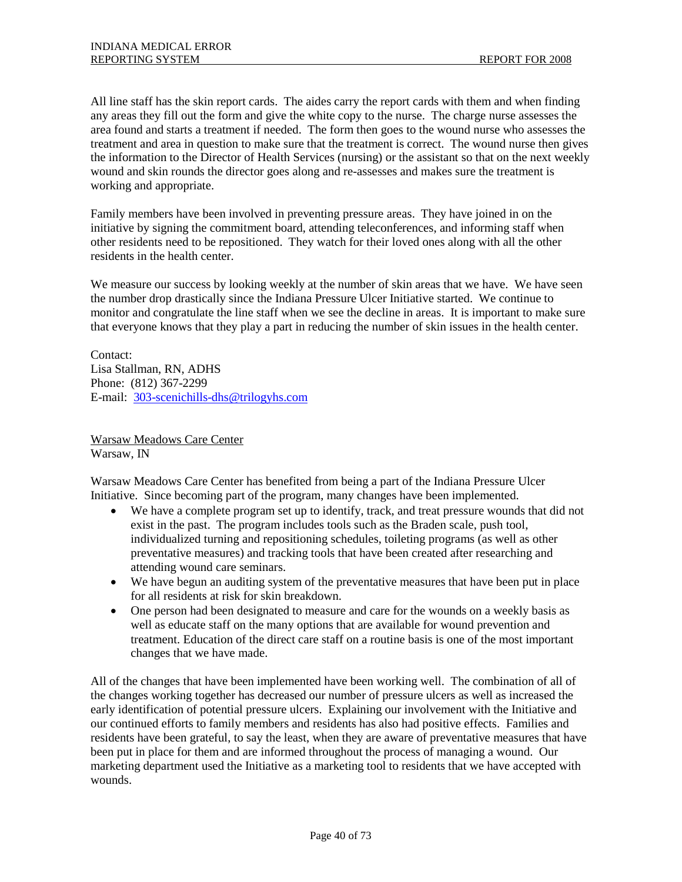All line staff has the skin report cards. The aides carry the report cards with them and when finding any areas they fill out the form and give the white copy to the nurse. The charge nurse assesses the area found and starts a treatment if needed. The form then goes to the wound nurse who assesses the treatment and area in question to make sure that the treatment is correct. The wound nurse then gives the information to the Director of Health Services (nursing) or the assistant so that on the next weekly wound and skin rounds the director goes along and re-assesses and makes sure the treatment is working and appropriate.

Family members have been involved in preventing pressure areas. They have joined in on the initiative by signing the commitment board, attending teleconferences, and informing staff when other residents need to be repositioned. They watch for their loved ones along with all the other residents in the health center.

We measure our success by looking weekly at the number of skin areas that we have. We have seen the number drop drastically since the Indiana Pressure Ulcer Initiative started. We continue to monitor and congratulate the line staff when we see the decline in areas. It is important to make sure that everyone knows that they play a part in reducing the number of skin issues in the health center.

Contact:
Lisa Stallman, RN, ADHS
Phone: (812) 367-2299
E-mail: 303-scenichills-dhs@trilogyhs.com

Warsaw Meadows Care Center
Warsaw, IN

Warsaw Meadows Care Center has benefited from being a part of the Indiana Pressure Ulcer Initiative. Since becoming part of the program, many changes have been implemented.

- We have a complete program set up to identify, track, and treat pressure wounds that did not exist in the past. The program includes tools such as the Braden scale, push tool, individualized turning and repositioning schedules, toileting programs (as well as other preventative measures) and tracking tools that have been created after researching and attending wound care seminars.
- We have begun an auditing system of the preventative measures that have been put in place for all residents at risk for skin breakdown.
- One person had been designated to measure and care for the wounds on a weekly basis as well as educate staff on the many options that are available for wound prevention and treatment. Education of the direct care staff on a routine basis is one of the most important changes that we have made.

All of the changes that have been implemented have been working well. The combination of all of the changes working together has decreased our number of pressure ulcers as well as increased the early identification of potential pressure ulcers. Explaining our involvement with the Initiative and our continued efforts to family members and residents has also had positive effects. Families and residents have been grateful, to say the least, when they are aware of preventative measures that have been put in place for them and are informed throughout the process of managing a wound. Our marketing department used the Initiative as a marketing tool to residents that we have accepted with wounds.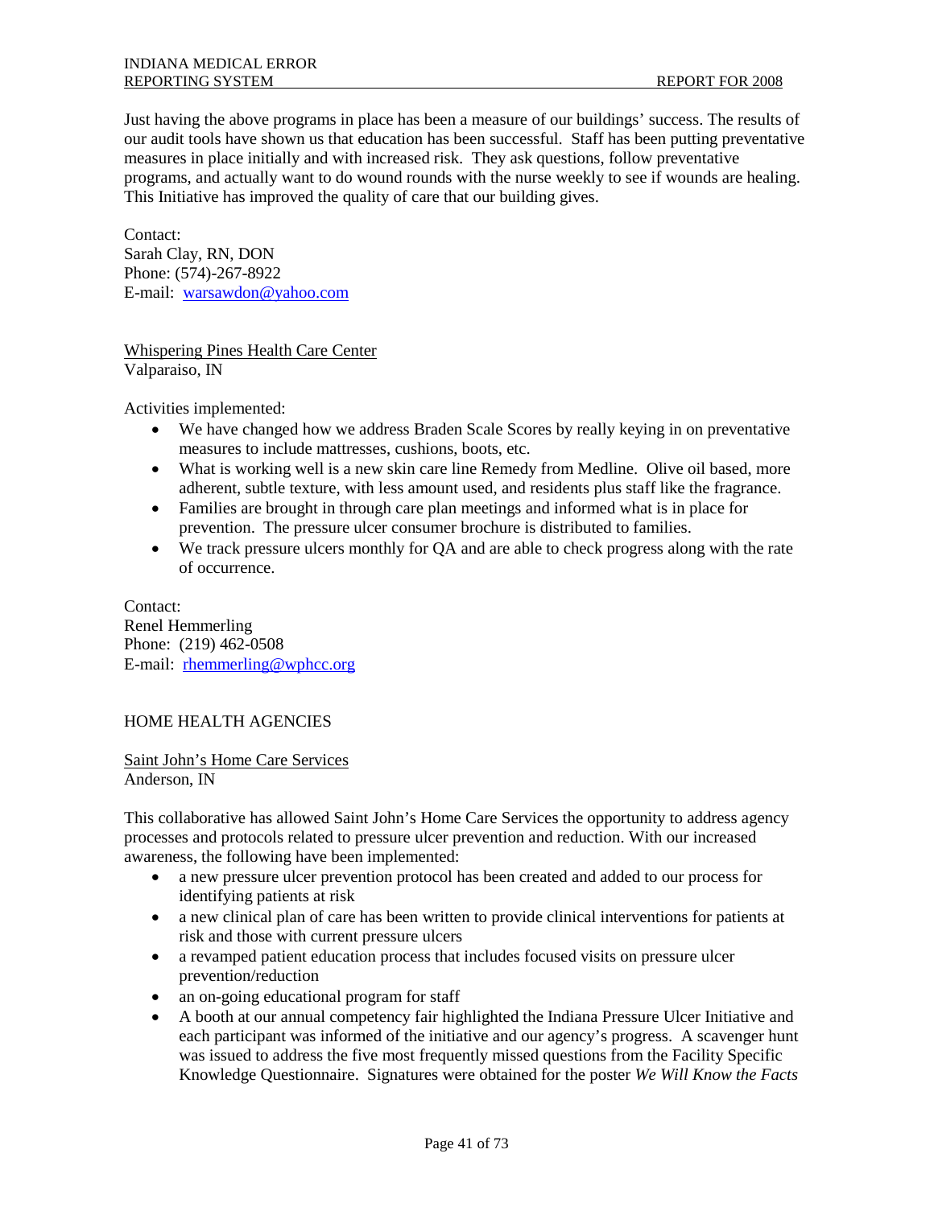Just having the above programs in place has been a measure of our buildings' success. The results of our audit tools have shown us that education has been successful. Staff has been putting preventative measures in place initially and with increased risk. They ask questions, follow preventative programs, and actually want to do wound rounds with the nurse weekly to see if wounds are healing. This Initiative has improved the quality of care that our building gives.

Contact:
Sarah Clay, RN, DON
Phone: (574)-267-8922
E-mail: warsawdon@yahoo.com

Whispering Pines Health Care Center
Valparaiso, IN

Activities implemented:

- We have changed how we address Braden Scale Scores by really keying in on preventative measures to include mattresses, cushions, boots, etc.
- What is working well is a new skin care line Remedy from Medline. Olive oil based, more adherent, subtle texture, with less amount used, and residents plus staff like the fragrance.
- Families are brought in through care plan meetings and informed what is in place for prevention. The pressure ulcer consumer brochure is distributed to families.
- We track pressure ulcers monthly for QA and are able to check progress along with the rate of occurrence.

Contact:
Renel Hemmerling
Phone: (219) 462-0508
E-mail: rhemmerling@wphcc.org

HOME HEALTH AGENCIES

Saint John's Home Care Services
Anderson, IN

This collaborative has allowed Saint John's Home Care Services the opportunity to address agency processes and protocols related to pressure ulcer prevention and reduction. With our increased awareness, the following have been implemented:

- a new pressure ulcer prevention protocol has been created and added to our process for identifying patients at risk
- a new clinical plan of care has been written to provide clinical interventions for patients at risk and those with current pressure ulcers
- a revamped patient education process that includes focused visits on pressure ulcer prevention/reduction
- an on-going educational program for staff
- A booth at our annual competency fair highlighted the Indiana Pressure Ulcer Initiative and each participant was informed of the initiative and our agency's progress. A scavenger hunt was issued to address the five most frequently missed questions from the Facility Specific Knowledge Questionnaire. Signatures were obtained for the poster *We Will Know the Facts*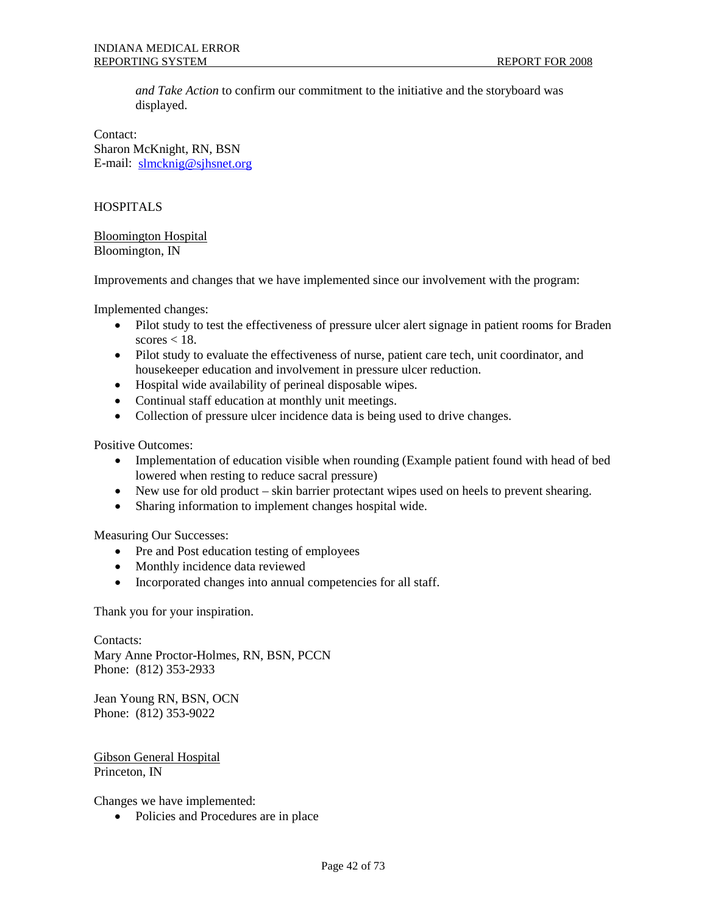*and Take Action* to confirm our commitment to the initiative and the storyboard was displayed.

Contact:
Sharon McKnight, RN, BSN
E-mail: slmcknig@sjhsnet.org

HOSPITALS

Bloomington Hospital
Bloomington, IN

Improvements and changes that we have implemented since our involvement with the program:

Implemented changes:

- Pilot study to test the effectiveness of pressure ulcer alert signage in patient rooms for Braden scores < 18.
- Pilot study to evaluate the effectiveness of nurse, patient care tech, unit coordinator, and housekeeper education and involvement in pressure ulcer reduction.
- Hospital wide availability of perineal disposable wipes.
- Continual staff education at monthly unit meetings.
- Collection of pressure ulcer incidence data is being used to drive changes.

Positive Outcomes:

- Implementation of education visible when rounding (Example patient found with head of bed lowered when resting to reduce sacral pressure)
- New use for old product – skin barrier protectant wipes used on heels to prevent shearing.
- Sharing information to implement changes hospital wide.

Measuring Our Successes:

- Pre and Post education testing of employees
- Monthly incidence data reviewed
- Incorporated changes into annual competencies for all staff.

Thank you for your inspiration.

Contacts:
Mary Anne Proctor-Holmes, RN, BSN, PCCN
Phone: (812) 353-2933

Jean Young RN, BSN, OCN
Phone: (812) 353-9022

Gibson General Hospital
Princeton, IN

Changes we have implemented:

- Policies and Procedures are in place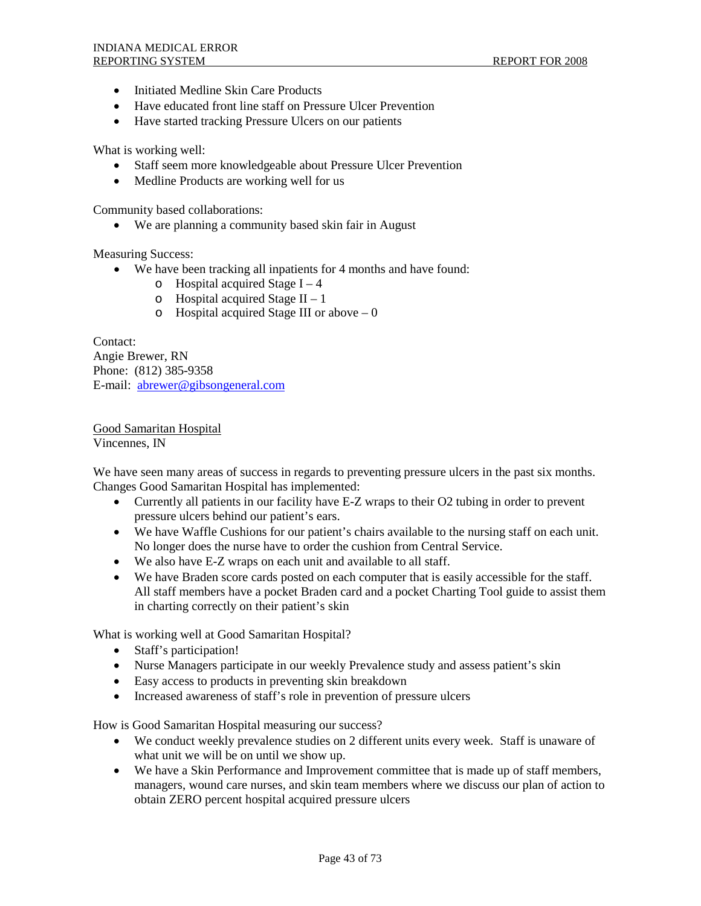- Initiated Medline Skin Care Products
- Have educated front line staff on Pressure Ulcer Prevention
- Have started tracking Pressure Ulcers on our patients

What is working well:

- Staff seem more knowledgeable about Pressure Ulcer Prevention
- Medline Products are working well for us

Community based collaborations:

- We are planning a community based skin fair in August

Measuring Success:

- We have been tracking all inpatients for 4 months and have found:
    - Hospital acquired Stage I – 4
    - Hospital acquired Stage II – 1
    - Hospital acquired Stage III or above – 0

Contact:
Angie Brewer, RN
Phone: (812) 385-9358
E-mail: [abrewer@gibsongeneral.com](mailto:abrewer@gibsongeneral.com)

Good Samaritan Hospital
Vincennes, IN

We have seen many areas of success in regards to preventing pressure ulcers in the past six months. Changes Good Samaritan Hospital has implemented:

- Currently all patients in our facility have E-Z wraps to their O2 tubing in order to prevent pressure ulcers behind our patient's ears.
- We have Waffle Cushions for our patient's chairs available to the nursing staff on each unit. No longer does the nurse have to order the cushion from Central Service.
- We also have E-Z wraps on each unit and available to all staff.
- We have Braden score cards posted on each computer that is easily accessible for the staff. All staff members have a pocket Braden card and a pocket Charting Tool guide to assist them in charting correctly on their patient's skin

What is working well at Good Samaritan Hospital?

- Staff's participation!
- Nurse Managers participate in our weekly Prevalence study and assess patient's skin
- Easy access to products in preventing skin breakdown
- Increased awareness of staff's role in prevention of pressure ulcers

How is Good Samaritan Hospital measuring our success?

- We conduct weekly prevalence studies on 2 different units every week. Staff is unaware of what unit we will be on until we show up.
- We have a Skin Performance and Improvement committee that is made up of staff members, managers, wound care nurses, and skin team members where we discuss our plan of action to obtain ZERO percent hospital acquired pressure ulcers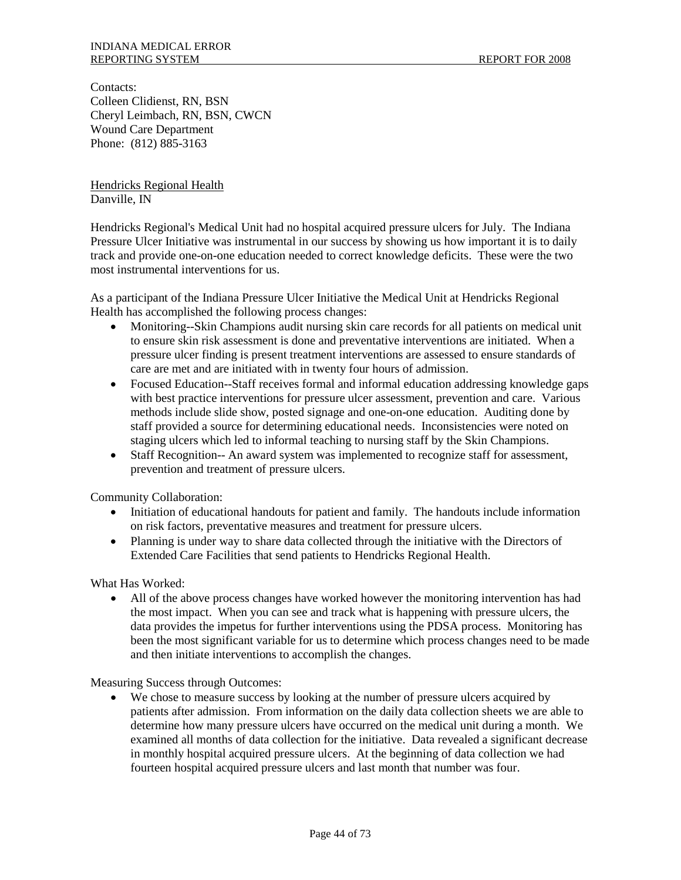Contacts:
Colleen Clidienst, RN, BSN
Cheryl Leimbach, RN, BSN, CWCN
Wound Care Department
Phone: (812) 885-3163

Hendricks Regional Health
Danville, IN

Hendricks Regional's Medical Unit had no hospital acquired pressure ulcers for July. The Indiana Pressure Ulcer Initiative was instrumental in our success by showing us how important it is to daily track and provide one-on-one education needed to correct knowledge deficits. These were the two most instrumental interventions for us.

As a participant of the Indiana Pressure Ulcer Initiative the Medical Unit at Hendricks Regional Health has accomplished the following process changes:

- Monitoring--Skin Champions audit nursing skin care records for all patients on medical unit to ensure skin risk assessment is done and preventative interventions are initiated. When a pressure ulcer finding is present treatment interventions are assessed to ensure standards of care are met and are initiated with in twenty four hours of admission.
- Focused Education--Staff receives formal and informal education addressing knowledge gaps with best practice interventions for pressure ulcer assessment, prevention and care. Various methods include slide show, posted signage and one-on-one education. Auditing done by staff provided a source for determining educational needs. Inconsistencies were noted on staging ulcers which led to informal teaching to nursing staff by the Skin Champions.
- Staff Recognition-- An award system was implemented to recognize staff for assessment, prevention and treatment of pressure ulcers.

Community Collaboration:

- Initiation of educational handouts for patient and family. The handouts include information on risk factors, preventative measures and treatment for pressure ulcers.
- Planning is under way to share data collected through the initiative with the Directors of Extended Care Facilities that send patients to Hendricks Regional Health.

What Has Worked:

- All of the above process changes have worked however the monitoring intervention has had the most impact. When you can see and track what is happening with pressure ulcers, the data provides the impetus for further interventions using the PDSA process. Monitoring has been the most significant variable for us to determine which process changes need to be made and then initiate interventions to accomplish the changes.

Measuring Success through Outcomes:

- We chose to measure success by looking at the number of pressure ulcers acquired by patients after admission. From information on the daily data collection sheets we are able to determine how many pressure ulcers have occurred on the medical unit during a month. We examined all months of data collection for the initiative. Data revealed a significant decrease in monthly hospital acquired pressure ulcers. At the beginning of data collection we had fourteen hospital acquired pressure ulcers and last month that number was four.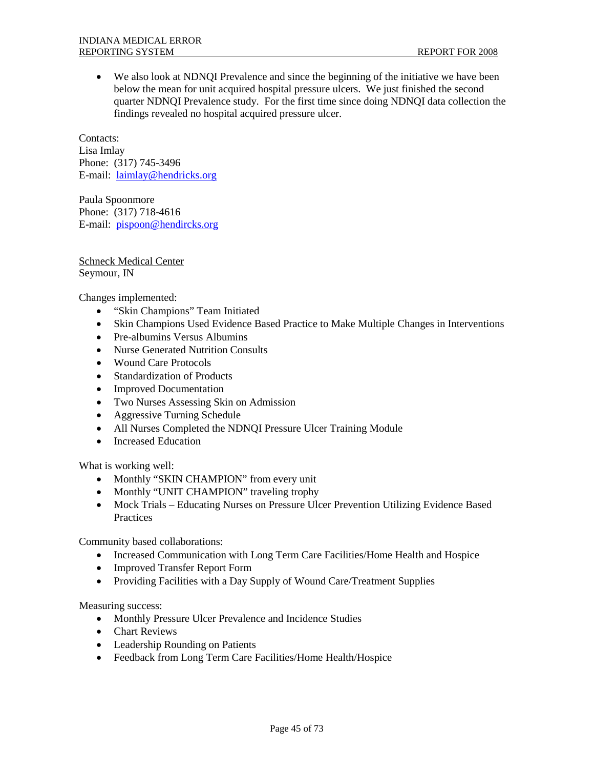- We also look at NDNQI Prevalence and since the beginning of the initiative we have been below the mean for unit acquired hospital pressure ulcers. We just finished the second quarter NDNQI Prevalence study. For the first time since doing NDNQI data collection the findings revealed no hospital acquired pressure ulcer.

Contacts:
Lisa Imlay
Phone: (317) 745-3496
E-mail: laimlay@hendricks.org

Paula Spoonmore
Phone: (317) 718-4616
E-mail: pispoon@hendircks.org

Schneck Medical Center
Seymour, IN

Changes implemented:

- "Skin Champions" Team Initiated
- Skin Champions Used Evidence Based Practice to Make Multiple Changes in Interventions
- Pre-albumins Versus Albumins
- Nurse Generated Nutrition Consults
- Wound Care Protocols
- Standardization of Products
- Improved Documentation
- Two Nurses Assessing Skin on Admission
- Aggressive Turning Schedule
- All Nurses Completed the NDNQI Pressure Ulcer Training Module
- Increased Education

What is working well:

- Monthly "SKIN CHAMPION" from every unit
- Monthly "UNIT CHAMPION" traveling trophy
- Mock Trials – Educating Nurses on Pressure Ulcer Prevention Utilizing Evidence Based Practices

Community based collaborations:

- Increased Communication with Long Term Care Facilities/Home Health and Hospice
- Improved Transfer Report Form
- Providing Facilities with a Day Supply of Wound Care/Treatment Supplies

Measuring success:

- Monthly Pressure Ulcer Prevalence and Incidence Studies
- Chart Reviews
- Leadership Rounding on Patients
- Feedback from Long Term Care Facilities/Home Health/Hospice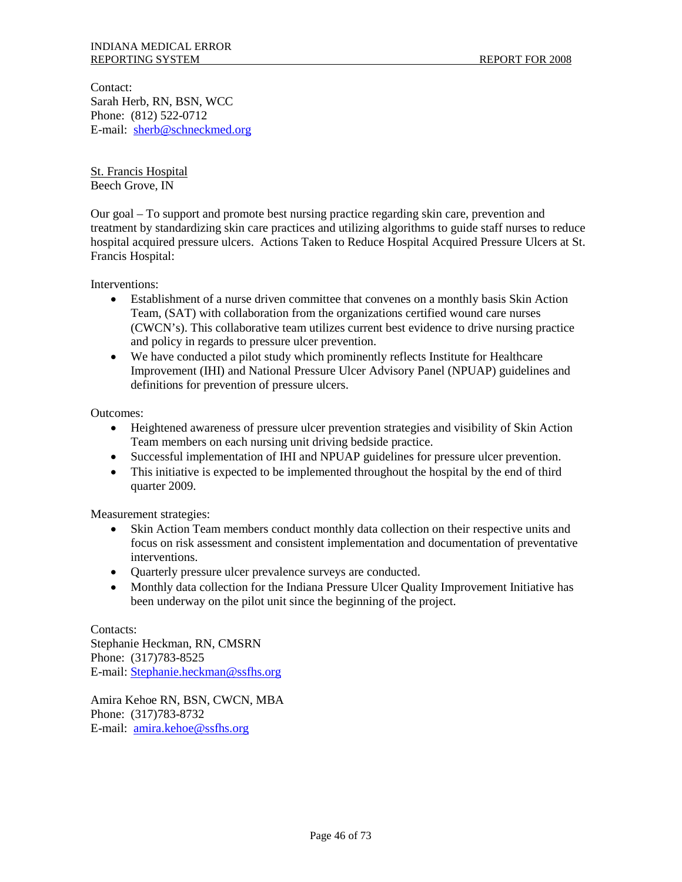Contact:
Sarah Herb, RN, BSN, WCC
Phone: (812) 522-0712
E-mail: sherb@schneckmed.org

St. Francis Hospital
Beech Grove, IN

Our goal – To support and promote best nursing practice regarding skin care, prevention and treatment by standardizing skin care practices and utilizing algorithms to guide staff nurses to reduce hospital acquired pressure ulcers. Actions Taken to Reduce Hospital Acquired Pressure Ulcers at St. Francis Hospital:

Interventions:

- Establishment of a nurse driven committee that convenes on a monthly basis Skin Action Team, (SAT) with collaboration from the organizations certified wound care nurses (CWCN's). This collaborative team utilizes current best evidence to drive nursing practice and policy in regards to pressure ulcer prevention.
- We have conducted a pilot study which prominently reflects Institute for Healthcare Improvement (IHI) and National Pressure Ulcer Advisory Panel (NPUAP) guidelines and definitions for prevention of pressure ulcers.

Outcomes:

- Heightened awareness of pressure ulcer prevention strategies and visibility of Skin Action Team members on each nursing unit driving bedside practice.
- Successful implementation of IHI and NPUAP guidelines for pressure ulcer prevention.
- This initiative is expected to be implemented throughout the hospital by the end of third quarter 2009.

Measurement strategies:

- Skin Action Team members conduct monthly data collection on their respective units and focus on risk assessment and consistent implementation and documentation of preventative interventions.
- Quarterly pressure ulcer prevalence surveys are conducted.
- Monthly data collection for the Indiana Pressure Ulcer Quality Improvement Initiative has been underway on the pilot unit since the beginning of the project.

Contacts:
Stephanie Heckman, RN, CMSRN
Phone: (317)783-8525
E-mail: Stephanie.heckman@ssfhs.org

Amira Kehoe RN, BSN, CWCN, MBA
Phone: (317)783-8732
E-mail: amira.kehoe@ssfhs.org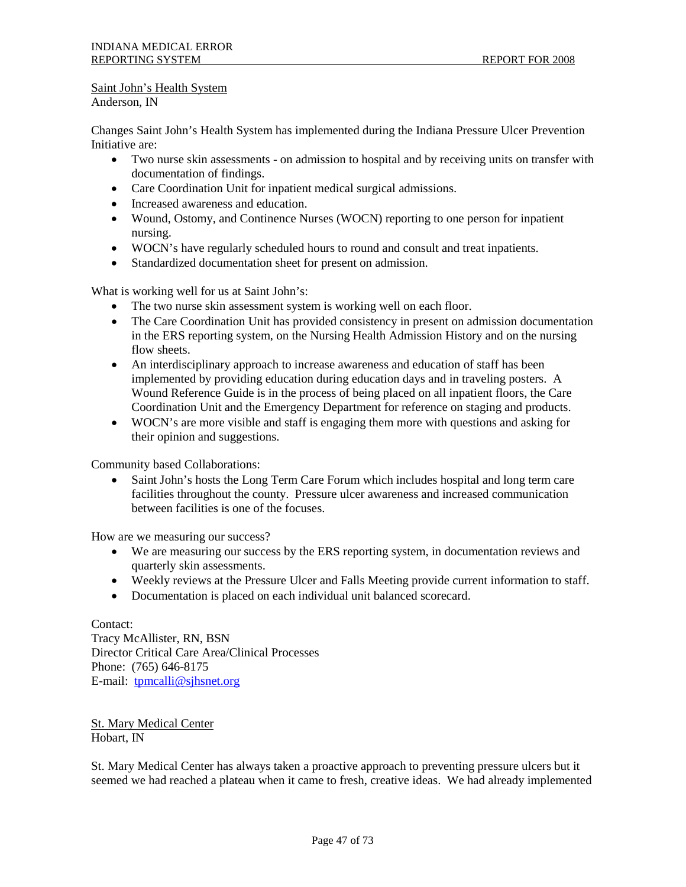Saint John's Health System
Anderson, IN

Changes Saint John's Health System has implemented during the Indiana Pressure Ulcer Prevention Initiative are:

- Two nurse skin assessments - on admission to hospital and by receiving units on transfer with documentation of findings.
- Care Coordination Unit for inpatient medical surgical admissions.
- Increased awareness and education.
- Wound, Ostomy, and Continence Nurses (WOCN) reporting to one person for inpatient nursing.
- WOCN's have regularly scheduled hours to round and consult and treat inpatients.
- Standardized documentation sheet for present on admission.

What is working well for us at Saint John's:

- The two nurse skin assessment system is working well on each floor.
- The Care Coordination Unit has provided consistency in present on admission documentation in the ERS reporting system, on the Nursing Health Admission History and on the nursing flow sheets.
- An interdisciplinary approach to increase awareness and education of staff has been implemented by providing education during education days and in traveling posters. A Wound Reference Guide is in the process of being placed on all inpatient floors, the Care Coordination Unit and the Emergency Department for reference on staging and products.
- WOCN's are more visible and staff is engaging them more with questions and asking for their opinion and suggestions.

Community based Collaborations:

- Saint John's hosts the Long Term Care Forum which includes hospital and long term care facilities throughout the county. Pressure ulcer awareness and increased communication between facilities is one of the focuses.

How are we measuring our success?

- We are measuring our success by the ERS reporting system, in documentation reviews and quarterly skin assessments.
- Weekly reviews at the Pressure Ulcer and Falls Meeting provide current information to staff.
- Documentation is placed on each individual unit balanced scorecard.

Contact:
Tracy McAllister, RN, BSN
Director Critical Care Area/Clinical Processes
Phone: (765) 646-8175
E-mail: tpmcalli@sjhsnet.org

St. Mary Medical Center
Hobart, IN

St. Mary Medical Center has always taken a proactive approach to preventing pressure ulcers but it seemed we had reached a plateau when it came to fresh, creative ideas. We had already implemented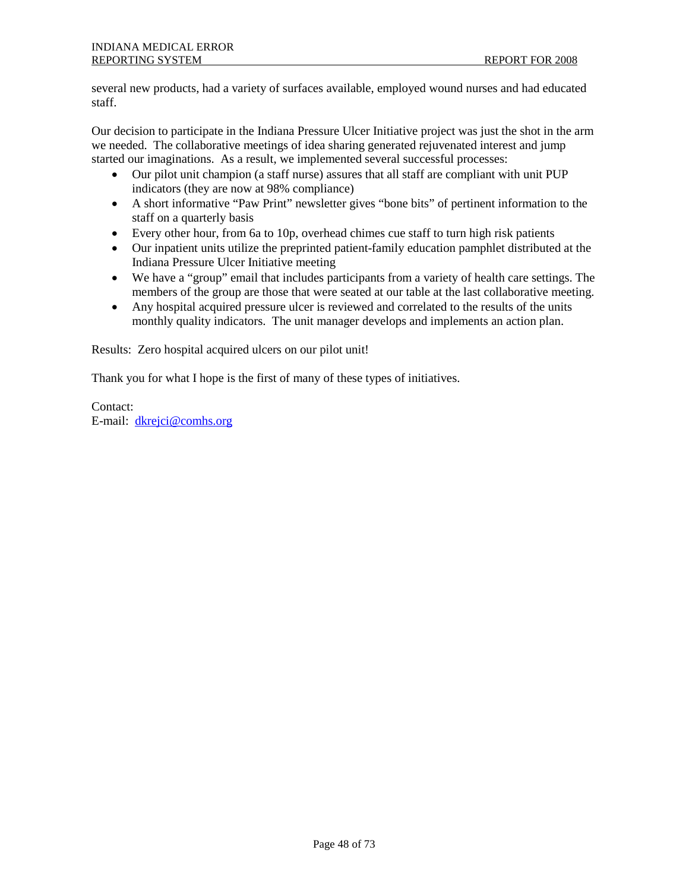several new products, had a variety of surfaces available, employed wound nurses and had educated staff.

Our decision to participate in the Indiana Pressure Ulcer Initiative project was just the shot in the arm we needed. The collaborative meetings of idea sharing generated rejuvenated interest and jump started our imaginations. As a result, we implemented several successful processes:

- Our pilot unit champion (a staff nurse) assures that all staff are compliant with unit PUP indicators (they are now at 98% compliance)
- A short informative "Paw Print" newsletter gives "bone bits" of pertinent information to the staff on a quarterly basis
- Every other hour, from 6a to 10p, overhead chimes cue staff to turn high risk patients
- Our inpatient units utilize the preprinted patient-family education pamphlet distributed at the Indiana Pressure Ulcer Initiative meeting
- We have a "group" email that includes participants from a variety of health care settings. The members of the group are those that were seated at our table at the last collaborative meeting.
- Any hospital acquired pressure ulcer is reviewed and correlated to the results of the units monthly quality indicators. The unit manager develops and implements an action plan.

Results: Zero hospital acquired ulcers on our pilot unit!

Thank you for what I hope is the first of many of these types of initiatives.

Contact:
E-mail: dkrejci@comhs.org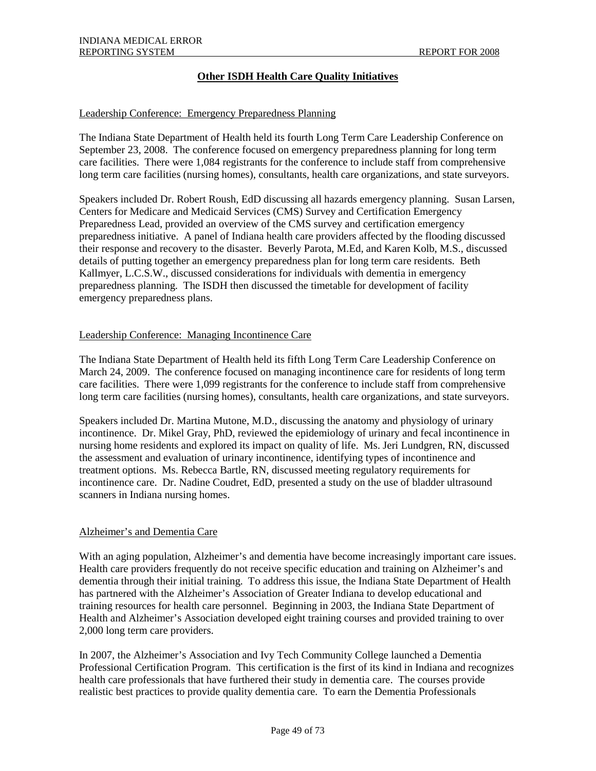## Other ISDH Health Care Quality Initiatives

### Leadership Conference: Emergency Preparedness Planning

The Indiana State Department of Health held its fourth Long Term Care Leadership Conference on September 23, 2008. The conference focused on emergency preparedness planning for long term care facilities. There were 1,084 registrants for the conference to include staff from comprehensive long term care facilities (nursing homes), consultants, health care organizations, and state surveyors.

Speakers included Dr. Robert Roush, EdD discussing all hazards emergency planning. Susan Larsen, Centers for Medicare and Medicaid Services (CMS) Survey and Certification Emergency Preparedness Lead, provided an overview of the CMS survey and certification emergency preparedness initiative. A panel of Indiana health care providers affected by the flooding discussed their response and recovery to the disaster. Beverly Parota, M.Ed, and Karen Kolb, M.S., discussed details of putting together an emergency preparedness plan for long term care residents. Beth Kallmyer, L.C.S.W., discussed considerations for individuals with dementia in emergency preparedness planning. The ISDH then discussed the timetable for development of facility emergency preparedness plans.

### Leadership Conference: Managing Incontinence Care

The Indiana State Department of Health held its fifth Long Term Care Leadership Conference on March 24, 2009. The conference focused on managing incontinence care for residents of long term care facilities. There were 1,099 registrants for the conference to include staff from comprehensive long term care facilities (nursing homes), consultants, health care organizations, and state surveyors.

Speakers included Dr. Martina Mutone, M.D., discussing the anatomy and physiology of urinary incontinence. Dr. Mikel Gray, PhD, reviewed the epidemiology of urinary and fecal incontinence in nursing home residents and explored its impact on quality of life. Ms. Jeri Lundgren, RN, discussed the assessment and evaluation of urinary incontinence, identifying types of incontinence and treatment options. Ms. Rebecca Bartle, RN, discussed meeting regulatory requirements for incontinence care. Dr. Nadine Coudret, EdD, presented a study on the use of bladder ultrasound scanners in Indiana nursing homes.

### Alzheimer's and Dementia Care

With an aging population, Alzheimer's and dementia have become increasingly important care issues. Health care providers frequently do not receive specific education and training on Alzheimer's and dementia through their initial training. To address this issue, the Indiana State Department of Health has partnered with the Alzheimer's Association of Greater Indiana to develop educational and training resources for health care personnel. Beginning in 2003, the Indiana State Department of Health and Alzheimer's Association developed eight training courses and provided training to over 2,000 long term care providers.

In 2007, the Alzheimer's Association and Ivy Tech Community College launched a Dementia Professional Certification Program. This certification is the first of its kind in Indiana and recognizes health care professionals that have furthered their study in dementia care. The courses provide realistic best practices to provide quality dementia care. To earn the Dementia Professionals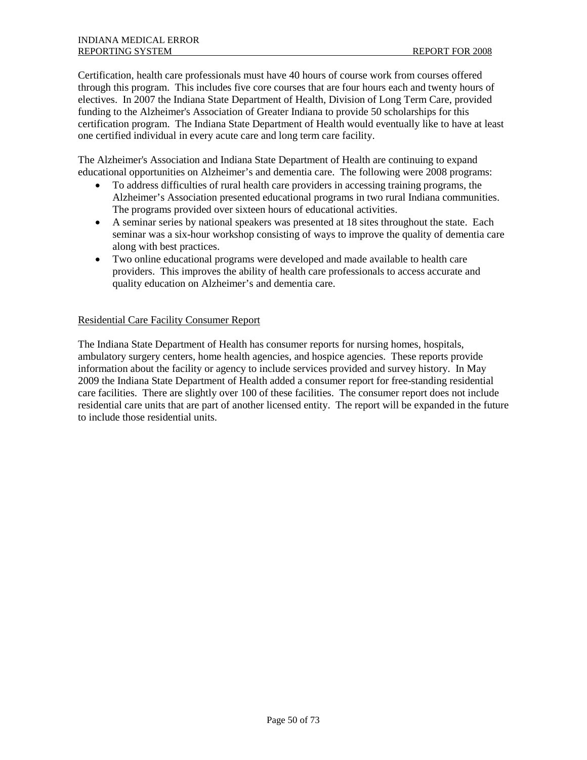Certification, health care professionals must have 40 hours of course work from courses offered through this program. This includes five core courses that are four hours each and twenty hours of electives. In 2007 the Indiana State Department of Health, Division of Long Term Care, provided funding to the Alzheimer's Association of Greater Indiana to provide 50 scholarships for this certification program. The Indiana State Department of Health would eventually like to have at least one certified individual in every acute care and long term care facility.

The Alzheimer's Association and Indiana State Department of Health are continuing to expand educational opportunities on Alzheimer’s and dementia care. The following were 2008 programs:

- To address difficulties of rural health care providers in accessing training programs, the Alzheimer’s Association presented educational programs in two rural Indiana communities. The programs provided over sixteen hours of educational activities.
- A seminar series by national speakers was presented at 18 sites throughout the state. Each seminar was a six-hour workshop consisting of ways to improve the quality of dementia care along with best practices.
- Two online educational programs were developed and made available to health care providers. This improves the ability of health care professionals to access accurate and quality education on Alzheimer’s and dementia care.

<u>Residential Care Facility Consumer Report</u>

The Indiana State Department of Health has consumer reports for nursing homes, hospitals, ambulatory surgery centers, home health agencies, and hospice agencies. These reports provide information about the facility or agency to include services provided and survey history. In May 2009 the Indiana State Department of Health added a consumer report for free-standing residential care facilities. There are slightly over 100 of these facilities. The consumer report does not include residential care units that are part of another licensed entity. The report will be expanded in the future to include those residential units.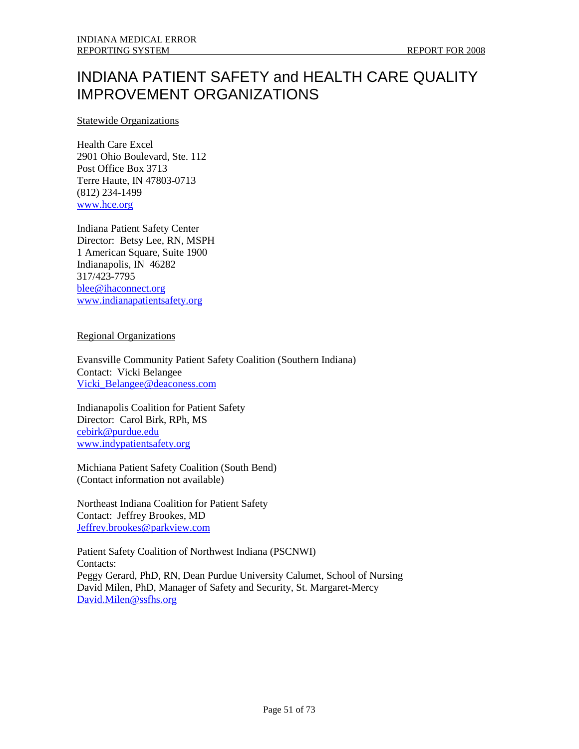# INDIANA PATIENT SAFETY and HEALTH CARE QUALITY IMPROVEMENT ORGANIZATIONS

## Statewide Organizations

Health Care Excel
2901 Ohio Boulevard, Ste. 112
Post Office Box 3713
Terre Haute, IN 47803-0713
(812) 234-1499
www.hce.org

Indiana Patient Safety Center
Director: Betsy Lee, RN, MSPH
1 American Square, Suite 1900
Indianapolis, IN 46282
317/423-7795
blee@ihaconnect.org
www.indianapatientsafety.org

## Regional Organizations

Evansville Community Patient Safety Coalition (Southern Indiana)
Contact: Vicki Belangee
Vicki_Belangee@deaconess.com

Indianapolis Coalition for Patient Safety
Director: Carol Birk, RPh, MS
cebirk@purdue.edu
www.indypatientsafety.org

Michiana Patient Safety Coalition (South Bend)
(Contact information not available)

Northeast Indiana Coalition for Patient Safety
Contact: Jeffrey Brookes, MD
Jeffrey.brookes@parkview.com

Patient Safety Coalition of Northwest Indiana (PSCNWI)
Contacts:
Peggy Gerard, PhD, RN, Dean Purdue University Calumet, School of Nursing
David Milen, PhD, Manager of Safety and Security, St. Margaret-Mercy
David.Milen@ssfhs.org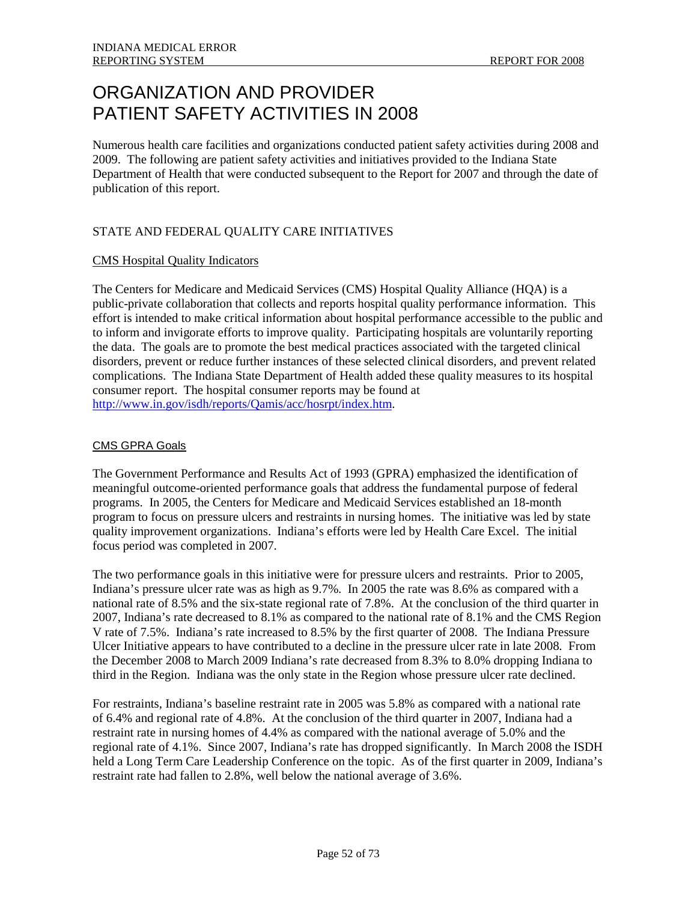# ORGANIZATION AND PROVIDER PATIENT SAFETY ACTIVITIES IN 2008

Numerous health care facilities and organizations conducted patient safety activities during 2008 and 2009. The following are patient safety activities and initiatives provided to the Indiana State Department of Health that were conducted subsequent to the Report for 2007 and through the date of publication of this report.

## STATE AND FEDERAL QUALITY CARE INITIATIVES

### CMS Hospital Quality Indicators

The Centers for Medicare and Medicaid Services (CMS) Hospital Quality Alliance (HQA) is a public-private collaboration that collects and reports hospital quality performance information. This effort is intended to make critical information about hospital performance accessible to the public and to inform and invigorate efforts to improve quality. Participating hospitals are voluntarily reporting the data. The goals are to promote the best medical practices associated with the targeted clinical disorders, prevent or reduce further instances of these selected clinical disorders, and prevent related complications. The Indiana State Department of Health added these quality measures to its hospital consumer report. The hospital consumer reports may be found at http://www.in.gov/isdh/reports/Qamis/acc/hosrpt/index.htm.

### CMS GPRA Goals

The Government Performance and Results Act of 1993 (GPRA) emphasized the identification of meaningful outcome-oriented performance goals that address the fundamental purpose of federal programs. In 2005, the Centers for Medicare and Medicaid Services established an 18-month program to focus on pressure ulcers and restraints in nursing homes. The initiative was led by state quality improvement organizations. Indiana's efforts were led by Health Care Excel. The initial focus period was completed in 2007.

The two performance goals in this initiative were for pressure ulcers and restraints. Prior to 2005, Indiana's pressure ulcer rate was as high as 9.7%. In 2005 the rate was 8.6% as compared with a national rate of 8.5% and the six-state regional rate of 7.8%. At the conclusion of the third quarter in 2007, Indiana's rate decreased to 8.1% as compared to the national rate of 8.1% and the CMS Region V rate of 7.5%. Indiana's rate increased to 8.5% by the first quarter of 2008. The Indiana Pressure Ulcer Initiative appears to have contributed to a decline in the pressure ulcer rate in late 2008. From the December 2008 to March 2009 Indiana's rate decreased from 8.3% to 8.0% dropping Indiana to third in the Region. Indiana was the only state in the Region whose pressure ulcer rate declined.

For restraints, Indiana's baseline restraint rate in 2005 was 5.8% as compared with a national rate of 6.4% and regional rate of 4.8%. At the conclusion of the third quarter in 2007, Indiana had a restraint rate in nursing homes of 4.4% as compared with the national average of 5.0% and the regional rate of 4.1%. Since 2007, Indiana's rate has dropped significantly. In March 2008 the ISDH held a Long Term Care Leadership Conference on the topic. As of the first quarter in 2009, Indiana's restraint rate had fallen to 2.8%, well below the national average of 3.6%.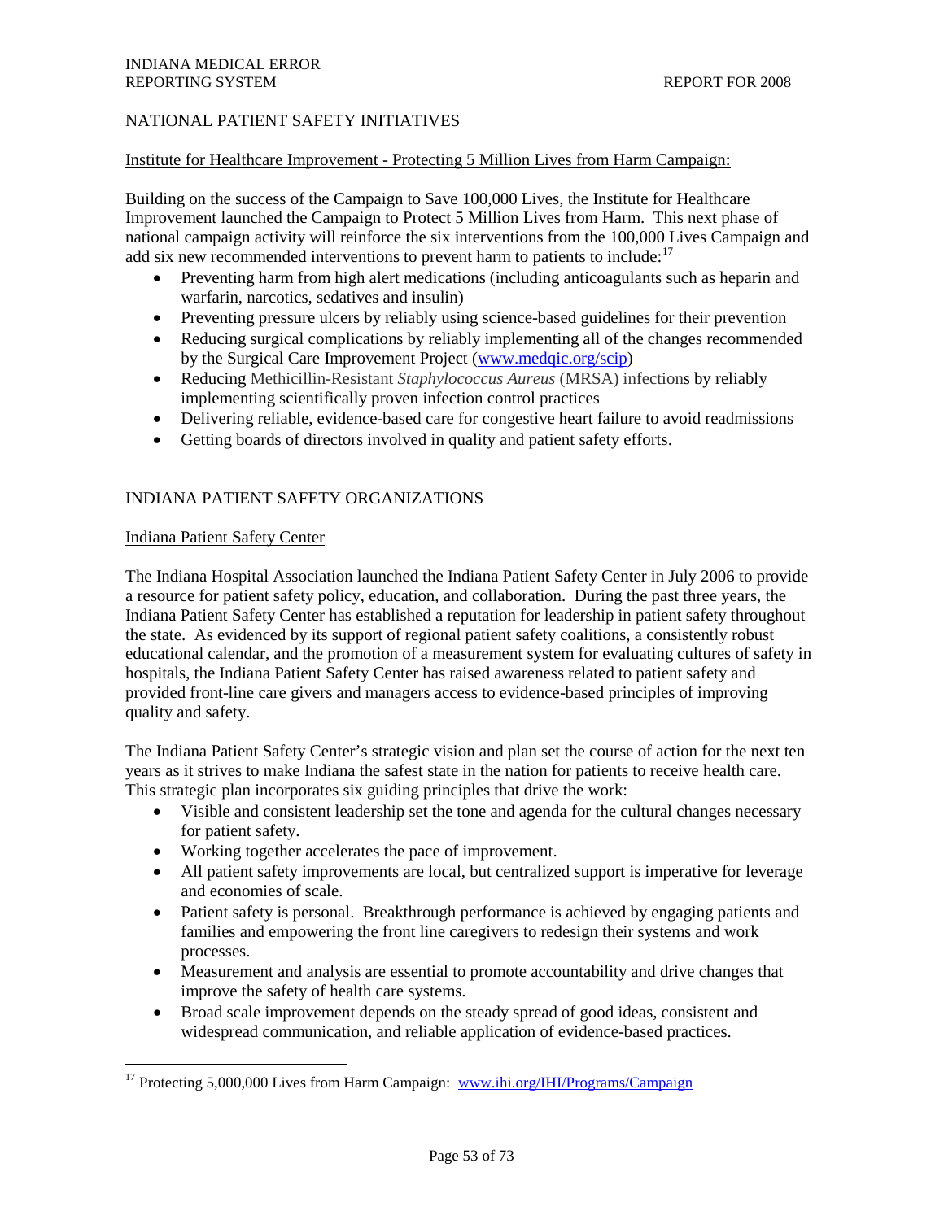## NATIONAL PATIENT SAFETY INITIATIVES

### Institute for Healthcare Improvement - Protecting 5 Million Lives from Harm Campaign:

Building on the success of the Campaign to Save 100,000 Lives, the Institute for Healthcare Improvement launched the Campaign to Protect 5 Million Lives from Harm. This next phase of national campaign activity will reinforce the six interventions from the 100,000 Lives Campaign and add six new recommended interventions to prevent harm to patients to include:[17]

- Preventing harm from high alert medications (including anticoagulants such as heparin and warfarin, narcotics, sedatives and insulin)
- Preventing pressure ulcers by reliably using science-based guidelines for their prevention
- Reducing surgical complications by reliably implementing all of the changes recommended by the Surgical Care Improvement Project (www.medqic.org/scip)
- Reducing Methicillin-Resistant *Staphylococcus Aureus* (MRSA) infections by reliably implementing scientifically proven infection control practices
- Delivering reliable, evidence-based care for congestive heart failure to avoid readmissions
- Getting boards of directors involved in quality and patient safety efforts.

## INDIANA PATIENT SAFETY ORGANIZATIONS

### Indiana Patient Safety Center

The Indiana Hospital Association launched the Indiana Patient Safety Center in July 2006 to provide a resource for patient safety policy, education, and collaboration. During the past three years, the Indiana Patient Safety Center has established a reputation for leadership in patient safety throughout the state. As evidenced by its support of regional patient safety coalitions, a consistently robust educational calendar, and the promotion of a measurement system for evaluating cultures of safety in hospitals, the Indiana Patient Safety Center has raised awareness related to patient safety and provided front-line care givers and managers access to evidence-based principles of improving quality and safety.

The Indiana Patient Safety Center's strategic vision and plan set the course of action for the next ten years as it strives to make Indiana the safest state in the nation for patients to receive health care. This strategic plan incorporates six guiding principles that drive the work:

- Visible and consistent leadership set the tone and agenda for the cultural changes necessary for patient safety.
- Working together accelerates the pace of improvement.
- All patient safety improvements are local, but centralized support is imperative for leverage and economies of scale.
- Patient safety is personal. Breakthrough performance is achieved by engaging patients and families and empowering the front line caregivers to redesign their systems and work processes.
- Measurement and analysis are essential to promote accountability and drive changes that improve the safety of health care systems.
- Broad scale improvement depends on the steady spread of good ideas, consistent and widespread communication, and reliable application of evidence-based practices.

---

[17] Protecting 5,000,000 Lives from Harm Campaign: www.ihi.org/IHI/Programs/Campaign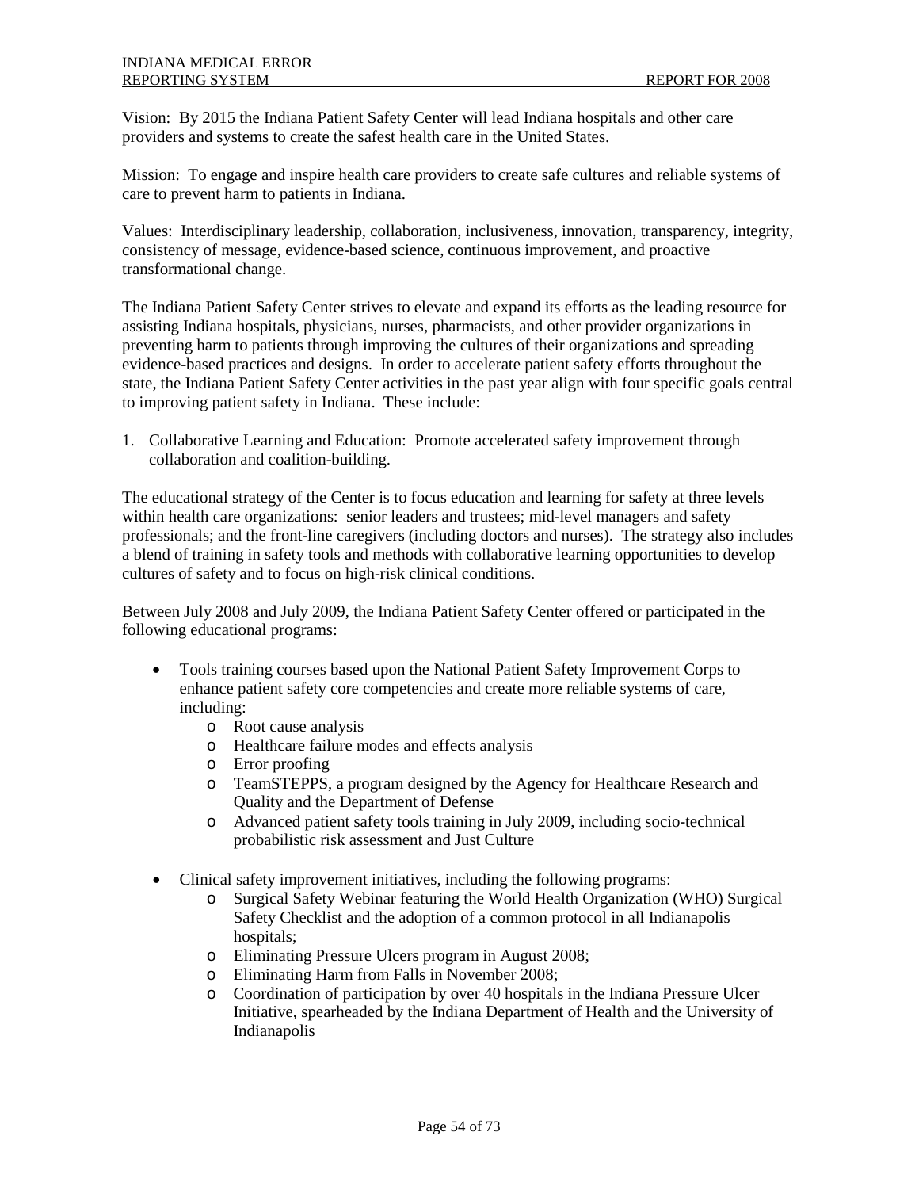Vision: By 2015 the Indiana Patient Safety Center will lead Indiana hospitals and other care providers and systems to create the safest health care in the United States.

Mission: To engage and inspire health care providers to create safe cultures and reliable systems of care to prevent harm to patients in Indiana.

Values: Interdisciplinary leadership, collaboration, inclusiveness, innovation, transparency, integrity, consistency of message, evidence-based science, continuous improvement, and proactive transformational change.

The Indiana Patient Safety Center strives to elevate and expand its efforts as the leading resource for assisting Indiana hospitals, physicians, nurses, pharmacists, and other provider organizations in preventing harm to patients through improving the cultures of their organizations and spreading evidence-based practices and designs. In order to accelerate patient safety efforts throughout the state, the Indiana Patient Safety Center activities in the past year align with four specific goals central to improving patient safety in Indiana. These include:

1. Collaborative Learning and Education: Promote accelerated safety improvement through collaboration and coalition-building.

The educational strategy of the Center is to focus education and learning for safety at three levels within health care organizations: senior leaders and trustees; mid-level managers and safety professionals; and the front-line caregivers (including doctors and nurses). The strategy also includes a blend of training in safety tools and methods with collaborative learning opportunities to develop cultures of safety and to focus on high-risk clinical conditions.

Between July 2008 and July 2009, the Indiana Patient Safety Center offered or participated in the following educational programs:

- Tools training courses based upon the National Patient Safety Improvement Corps to enhance patient safety core competencies and create more reliable systems of care, including:
  - Root cause analysis
  - Healthcare failure modes and effects analysis
  - Error proofing
  - TeamSTEPPS, a program designed by the Agency for Healthcare Research and Quality and the Department of Defense
  - Advanced patient safety tools training in July 2009, including socio-technical probabilistic risk assessment and Just Culture

- Clinical safety improvement initiatives, including the following programs:
  - Surgical Safety Webinar featuring the World Health Organization (WHO) Surgical Safety Checklist and the adoption of a common protocol in all Indianapolis hospitals;
  - Eliminating Pressure Ulcers program in August 2008;
  - Eliminating Harm from Falls in November 2008;
  - Coordination of participation by over 40 hospitals in the Indiana Pressure Ulcer Initiative, spearheaded by the Indiana Department of Health and the University of Indianapolis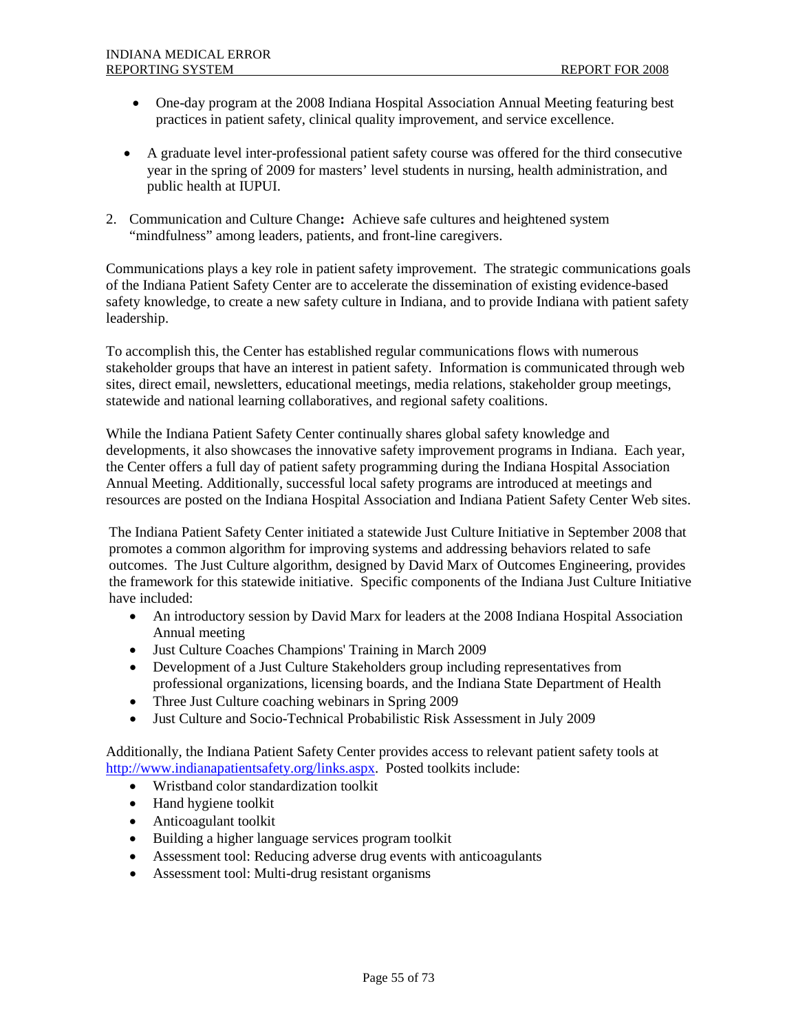- One-day program at the 2008 Indiana Hospital Association Annual Meeting featuring best practices in patient safety, clinical quality improvement, and service excellence.

- A graduate level inter-professional patient safety course was offered for the third consecutive year in the spring of 2009 for masters' level students in nursing, health administration, and public health at IUPUI.

2. Communication and Culture Change**:** Achieve safe cultures and heightened system "mindfulness" among leaders, patients, and front-line caregivers.

Communications plays a key role in patient safety improvement. The strategic communications goals of the Indiana Patient Safety Center are to accelerate the dissemination of existing evidence-based safety knowledge, to create a new safety culture in Indiana, and to provide Indiana with patient safety leadership.

To accomplish this, the Center has established regular communications flows with numerous stakeholder groups that have an interest in patient safety. Information is communicated through web sites, direct email, newsletters, educational meetings, media relations, stakeholder group meetings, statewide and national learning collaboratives, and regional safety coalitions.

While the Indiana Patient Safety Center continually shares global safety knowledge and developments, it also showcases the innovative safety improvement programs in Indiana. Each year, the Center offers a full day of patient safety programming during the Indiana Hospital Association Annual Meeting. Additionally, successful local safety programs are introduced at meetings and resources are posted on the Indiana Hospital Association and Indiana Patient Safety Center Web sites.

The Indiana Patient Safety Center initiated a statewide Just Culture Initiative in September 2008 that promotes a common algorithm for improving systems and addressing behaviors related to safe outcomes. The Just Culture algorithm, designed by David Marx of Outcomes Engineering, provides the framework for this statewide initiative. Specific components of the Indiana Just Culture Initiative have included:

- An introductory session by David Marx for leaders at the 2008 Indiana Hospital Association Annual meeting
- Just Culture Coaches Champions' Training in March 2009
- Development of a Just Culture Stakeholders group including representatives from professional organizations, licensing boards, and the Indiana State Department of Health
- Three Just Culture coaching webinars in Spring 2009
- Just Culture and Socio-Technical Probabilistic Risk Assessment in July 2009

Additionally, the Indiana Patient Safety Center provides access to relevant patient safety tools at http://www.indianapatientsafety.org/links.aspx. Posted toolkits include:

- Wristband color standardization toolkit
- Hand hygiene toolkit
- Anticoagulant toolkit
- Building a higher language services program toolkit
- Assessment tool: Reducing adverse drug events with anticoagulants
- Assessment tool: Multi-drug resistant organisms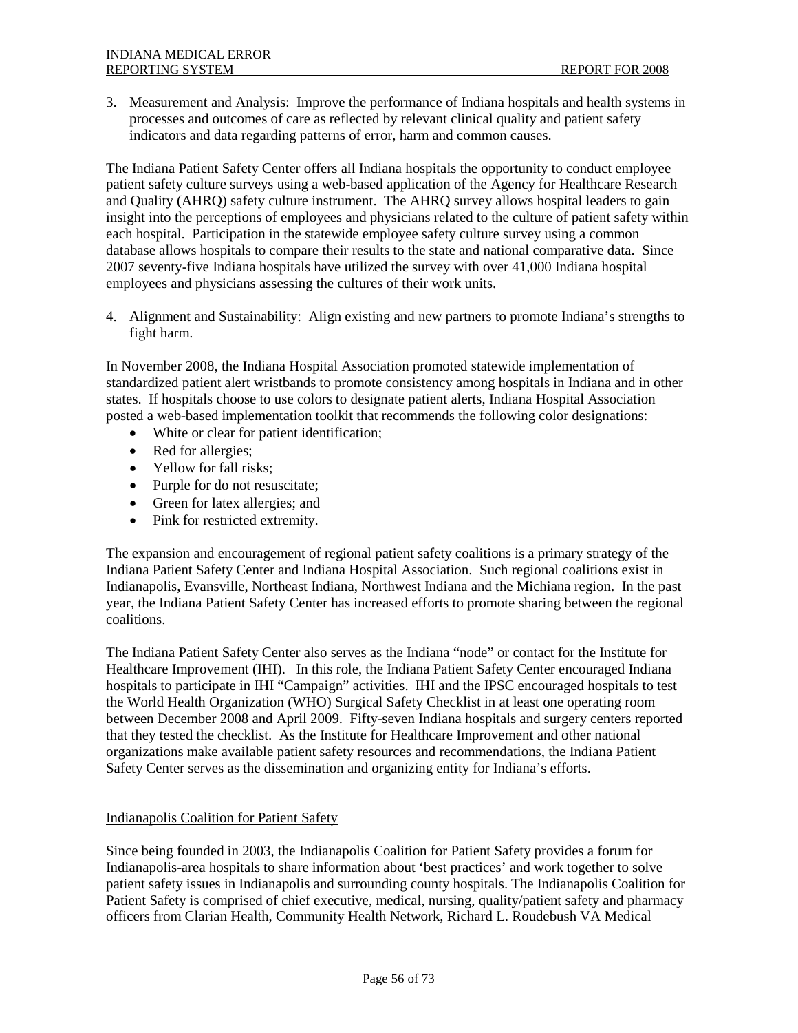3. Measurement and Analysis: Improve the performance of Indiana hospitals and health systems in processes and outcomes of care as reflected by relevant clinical quality and patient safety indicators and data regarding patterns of error, harm and common causes.

The Indiana Patient Safety Center offers all Indiana hospitals the opportunity to conduct employee patient safety culture surveys using a web-based application of the Agency for Healthcare Research and Quality (AHRQ) safety culture instrument. The AHRQ survey allows hospital leaders to gain insight into the perceptions of employees and physicians related to the culture of patient safety within each hospital. Participation in the statewide employee safety culture survey using a common database allows hospitals to compare their results to the state and national comparative data. Since 2007 seventy-five Indiana hospitals have utilized the survey with over 41,000 Indiana hospital employees and physicians assessing the cultures of their work units.

4. Alignment and Sustainability: Align existing and new partners to promote Indiana's strengths to fight harm.

In November 2008, the Indiana Hospital Association promoted statewide implementation of standardized patient alert wristbands to promote consistency among hospitals in Indiana and in other states. If hospitals choose to use colors to designate patient alerts, Indiana Hospital Association posted a web-based implementation toolkit that recommends the following color designations:

- White or clear for patient identification;
- Red for allergies;
- Yellow for fall risks;
- Purple for do not resuscitate;
- Green for latex allergies; and
- Pink for restricted extremity.

The expansion and encouragement of regional patient safety coalitions is a primary strategy of the Indiana Patient Safety Center and Indiana Hospital Association. Such regional coalitions exist in Indianapolis, Evansville, Northeast Indiana, Northwest Indiana and the Michiana region. In the past year, the Indiana Patient Safety Center has increased efforts to promote sharing between the regional coalitions.

The Indiana Patient Safety Center also serves as the Indiana "node" or contact for the Institute for Healthcare Improvement (IHI). In this role, the Indiana Patient Safety Center encouraged Indiana hospitals to participate in IHI "Campaign" activities. IHI and the IPSC encouraged hospitals to test the World Health Organization (WHO) Surgical Safety Checklist in at least one operating room between December 2008 and April 2009. Fifty-seven Indiana hospitals and surgery centers reported that they tested the checklist. As the Institute for Healthcare Improvement and other national organizations make available patient safety resources and recommendations, the Indiana Patient Safety Center serves as the dissemination and organizing entity for Indiana's efforts.

<u>Indianapolis Coalition for Patient Safety</u>

Since being founded in 2003, the Indianapolis Coalition for Patient Safety provides a forum for Indianapolis-area hospitals to share information about 'best practices' and work together to solve patient safety issues in Indianapolis and surrounding county hospitals. The Indianapolis Coalition for Patient Safety is comprised of chief executive, medical, nursing, quality/patient safety and pharmacy officers from Clarian Health, Community Health Network, Richard L. Roudebush VA Medical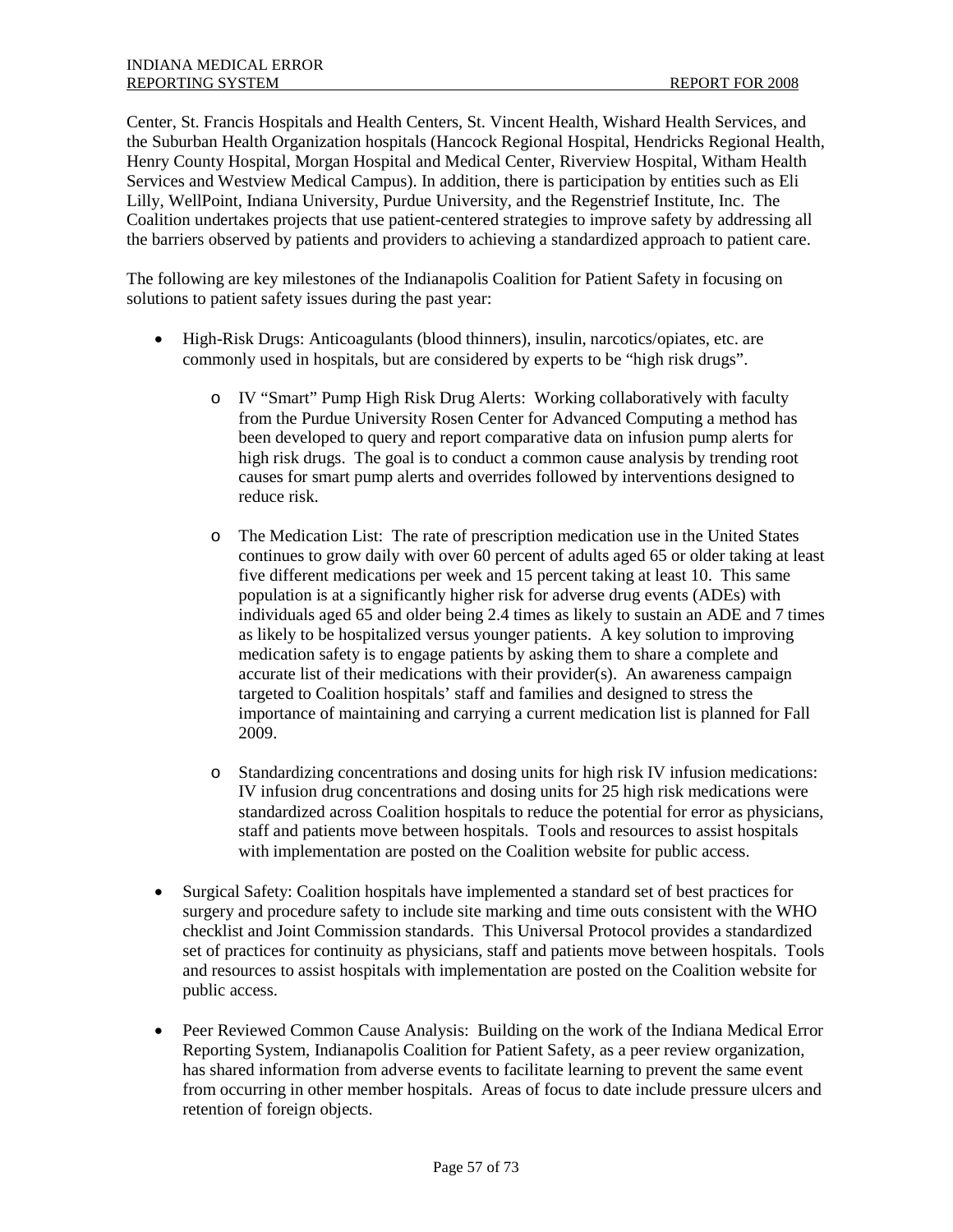Center, St. Francis Hospitals and Health Centers, St. Vincent Health, Wishard Health Services, and the Suburban Health Organization hospitals (Hancock Regional Hospital, Hendricks Regional Health, Henry County Hospital, Morgan Hospital and Medical Center, Riverview Hospital, Witham Health Services and Westview Medical Campus). In addition, there is participation by entities such as Eli Lilly, WellPoint, Indiana University, Purdue University, and the Regenstrief Institute, Inc. The Coalition undertakes projects that use patient-centered strategies to improve safety by addressing all the barriers observed by patients and providers to achieving a standardized approach to patient care.

The following are key milestones of the Indianapolis Coalition for Patient Safety in focusing on solutions to patient safety issues during the past year:

- High-Risk Drugs: Anticoagulants (blood thinners), insulin, narcotics/opiates, etc. are commonly used in hospitals, but are considered by experts to be "high risk drugs".
  - IV "Smart" Pump High Risk Drug Alerts: Working collaboratively with faculty from the Purdue University Rosen Center for Advanced Computing a method has been developed to query and report comparative data on infusion pump alerts for high risk drugs. The goal is to conduct a common cause analysis by trending root causes for smart pump alerts and overrides followed by interventions designed to reduce risk.
  - The Medication List: The rate of prescription medication use in the United States continues to grow daily with over 60 percent of adults aged 65 or older taking at least five different medications per week and 15 percent taking at least 10. This same population is at a significantly higher risk for adverse drug events (ADEs) with individuals aged 65 and older being 2.4 times as likely to sustain an ADE and 7 times as likely to be hospitalized versus younger patients. A key solution to improving medication safety is to engage patients by asking them to share a complete and accurate list of their medications with their provider(s). An awareness campaign targeted to Coalition hospitals' staff and families and designed to stress the importance of maintaining and carrying a current medication list is planned for Fall 2009.
  - Standardizing concentrations and dosing units for high risk IV infusion medications: IV infusion drug concentrations and dosing units for 25 high risk medications were standardized across Coalition hospitals to reduce the potential for error as physicians, staff and patients move between hospitals. Tools and resources to assist hospitals with implementation are posted on the Coalition website for public access.
- Surgical Safety: Coalition hospitals have implemented a standard set of best practices for surgery and procedure safety to include site marking and time outs consistent with the WHO checklist and Joint Commission standards. This Universal Protocol provides a standardized set of practices for continuity as physicians, staff and patients move between hospitals. Tools and resources to assist hospitals with implementation are posted on the Coalition website for public access.
- Peer Reviewed Common Cause Analysis: Building on the work of the Indiana Medical Error Reporting System, Indianapolis Coalition for Patient Safety, as a peer review organization, has shared information from adverse events to facilitate learning to prevent the same event from occurring in other member hospitals. Areas of focus to date include pressure ulcers and retention of foreign objects.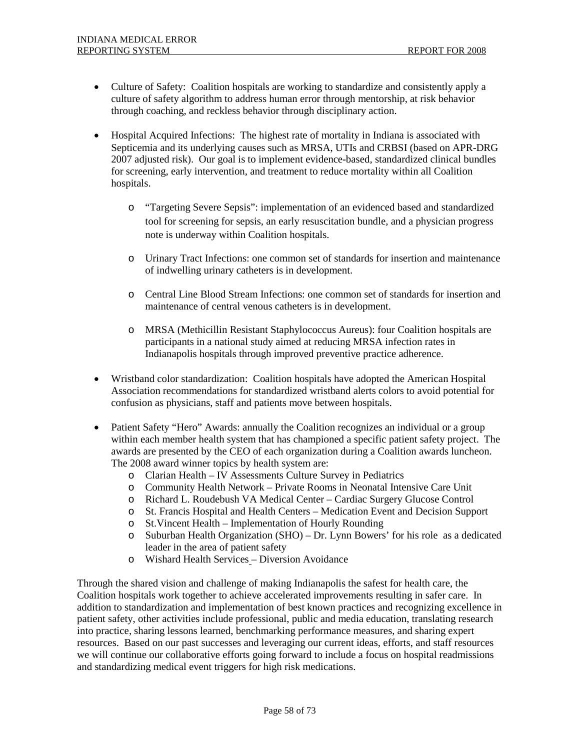- Culture of Safety: Coalition hospitals are working to standardize and consistently apply a culture of safety algorithm to address human error through mentorship, at risk behavior through coaching, and reckless behavior through disciplinary action.

- Hospital Acquired Infections: The highest rate of mortality in Indiana is associated with Septicemia and its underlying causes such as MRSA, UTIs and CRBSI (based on APR-DRG 2007 adjusted risk). Our goal is to implement evidence-based, standardized clinical bundles for screening, early intervention, and treatment to reduce mortality within all Coalition hospitals.

    - "Targeting Severe Sepsis": implementation of an evidenced based and standardized tool for screening for sepsis, an early resuscitation bundle, and a physician progress note is underway within Coalition hospitals.

    - Urinary Tract Infections: one common set of standards for insertion and maintenance of indwelling urinary catheters is in development.

    - Central Line Blood Stream Infections: one common set of standards for insertion and maintenance of central venous catheters is in development.

    - MRSA (Methicillin Resistant Staphylococcus Aureus): four Coalition hospitals are participants in a national study aimed at reducing MRSA infection rates in Indianapolis hospitals through improved preventive practice adherence.

- Wristband color standardization: Coalition hospitals have adopted the American Hospital Association recommendations for standardized wristband alerts colors to avoid potential for confusion as physicians, staff and patients move between hospitals.

- Patient Safety "Hero" Awards: annually the Coalition recognizes an individual or a group within each member health system that has championed a specific patient safety project. The awards are presented by the CEO of each organization during a Coalition awards luncheon. The 2008 award winner topics by health system are:
    - Clarian Health – IV Assessments Culture Survey in Pediatrics
    - Community Health Network – Private Rooms in Neonatal Intensive Care Unit
    - Richard L. Roudebush VA Medical Center – Cardiac Surgery Glucose Control
    - St. Francis Hospital and Health Centers – Medication Event and Decision Support
    - St.Vincent Health – Implementation of Hourly Rounding
    - Suburban Health Organization (SHO) – Dr. Lynn Bowers' for his role as a dedicated leader in the area of patient safety
    - Wishard Health Services – Diversion Avoidance

Through the shared vision and challenge of making Indianapolis the safest for health care, the Coalition hospitals work together to achieve accelerated improvements resulting in safer care. In addition to standardization and implementation of best known practices and recognizing excellence in patient safety, other activities include professional, public and media education, translating research into practice, sharing lessons learned, benchmarking performance measures, and sharing expert resources. Based on our past successes and leveraging our current ideas, efforts, and staff resources we will continue our collaborative efforts going forward to include a focus on hospital readmissions and standardizing medical event triggers for high risk medications.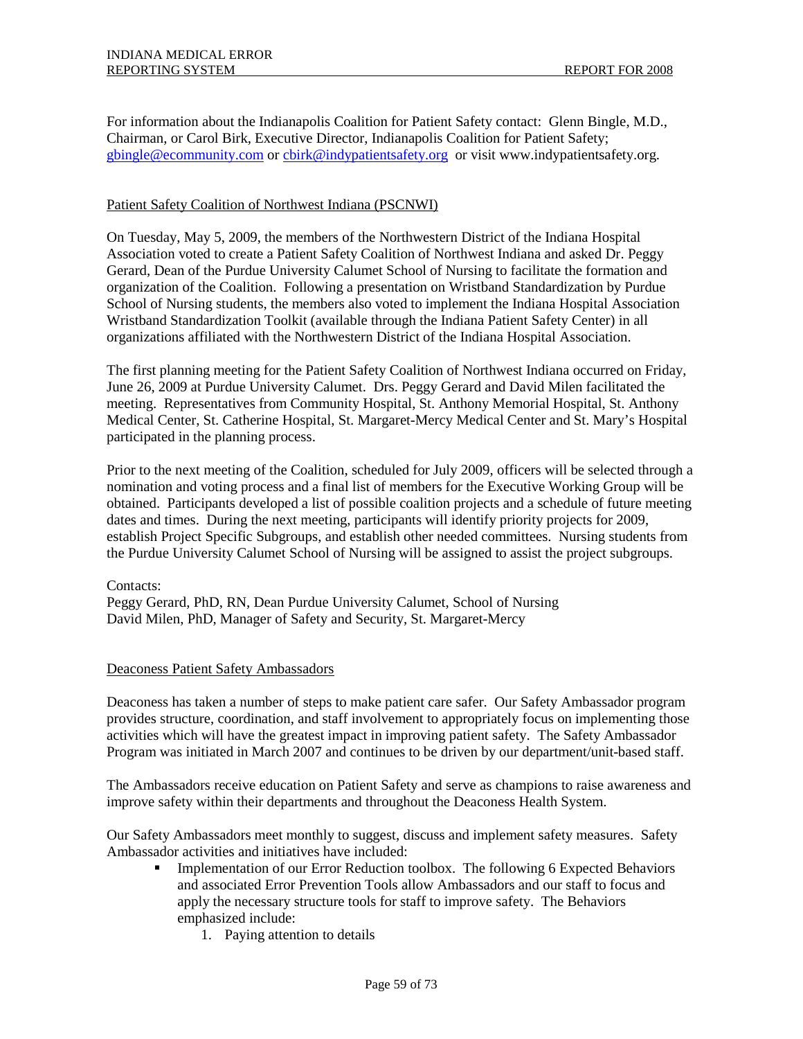For information about the Indianapolis Coalition for Patient Safety contact: Glenn Bingle, M.D., Chairman, or Carol Birk, Executive Director, Indianapolis Coalition for Patient Safety; gbingle@ecommunity.com or cbirk@indypatientsafety.org or visit www.indypatientsafety.org.

## Patient Safety Coalition of Northwest Indiana (PSCNWI)

On Tuesday, May 5, 2009, the members of the Northwestern District of the Indiana Hospital Association voted to create a Patient Safety Coalition of Northwest Indiana and asked Dr. Peggy Gerard, Dean of the Purdue University Calumet School of Nursing to facilitate the formation and organization of the Coalition. Following a presentation on Wristband Standardization by Purdue School of Nursing students, the members also voted to implement the Indiana Hospital Association Wristband Standardization Toolkit (available through the Indiana Patient Safety Center) in all organizations affiliated with the Northwestern District of the Indiana Hospital Association.

The first planning meeting for the Patient Safety Coalition of Northwest Indiana occurred on Friday, June 26, 2009 at Purdue University Calumet. Drs. Peggy Gerard and David Milen facilitated the meeting. Representatives from Community Hospital, St. Anthony Memorial Hospital, St. Anthony Medical Center, St. Catherine Hospital, St. Margaret-Mercy Medical Center and St. Mary's Hospital participated in the planning process.

Prior to the next meeting of the Coalition, scheduled for July 2009, officers will be selected through a nomination and voting process and a final list of members for the Executive Working Group will be obtained. Participants developed a list of possible coalition projects and a schedule of future meeting dates and times. During the next meeting, participants will identify priority projects for 2009, establish Project Specific Subgroups, and establish other needed committees. Nursing students from the Purdue University Calumet School of Nursing will be assigned to assist the project subgroups.

Contacts:
Peggy Gerard, PhD, RN, Dean Purdue University Calumet, School of Nursing
David Milen, PhD, Manager of Safety and Security, St. Margaret-Mercy

## Deaconess Patient Safety Ambassadors

Deaconess has taken a number of steps to make patient care safer. Our Safety Ambassador program provides structure, coordination, and staff involvement to appropriately focus on implementing those activities which will have the greatest impact in improving patient safety. The Safety Ambassador Program was initiated in March 2007 and continues to be driven by our department/unit-based staff.

The Ambassadors receive education on Patient Safety and serve as champions to raise awareness and improve safety within their departments and throughout the Deaconess Health System.

Our Safety Ambassadors meet monthly to suggest, discuss and implement safety measures. Safety Ambassador activities and initiatives have included:

- Implementation of our Error Reduction toolbox. The following 6 Expected Behaviors and associated Error Prevention Tools allow Ambassadors and our staff to focus and apply the necessary structure tools for staff to improve safety. The Behaviors emphasized include:
    1. Paying attention to details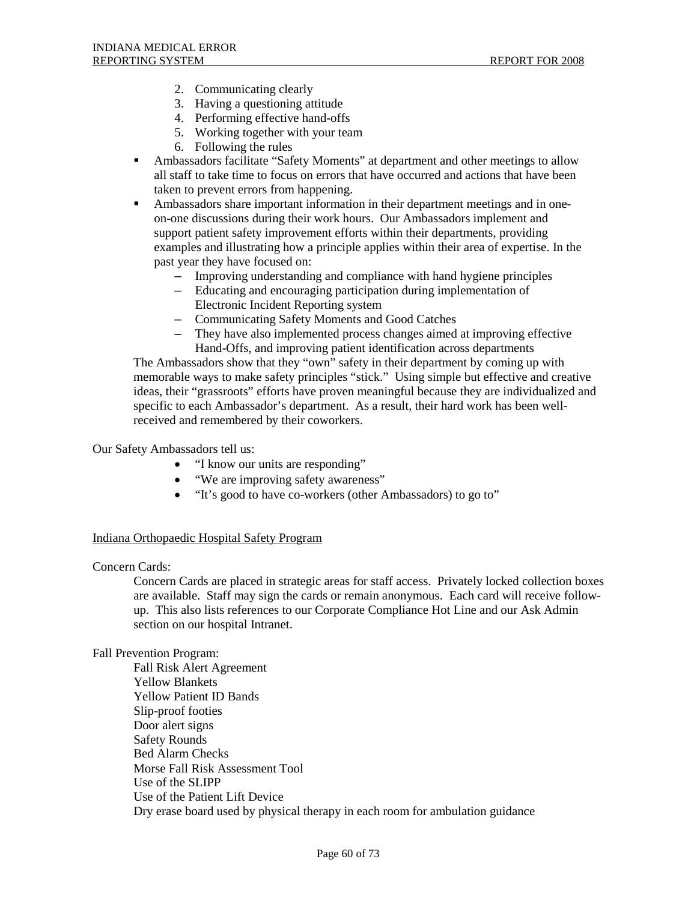2. Communicating clearly
3. Having a questioning attitude
4. Performing effective hand-offs
5. Working together with your team
6. Following the rules

- Ambassadors facilitate "Safety Moments" at department and other meetings to allow all staff to take time to focus on errors that have occurred and actions that have been taken to prevent errors from happening.
- Ambassadors share important information in their department meetings and in one-on-one discussions during their work hours. Our Ambassadors implement and support patient safety improvement efforts within their departments, providing examples and illustrating how a principle applies within their area of expertise. In the past year they have focused on:
  - Improving understanding and compliance with hand hygiene principles
  - Educating and encouraging participation during implementation of Electronic Incident Reporting system
  - Communicating Safety Moments and Good Catches
  - They have also implemented process changes aimed at improving effective Hand-Offs, and improving patient identification across departments

The Ambassadors show that they "own" safety in their department by coming up with memorable ways to make safety principles "stick." Using simple but effective and creative ideas, their "grassroots" efforts have proven meaningful because they are individualized and specific to each Ambassador's department. As a result, their hard work has been well-received and remembered by their coworkers.

Our Safety Ambassadors tell us:

- "I know our units are responding"
- "We are improving safety awareness"
- "It's good to have co-workers (other Ambassadors) to go to"

Indiana Orthopaedic Hospital Safety Program

Concern Cards:

Concern Cards are placed in strategic areas for staff access. Privately locked collection boxes are available. Staff may sign the cards or remain anonymous. Each card will receive follow-up. This also lists references to our Corporate Compliance Hot Line and our Ask Admin section on our hospital Intranet.

Fall Prevention Program:

Fall Risk Alert Agreement
Yellow Blankets
Yellow Patient ID Bands
Slip-proof footies
Door alert signs
Safety Rounds
Bed Alarm Checks
Morse Fall Risk Assessment Tool
Use of the SLIPP
Use of the Patient Lift Device
Dry erase board used by physical therapy in each room for ambulation guidance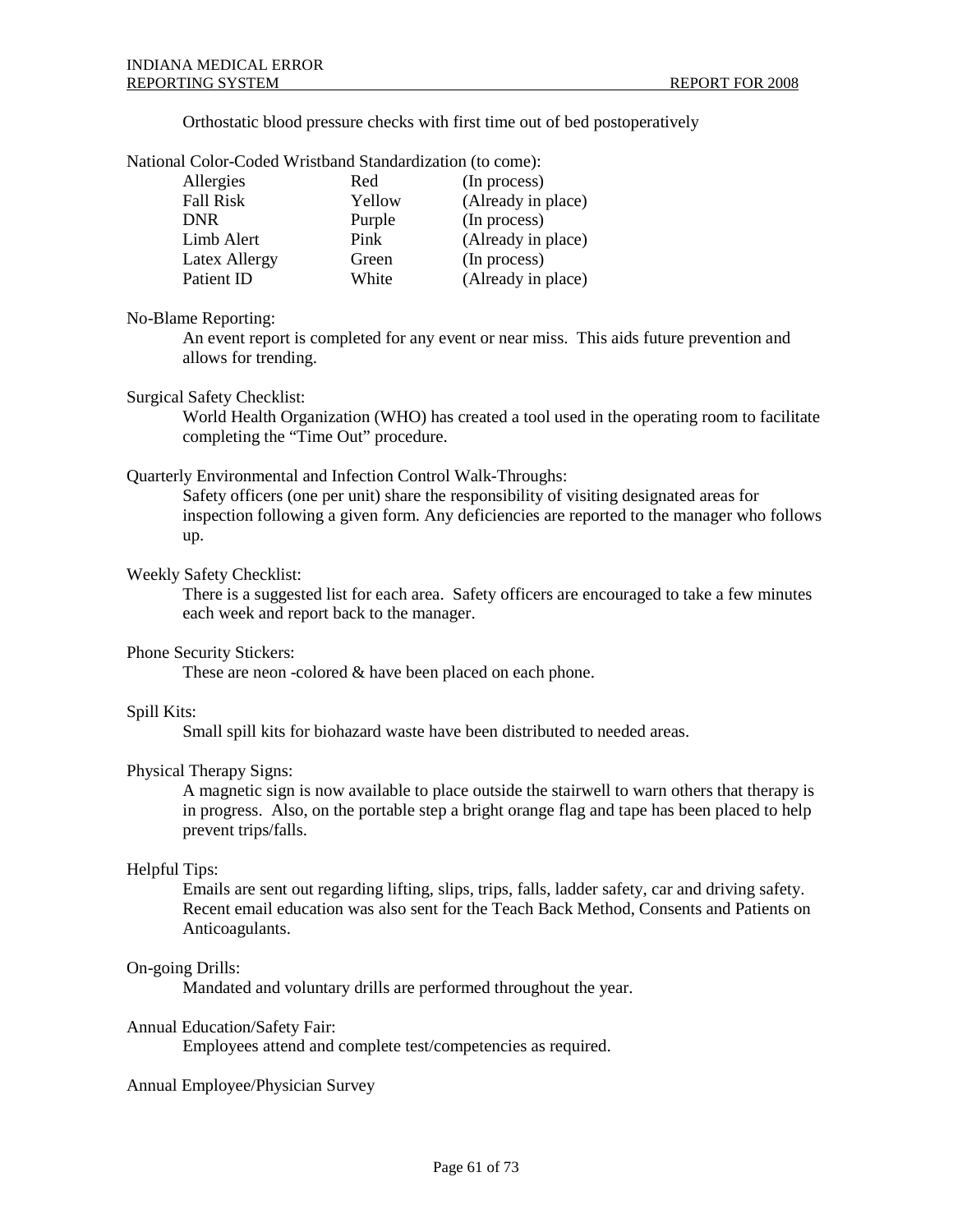Orthostatic blood pressure checks with first time out of bed postoperatively

National Color-Coded Wristband Standardization (to come):

| | | |
|---|---|---|
| Allergies | Red | (In process) |
| Fall Risk | Yellow | (Already in place) |
| DNR | Purple | (In process) |
| Limb Alert | Pink | (Already in place) |
| Latex Allergy | Green | (In process) |
| Patient ID | White | (Already in place) |

No-Blame Reporting:

An event report is completed for any event or near miss. This aids future prevention and allows for trending.

Surgical Safety Checklist:

World Health Organization (WHO) has created a tool used in the operating room to facilitate completing the "Time Out" procedure.

Quarterly Environmental and Infection Control Walk-Throughs:

Safety officers (one per unit) share the responsibility of visiting designated areas for inspection following a given form. Any deficiencies are reported to the manager who follows up.

Weekly Safety Checklist:

There is a suggested list for each area. Safety officers are encouraged to take a few minutes each week and report back to the manager.

Phone Security Stickers:

These are neon -colored & have been placed on each phone.

Spill Kits:

Small spill kits for biohazard waste have been distributed to needed areas.

Physical Therapy Signs:

A magnetic sign is now available to place outside the stairwell to warn others that therapy is in progress. Also, on the portable step a bright orange flag and tape has been placed to help prevent trips/falls.

Helpful Tips:

Emails are sent out regarding lifting, slips, trips, falls, ladder safety, car and driving safety. Recent email education was also sent for the Teach Back Method, Consents and Patients on Anticoagulants.

On-going Drills:

Mandated and voluntary drills are performed throughout the year.

Annual Education/Safety Fair:

Employees attend and complete test/competencies as required.

Annual Employee/Physician Survey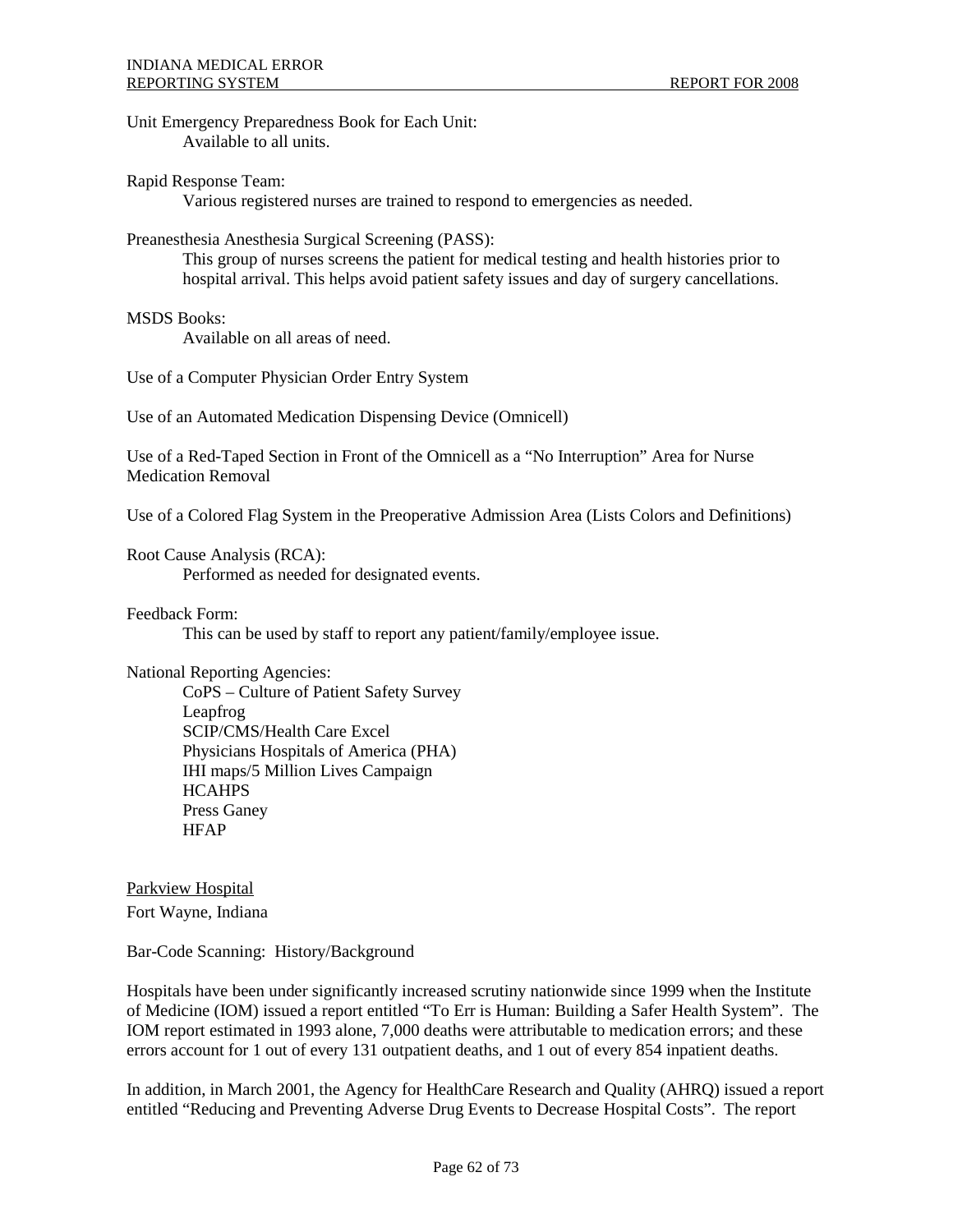Unit Emergency Preparedness Book for Each Unit:

Available to all units.

Rapid Response Team:

Various registered nurses are trained to respond to emergencies as needed.

Preanesthesia Anesthesia Surgical Screening (PASS):

This group of nurses screens the patient for medical testing and health histories prior to hospital arrival. This helps avoid patient safety issues and day of surgery cancellations.

MSDS Books:

Available on all areas of need.

Use of a Computer Physician Order Entry System

Use of an Automated Medication Dispensing Device (Omnicell)

Use of a Red-Taped Section in Front of the Omnicell as a "No Interruption" Area for Nurse Medication Removal

Use of a Colored Flag System in the Preoperative Admission Area (Lists Colors and Definitions)

Root Cause Analysis (RCA):

Performed as needed for designated events.

Feedback Form:

This can be used by staff to report any patient/family/employee issue.

National Reporting Agencies:

CoPS – Culture of Patient Safety Survey
Leapfrog
SCIP/CMS/Health Care Excel
Physicians Hospitals of America (PHA)
IHI maps/5 Million Lives Campaign
HCAHPS
Press Ganey
HFAP

<u>Parkview Hospital</u>
Fort Wayne, Indiana

Bar-Code Scanning: History/Background

Hospitals have been under significantly increased scrutiny nationwide since 1999 when the Institute of Medicine (IOM) issued a report entitled "To Err is Human: Building a Safer Health System". The IOM report estimated in 1993 alone, 7,000 deaths were attributable to medication errors; and these errors account for 1 out of every 131 outpatient deaths, and 1 out of every 854 inpatient deaths.

In addition, in March 2001, the Agency for HealthCare Research and Quality (AHRQ) issued a report entitled "Reducing and Preventing Adverse Drug Events to Decrease Hospital Costs". The report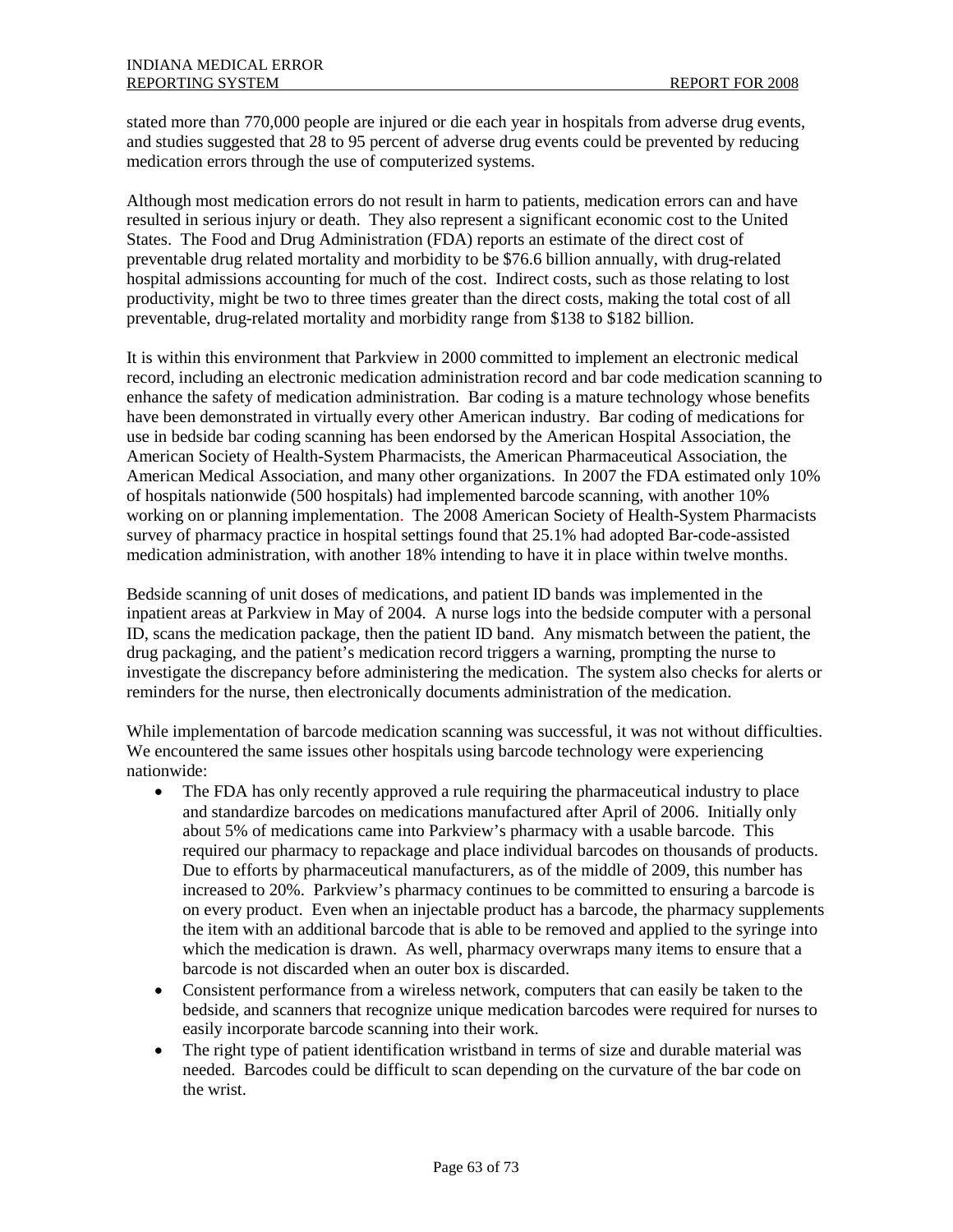stated more than 770,000 people are injured or die each year in hospitals from adverse drug events, and studies suggested that 28 to 95 percent of adverse drug events could be prevented by reducing medication errors through the use of computerized systems.

Although most medication errors do not result in harm to patients, medication errors can and have resulted in serious injury or death. They also represent a significant economic cost to the United States. The Food and Drug Administration (FDA) reports an estimate of the direct cost of preventable drug related mortality and morbidity to be $76.6 billion annually, with drug-related hospital admissions accounting for much of the cost. Indirect costs, such as those relating to lost productivity, might be two to three times greater than the direct costs, making the total cost of all preventable, drug-related mortality and morbidity range from $138 to $182 billion.

It is within this environment that Parkview in 2000 committed to implement an electronic medical record, including an electronic medication administration record and bar code medication scanning to enhance the safety of medication administration. Bar coding is a mature technology whose benefits have been demonstrated in virtually every other American industry. Bar coding of medications for use in bedside bar coding scanning has been endorsed by the American Hospital Association, the American Society of Health-System Pharmacists, the American Pharmaceutical Association, the American Medical Association, and many other organizations. In 2007 the FDA estimated only 10% of hospitals nationwide (500 hospitals) had implemented barcode scanning, with another 10% working on or planning implementation. The 2008 American Society of Health-System Pharmacists survey of pharmacy practice in hospital settings found that 25.1% had adopted Bar-code-assisted medication administration, with another 18% intending to have it in place within twelve months.

Bedside scanning of unit doses of medications, and patient ID bands was implemented in the inpatient areas at Parkview in May of 2004. A nurse logs into the bedside computer with a personal ID, scans the medication package, then the patient ID band. Any mismatch between the patient, the drug packaging, and the patient's medication record triggers a warning, prompting the nurse to investigate the discrepancy before administering the medication. The system also checks for alerts or reminders for the nurse, then electronically documents administration of the medication.

While implementation of barcode medication scanning was successful, it was not without difficulties. We encountered the same issues other hospitals using barcode technology were experiencing nationwide:

- The FDA has only recently approved a rule requiring the pharmaceutical industry to place and standardize barcodes on medications manufactured after April of 2006. Initially only about 5% of medications came into Parkview's pharmacy with a usable barcode. This required our pharmacy to repackage and place individual barcodes on thousands of products. Due to efforts by pharmaceutical manufacturers, as of the middle of 2009, this number has increased to 20%. Parkview's pharmacy continues to be committed to ensuring a barcode is on every product. Even when an injectable product has a barcode, the pharmacy supplements the item with an additional barcode that is able to be removed and applied to the syringe into which the medication is drawn. As well, pharmacy overwraps many items to ensure that a barcode is not discarded when an outer box is discarded.
- Consistent performance from a wireless network, computers that can easily be taken to the bedside, and scanners that recognize unique medication barcodes were required for nurses to easily incorporate barcode scanning into their work.
- The right type of patient identification wristband in terms of size and durable material was needed. Barcodes could be difficult to scan depending on the curvature of the bar code on the wrist.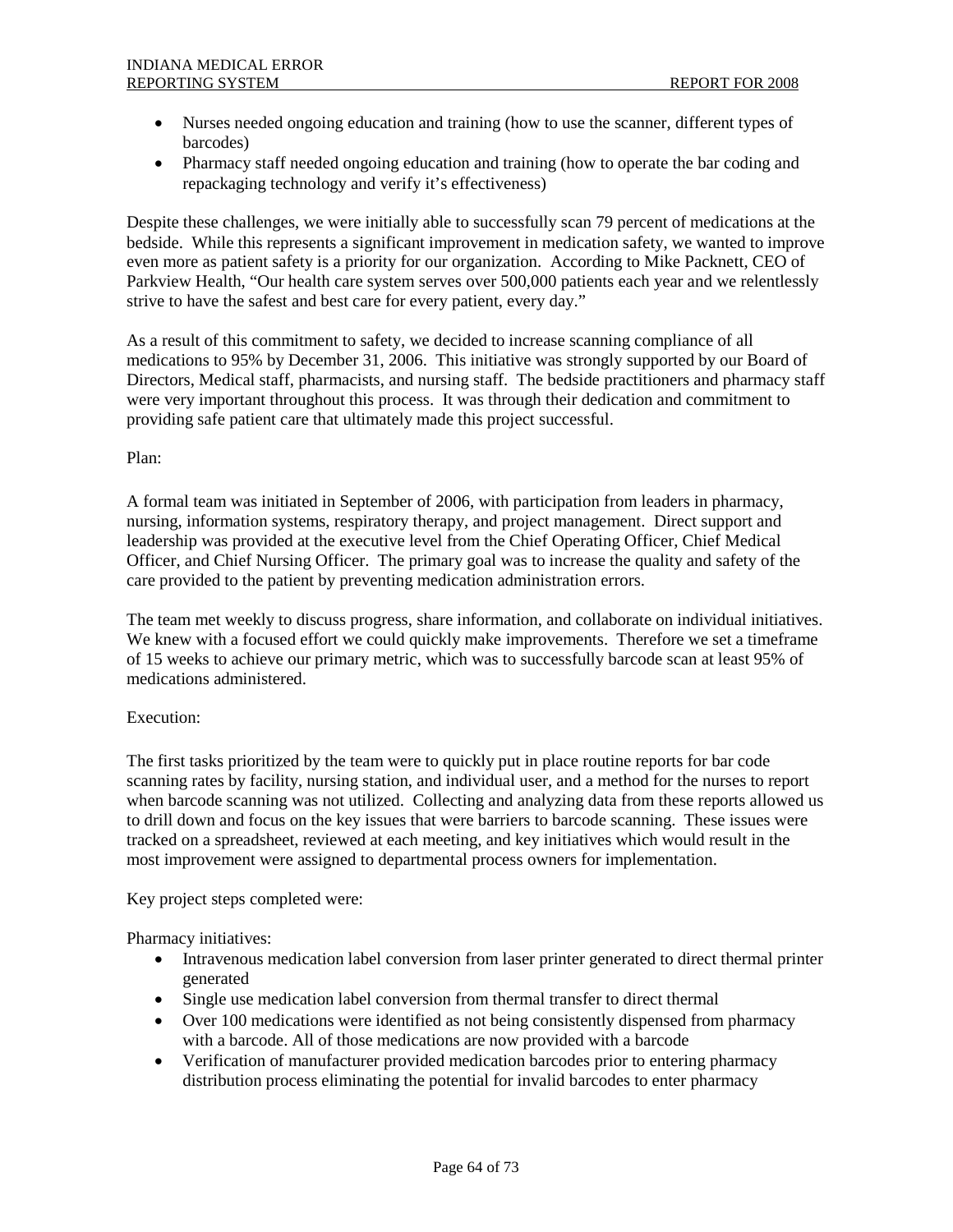- Nurses needed ongoing education and training (how to use the scanner, different types of barcodes)
- Pharmacy staff needed ongoing education and training (how to operate the bar coding and repackaging technology and verify it's effectiveness)

Despite these challenges, we were initially able to successfully scan 79 percent of medications at the bedside. While this represents a significant improvement in medication safety, we wanted to improve even more as patient safety is a priority for our organization. According to Mike Packnett, CEO of Parkview Health, "Our health care system serves over 500,000 patients each year and we relentlessly strive to have the safest and best care for every patient, every day."

As a result of this commitment to safety, we decided to increase scanning compliance of all medications to 95% by December 31, 2006. This initiative was strongly supported by our Board of Directors, Medical staff, pharmacists, and nursing staff. The bedside practitioners and pharmacy staff were very important throughout this process. It was through their dedication and commitment to providing safe patient care that ultimately made this project successful.

Plan:

A formal team was initiated in September of 2006, with participation from leaders in pharmacy, nursing, information systems, respiratory therapy, and project management. Direct support and leadership was provided at the executive level from the Chief Operating Officer, Chief Medical Officer, and Chief Nursing Officer. The primary goal was to increase the quality and safety of the care provided to the patient by preventing medication administration errors.

The team met weekly to discuss progress, share information, and collaborate on individual initiatives. We knew with a focused effort we could quickly make improvements. Therefore we set a timeframe of 15 weeks to achieve our primary metric, which was to successfully barcode scan at least 95% of medications administered.

Execution:

The first tasks prioritized by the team were to quickly put in place routine reports for bar code scanning rates by facility, nursing station, and individual user, and a method for the nurses to report when barcode scanning was not utilized. Collecting and analyzing data from these reports allowed us to drill down and focus on the key issues that were barriers to barcode scanning. These issues were tracked on a spreadsheet, reviewed at each meeting, and key initiatives which would result in the most improvement were assigned to departmental process owners for implementation.

Key project steps completed were:

Pharmacy initiatives:

- Intravenous medication label conversion from laser printer generated to direct thermal printer generated
- Single use medication label conversion from thermal transfer to direct thermal
- Over 100 medications were identified as not being consistently dispensed from pharmacy with a barcode. All of those medications are now provided with a barcode
- Verification of manufacturer provided medication barcodes prior to entering pharmacy distribution process eliminating the potential for invalid barcodes to enter pharmacy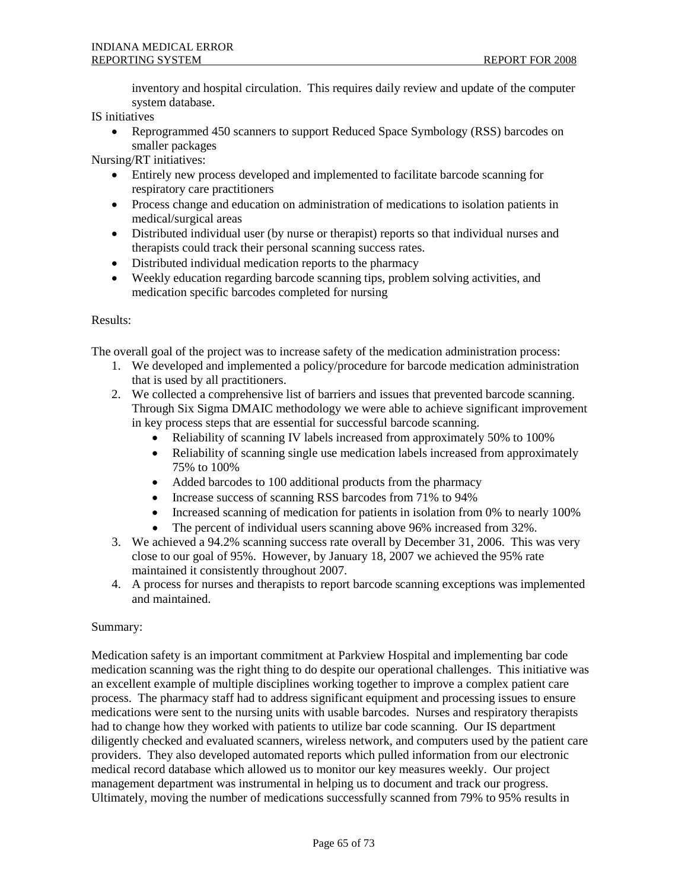inventory and hospital circulation. This requires daily review and update of the computer system database.

IS initiatives

- Reprogrammed 450 scanners to support Reduced Space Symbology (RSS) barcodes on smaller packages

Nursing/RT initiatives:

- Entirely new process developed and implemented to facilitate barcode scanning for respiratory care practitioners
- Process change and education on administration of medications to isolation patients in medical/surgical areas
- Distributed individual user (by nurse or therapist) reports so that individual nurses and therapists could track their personal scanning success rates.
- Distributed individual medication reports to the pharmacy
- Weekly education regarding barcode scanning tips, problem solving activities, and medication specific barcodes completed for nursing

Results:

The overall goal of the project was to increase safety of the medication administration process:

1. We developed and implemented a policy/procedure for barcode medication administration that is used by all practitioners.
2. We collected a comprehensive list of barriers and issues that prevented barcode scanning. Through Six Sigma DMAIC methodology we were able to achieve significant improvement in key process steps that are essential for successful barcode scanning.
   - Reliability of scanning IV labels increased from approximately 50% to 100%
   - Reliability of scanning single use medication labels increased from approximately 75% to 100%
   - Added barcodes to 100 additional products from the pharmacy
   - Increase success of scanning RSS barcodes from 71% to 94%
   - Increased scanning of medication for patients in isolation from 0% to nearly 100%
   - The percent of individual users scanning above 96% increased from 32%.
3. We achieved a 94.2% scanning success rate overall by December 31, 2006. This was very close to our goal of 95%. However, by January 18, 2007 we achieved the 95% rate maintained it consistently throughout 2007.
4. A process for nurses and therapists to report barcode scanning exceptions was implemented and maintained.

Summary:

Medication safety is an important commitment at Parkview Hospital and implementing bar code medication scanning was the right thing to do despite our operational challenges. This initiative was an excellent example of multiple disciplines working together to improve a complex patient care process. The pharmacy staff had to address significant equipment and processing issues to ensure medications were sent to the nursing units with usable barcodes. Nurses and respiratory therapists had to change how they worked with patients to utilize bar code scanning. Our IS department diligently checked and evaluated scanners, wireless network, and computers used by the patient care providers. They also developed automated reports which pulled information from our electronic medical record database which allowed us to monitor our key measures weekly. Our project management department was instrumental in helping us to document and track our progress. Ultimately, moving the number of medications successfully scanned from 79% to 95% results in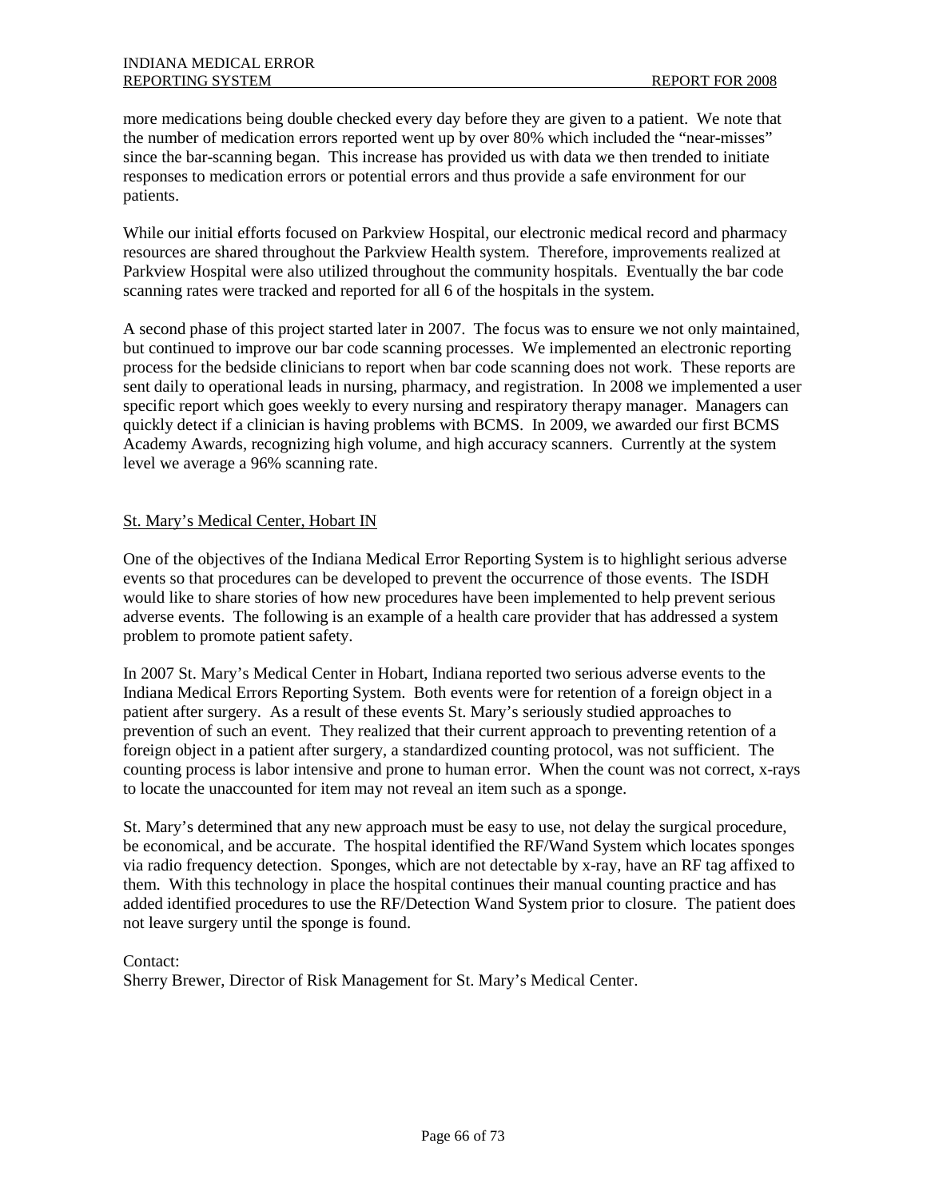more medications being double checked every day before they are given to a patient. We note that the number of medication errors reported went up by over 80% which included the "near-misses" since the bar-scanning began. This increase has provided us with data we then trended to initiate responses to medication errors or potential errors and thus provide a safe environment for our patients.

While our initial efforts focused on Parkview Hospital, our electronic medical record and pharmacy resources are shared throughout the Parkview Health system. Therefore, improvements realized at Parkview Hospital were also utilized throughout the community hospitals. Eventually the bar code scanning rates were tracked and reported for all 6 of the hospitals in the system.

A second phase of this project started later in 2007. The focus was to ensure we not only maintained, but continued to improve our bar code scanning processes. We implemented an electronic reporting process for the bedside clinicians to report when bar code scanning does not work. These reports are sent daily to operational leads in nursing, pharmacy, and registration. In 2008 we implemented a user specific report which goes weekly to every nursing and respiratory therapy manager. Managers can quickly detect if a clinician is having problems with BCMS. In 2009, we awarded our first BCMS Academy Awards, recognizing high volume, and high accuracy scanners. Currently at the system level we average a 96% scanning rate.

## St. Mary's Medical Center, Hobart IN

One of the objectives of the Indiana Medical Error Reporting System is to highlight serious adverse events so that procedures can be developed to prevent the occurrence of those events. The ISDH would like to share stories of how new procedures have been implemented to help prevent serious adverse events. The following is an example of a health care provider that has addressed a system problem to promote patient safety.

In 2007 St. Mary's Medical Center in Hobart, Indiana reported two serious adverse events to the Indiana Medical Errors Reporting System. Both events were for retention of a foreign object in a patient after surgery. As a result of these events St. Mary's seriously studied approaches to prevention of such an event. They realized that their current approach to preventing retention of a foreign object in a patient after surgery, a standardized counting protocol, was not sufficient. The counting process is labor intensive and prone to human error. When the count was not correct, x-rays to locate the unaccounted for item may not reveal an item such as a sponge.

St. Mary's determined that any new approach must be easy to use, not delay the surgical procedure, be economical, and be accurate. The hospital identified the RF/Wand System which locates sponges via radio frequency detection. Sponges, which are not detectable by x-ray, have an RF tag affixed to them. With this technology in place the hospital continues their manual counting practice and has added identified procedures to use the RF/Detection Wand System prior to closure. The patient does not leave surgery until the sponge is found.

Contact:
Sherry Brewer, Director of Risk Management for St. Mary's Medical Center.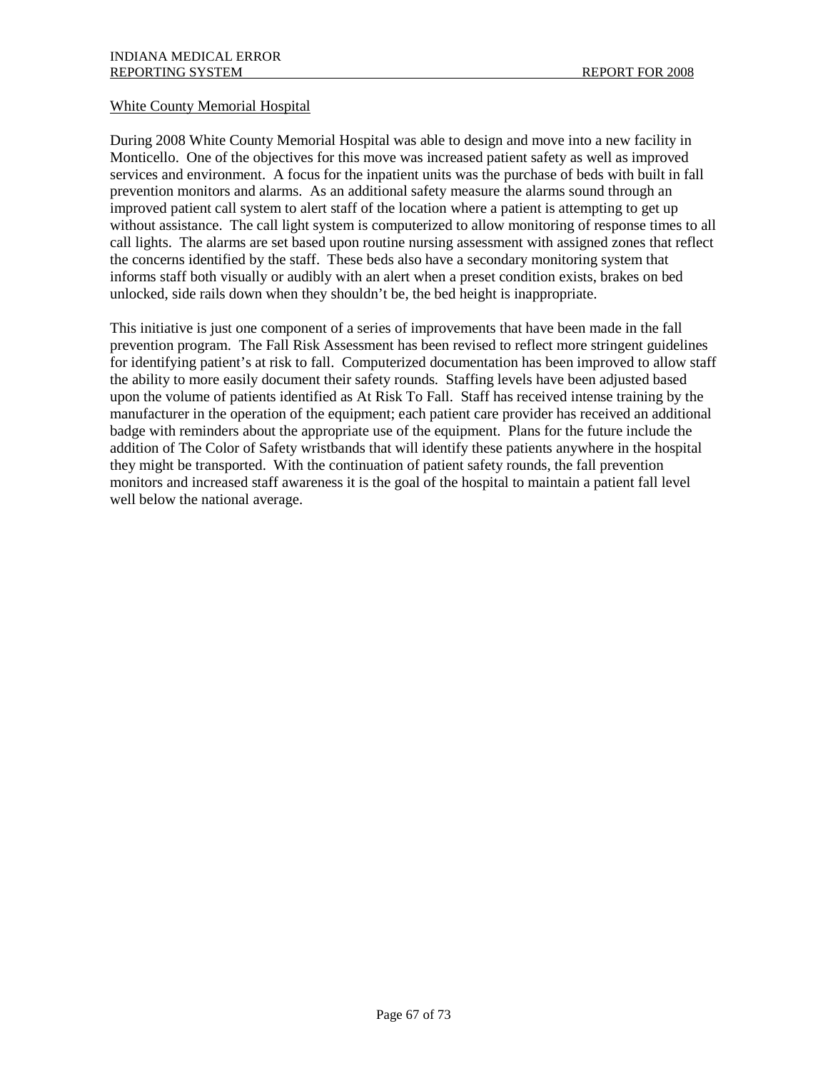White County Memorial Hospital

During 2008 White County Memorial Hospital was able to design and move into a new facility in Monticello. One of the objectives for this move was increased patient safety as well as improved services and environment. A focus for the inpatient units was the purchase of beds with built in fall prevention monitors and alarms. As an additional safety measure the alarms sound through an improved patient call system to alert staff of the location where a patient is attempting to get up without assistance. The call light system is computerized to allow monitoring of response times to all call lights. The alarms are set based upon routine nursing assessment with assigned zones that reflect the concerns identified by the staff. These beds also have a secondary monitoring system that informs staff both visually or audibly with an alert when a preset condition exists, brakes on bed unlocked, side rails down when they shouldn't be, the bed height is inappropriate.

This initiative is just one component of a series of improvements that have been made in the fall prevention program. The Fall Risk Assessment has been revised to reflect more stringent guidelines for identifying patient's at risk to fall. Computerized documentation has been improved to allow staff the ability to more easily document their safety rounds. Staffing levels have been adjusted based upon the volume of patients identified as At Risk To Fall. Staff has received intense training by the manufacturer in the operation of the equipment; each patient care provider has received an additional badge with reminders about the appropriate use of the equipment. Plans for the future include the addition of The Color of Safety wristbands that will identify these patients anywhere in the hospital they might be transported. With the continuation of patient safety rounds, the fall prevention monitors and increased staff awareness it is the goal of the hospital to maintain a patient fall level well below the national average.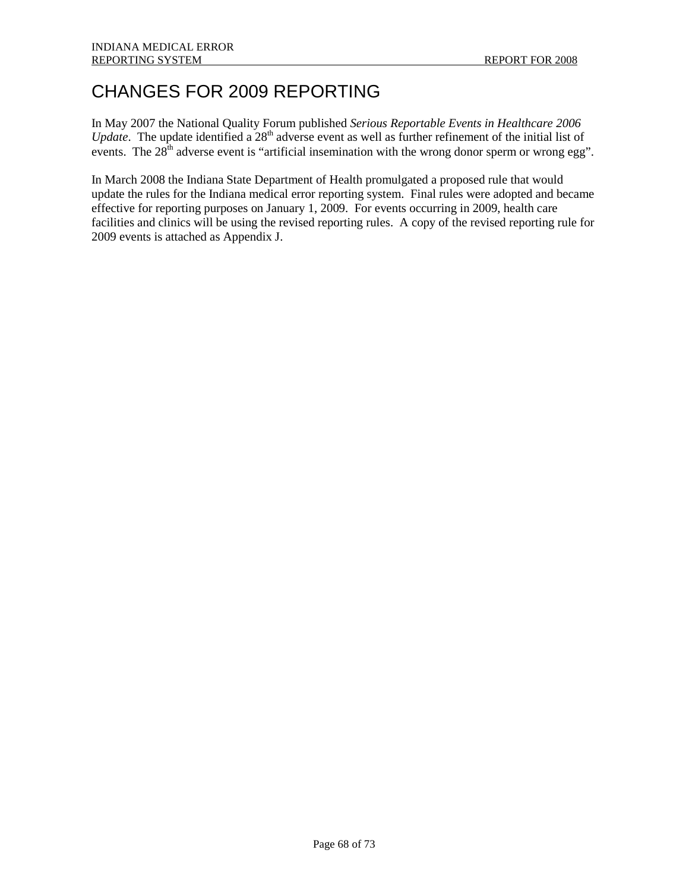# CHANGES FOR 2009 REPORTING

In May 2007 the National Quality Forum published *Serious Reportable Events in Healthcare 2006 Update*. The update identified a 28th adverse event as well as further refinement of the initial list of events. The 28th adverse event is "artificial insemination with the wrong donor sperm or wrong egg".

In March 2008 the Indiana State Department of Health promulgated a proposed rule that would update the rules for the Indiana medical error reporting system. Final rules were adopted and became effective for reporting purposes on January 1, 2009. For events occurring in 2009, health care facilities and clinics will be using the revised reporting rules. A copy of the revised reporting rule for 2009 events is attached as Appendix J.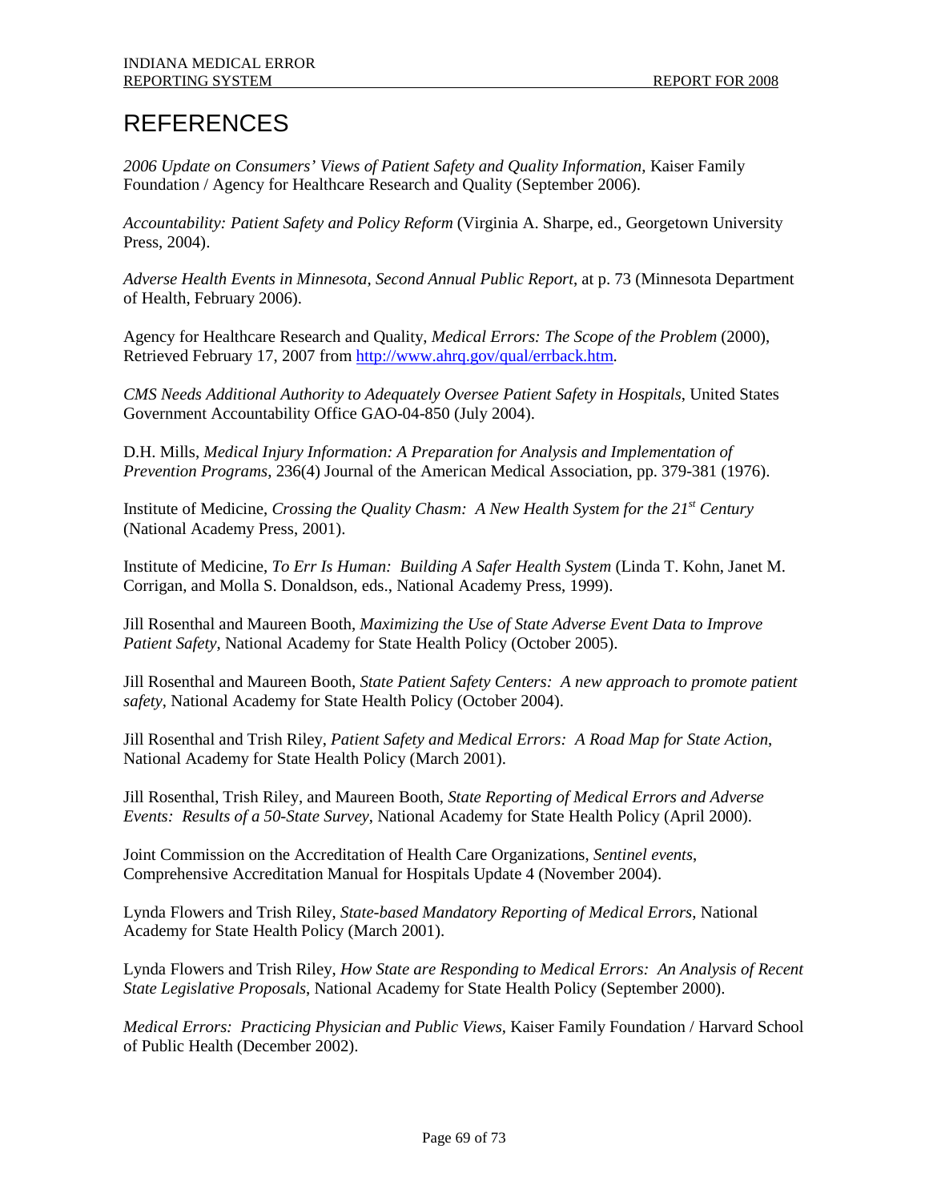# REFERENCES

*2006 Update on Consumers' Views of Patient Safety and Quality Information*, Kaiser Family Foundation / Agency for Healthcare Research and Quality (September 2006).

*Accountability: Patient Safety and Policy Reform* (Virginia A. Sharpe, ed., Georgetown University Press, 2004).

*Adverse Health Events in Minnesota, Second Annual Public Report*, at p. 73 (Minnesota Department of Health, February 2006).

Agency for Healthcare Research and Quality, *Medical Errors: The Scope of the Problem* (2000), Retrieved February 17, 2007 from http://www.ahrq.gov/qual/errback.htm.

*CMS Needs Additional Authority to Adequately Oversee Patient Safety in Hospitals*, United States Government Accountability Office GAO-04-850 (July 2004).

D.H. Mills, *Medical Injury Information: A Preparation for Analysis and Implementation of Prevention Programs*, 236(4) Journal of the American Medical Association, pp. 379-381 (1976).

Institute of Medicine, *Crossing the Quality Chasm: A New Health System for the 21st Century* (National Academy Press, 2001).

Institute of Medicine, *To Err Is Human: Building A Safer Health System* (Linda T. Kohn, Janet M. Corrigan, and Molla S. Donaldson, eds., National Academy Press, 1999).

Jill Rosenthal and Maureen Booth, *Maximizing the Use of State Adverse Event Data to Improve Patient Safety*, National Academy for State Health Policy (October 2005).

Jill Rosenthal and Maureen Booth, *State Patient Safety Centers: A new approach to promote patient safety*, National Academy for State Health Policy (October 2004).

Jill Rosenthal and Trish Riley, *Patient Safety and Medical Errors: A Road Map for State Action*, National Academy for State Health Policy (March 2001).

Jill Rosenthal, Trish Riley, and Maureen Booth, *State Reporting of Medical Errors and Adverse Events: Results of a 50-State Survey*, National Academy for State Health Policy (April 2000).

Joint Commission on the Accreditation of Health Care Organizations, *Sentinel events*, Comprehensive Accreditation Manual for Hospitals Update 4 (November 2004).

Lynda Flowers and Trish Riley, *State-based Mandatory Reporting of Medical Errors*, National Academy for State Health Policy (March 2001).

Lynda Flowers and Trish Riley, *How State are Responding to Medical Errors: An Analysis of Recent State Legislative Proposals*, National Academy for State Health Policy (September 2000).

*Medical Errors: Practicing Physician and Public Views*, Kaiser Family Foundation / Harvard School of Public Health (December 2002).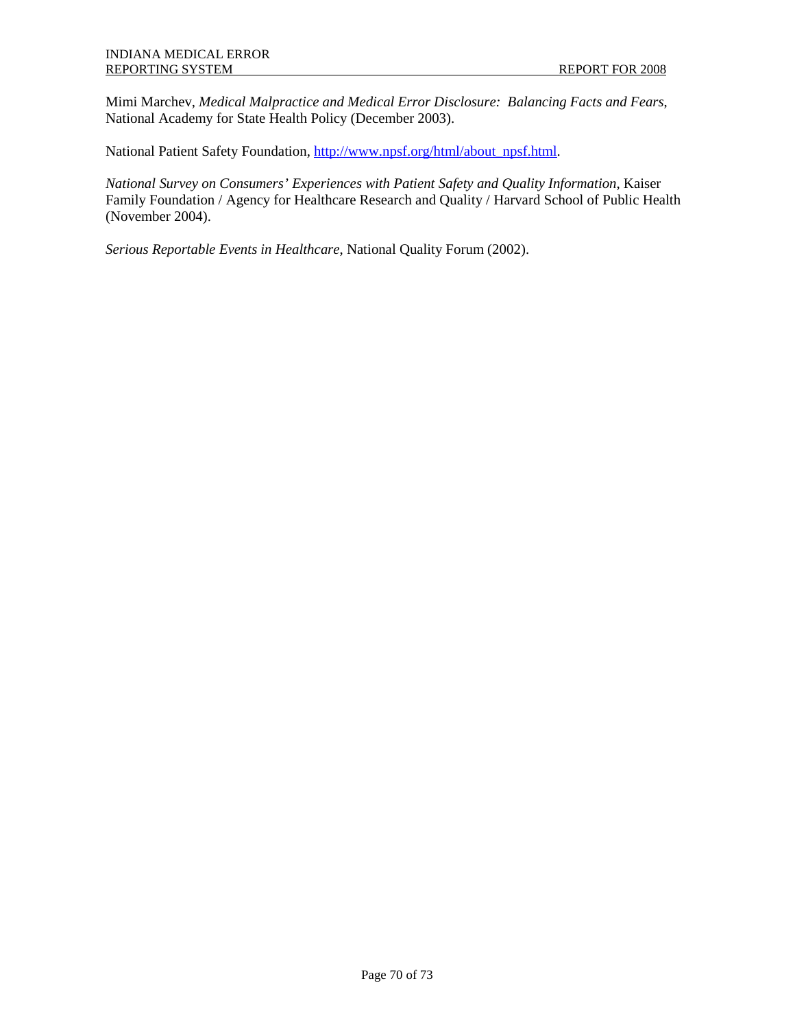Mimi Marchev, *Medical Malpractice and Medical Error Disclosure: Balancing Facts and Fears*, National Academy for State Health Policy (December 2003).

National Patient Safety Foundation, [http://www.npsf.org/html/about_npsf.html](http://www.npsf.org/html/about_npsf.html).

*National Survey on Consumers' Experiences with Patient Safety and Quality Information*, Kaiser Family Foundation / Agency for Healthcare Research and Quality / Harvard School of Public Health (November 2004).

*Serious Reportable Events in Healthcare*, National Quality Forum (2002).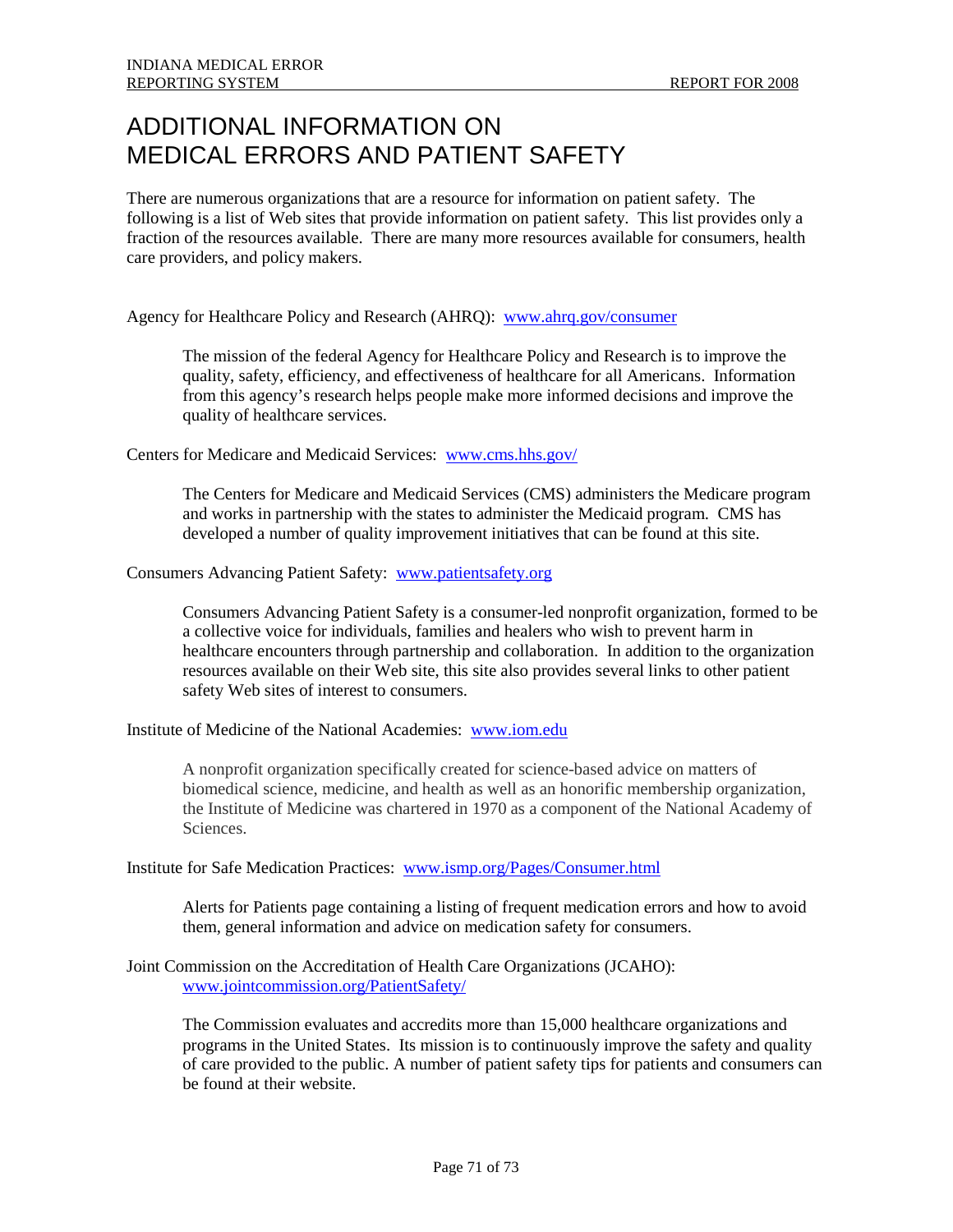# ADDITIONAL INFORMATION ON MEDICAL ERRORS AND PATIENT SAFETY

There are numerous organizations that are a resource for information on patient safety. The following is a list of Web sites that provide information on patient safety. This list provides only a fraction of the resources available. There are many more resources available for consumers, health care providers, and policy makers.

Agency for Healthcare Policy and Research (AHRQ): [www.ahrq.gov/consumer](http://www.ahrq.gov/consumer)

> The mission of the federal Agency for Healthcare Policy and Research is to improve the quality, safety, efficiency, and effectiveness of healthcare for all Americans. Information from this agency's research helps people make more informed decisions and improve the quality of healthcare services.

Centers for Medicare and Medicaid Services: [www.cms.hhs.gov/](http://www.cms.hhs.gov/)

> The Centers for Medicare and Medicaid Services (CMS) administers the Medicare program and works in partnership with the states to administer the Medicaid program. CMS has developed a number of quality improvement initiatives that can be found at this site.

Consumers Advancing Patient Safety: [www.patientsafety.org](http://www.patientsafety.org)

> Consumers Advancing Patient Safety is a consumer-led nonprofit organization, formed to be a collective voice for individuals, families and healers who wish to prevent harm in healthcare encounters through partnership and collaboration. In addition to the organization resources available on their Web site, this site also provides several links to other patient safety Web sites of interest to consumers.

Institute of Medicine of the National Academies: [www.iom.edu](http://www.iom.edu)

> A nonprofit organization specifically created for science-based advice on matters of biomedical science, medicine, and health as well as an honorific membership organization, the Institute of Medicine was chartered in 1970 as a component of the National Academy of Sciences.

Institute for Safe Medication Practices: [www.ismp.org/Pages/Consumer.html](http://www.ismp.org/Pages/Consumer.html)

> Alerts for Patients page containing a listing of frequent medication errors and how to avoid them, general information and advice on medication safety for consumers.

Joint Commission on the Accreditation of Health Care Organizations (JCAHO):
[www.jointcommission.org/PatientSafety/](http://www.jointcommission.org/PatientSafety/)

> The Commission evaluates and accredits more than 15,000 healthcare organizations and programs in the United States. Its mission is to continuously improve the safety and quality of care provided to the public. A number of patient safety tips for patients and consumers can be found at their website.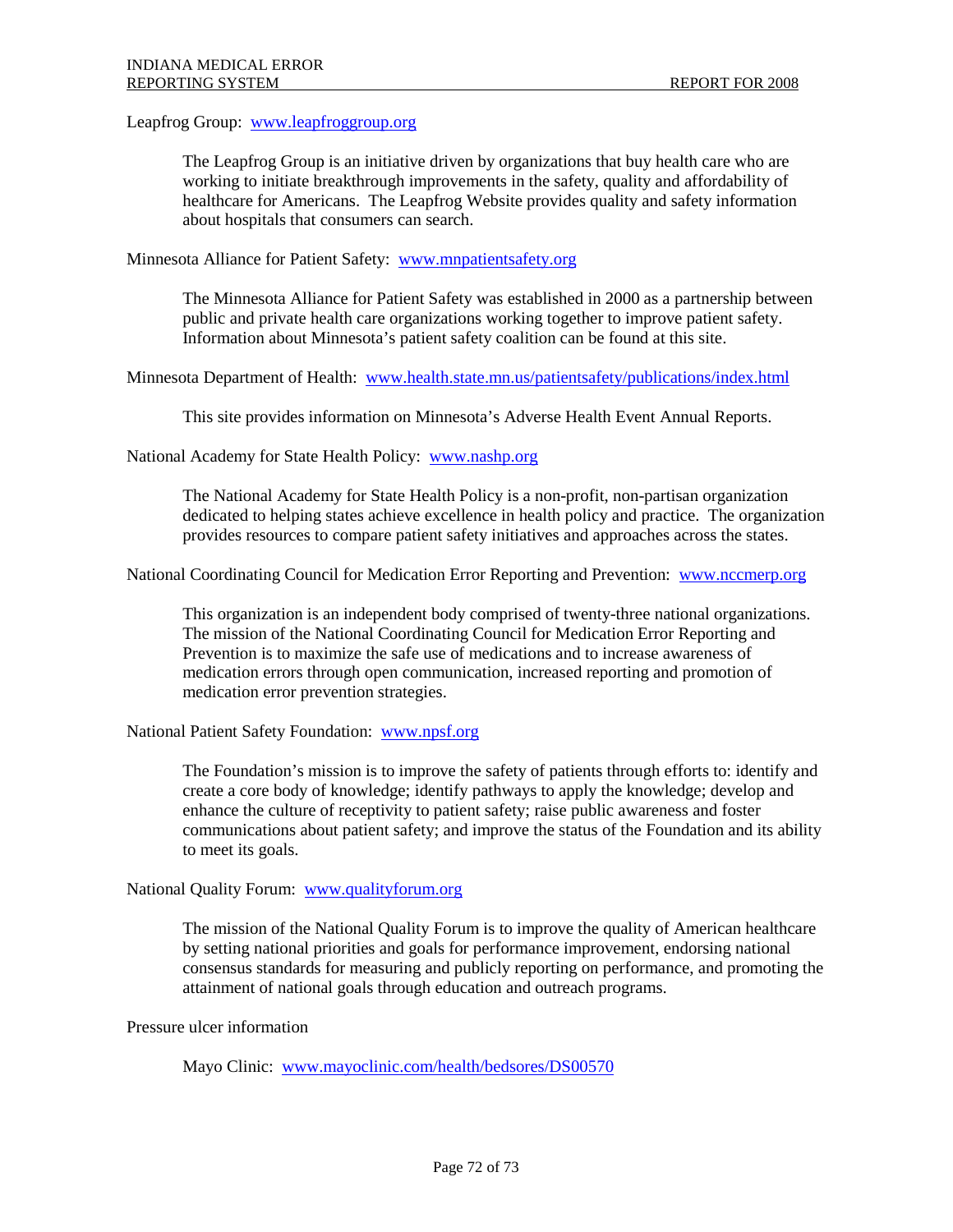Leapfrog Group: [www.leapfroggroup.org](www.leapfroggroup.org)

> The Leapfrog Group is an initiative driven by organizations that buy health care who are working to initiate breakthrough improvements in the safety, quality and affordability of healthcare for Americans. The Leapfrog Website provides quality and safety information about hospitals that consumers can search.

Minnesota Alliance for Patient Safety: [www.mnpatientsafety.org](www.mnpatientsafety.org)

> The Minnesota Alliance for Patient Safety was established in 2000 as a partnership between public and private health care organizations working together to improve patient safety. Information about Minnesota's patient safety coalition can be found at this site.

Minnesota Department of Health: [www.health.state.mn.us/patientsafety/publications/index.html](www.health.state.mn.us/patientsafety/publications/index.html)

> This site provides information on Minnesota's Adverse Health Event Annual Reports.

National Academy for State Health Policy: [www.nashp.org](www.nashp.org)

> The National Academy for State Health Policy is a non-profit, non-partisan organization dedicated to helping states achieve excellence in health policy and practice. The organization provides resources to compare patient safety initiatives and approaches across the states.

National Coordinating Council for Medication Error Reporting and Prevention: [www.nccmerp.org](www.nccmerp.org)

> This organization is an independent body comprised of twenty-three national organizations. The mission of the National Coordinating Council for Medication Error Reporting and Prevention is to maximize the safe use of medications and to increase awareness of medication errors through open communication, increased reporting and promotion of medication error prevention strategies.

National Patient Safety Foundation: [www.npsf.org](www.npsf.org)

> The Foundation's mission is to improve the safety of patients through efforts to: identify and create a core body of knowledge; identify pathways to apply the knowledge; develop and enhance the culture of receptivity to patient safety; raise public awareness and foster communications about patient safety; and improve the status of the Foundation and its ability to meet its goals.

National Quality Forum: [www.qualityforum.org](www.qualityforum.org)

> The mission of the National Quality Forum is to improve the quality of American healthcare by setting national priorities and goals for performance improvement, endorsing national consensus standards for measuring and publicly reporting on performance, and promoting the attainment of national goals through education and outreach programs.

Pressure ulcer information

> Mayo Clinic: [www.mayoclinic.com/health/bedsores/DS00570](www.mayoclinic.com/health/bedsores/DS00570)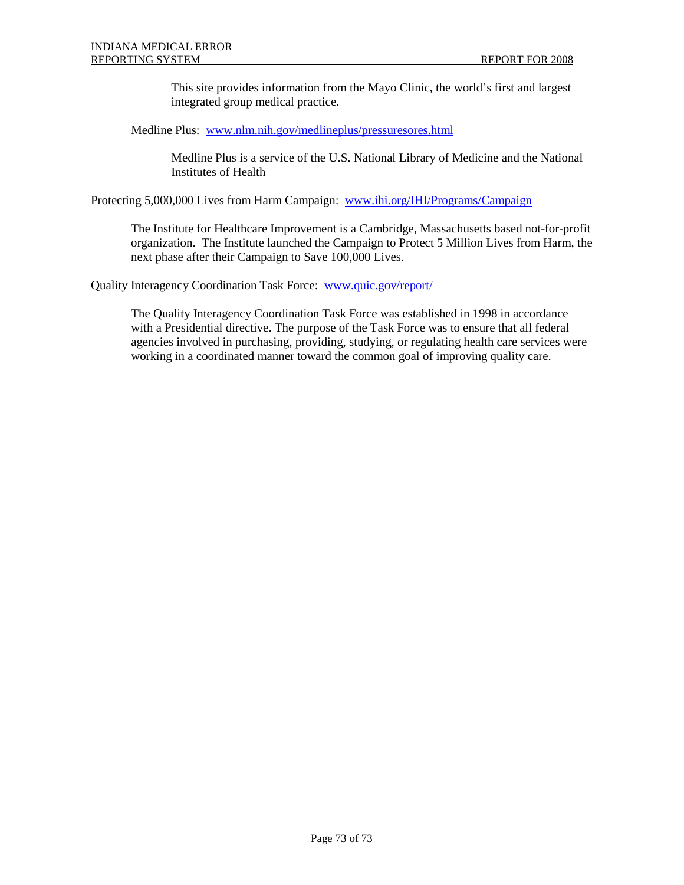This site provides information from the Mayo Clinic, the world's first and largest integrated group medical practice.

Medline Plus: [www.nlm.nih.gov/medlineplus/pressuresores.html](http://www.nlm.nih.gov/medlineplus/pressuresores.html)

Medline Plus is a service of the U.S. National Library of Medicine and the National Institutes of Health

Protecting 5,000,000 Lives from Harm Campaign: [www.ihi.org/IHI/Programs/Campaign](http://www.ihi.org/IHI/Programs/Campaign)

The Institute for Healthcare Improvement is a Cambridge, Massachusetts based not-for-profit organization. The Institute launched the Campaign to Protect 5 Million Lives from Harm, the next phase after their Campaign to Save 100,000 Lives.

Quality Interagency Coordination Task Force: [www.quic.gov/report/](http://www.quic.gov/report/)

The Quality Interagency Coordination Task Force was established in 1998 in accordance with a Presidential directive. The purpose of the Task Force was to ensure that all federal agencies involved in purchasing, providing, studying, or regulating health care services were working in a coordinated manner toward the common goal of improving quality care.